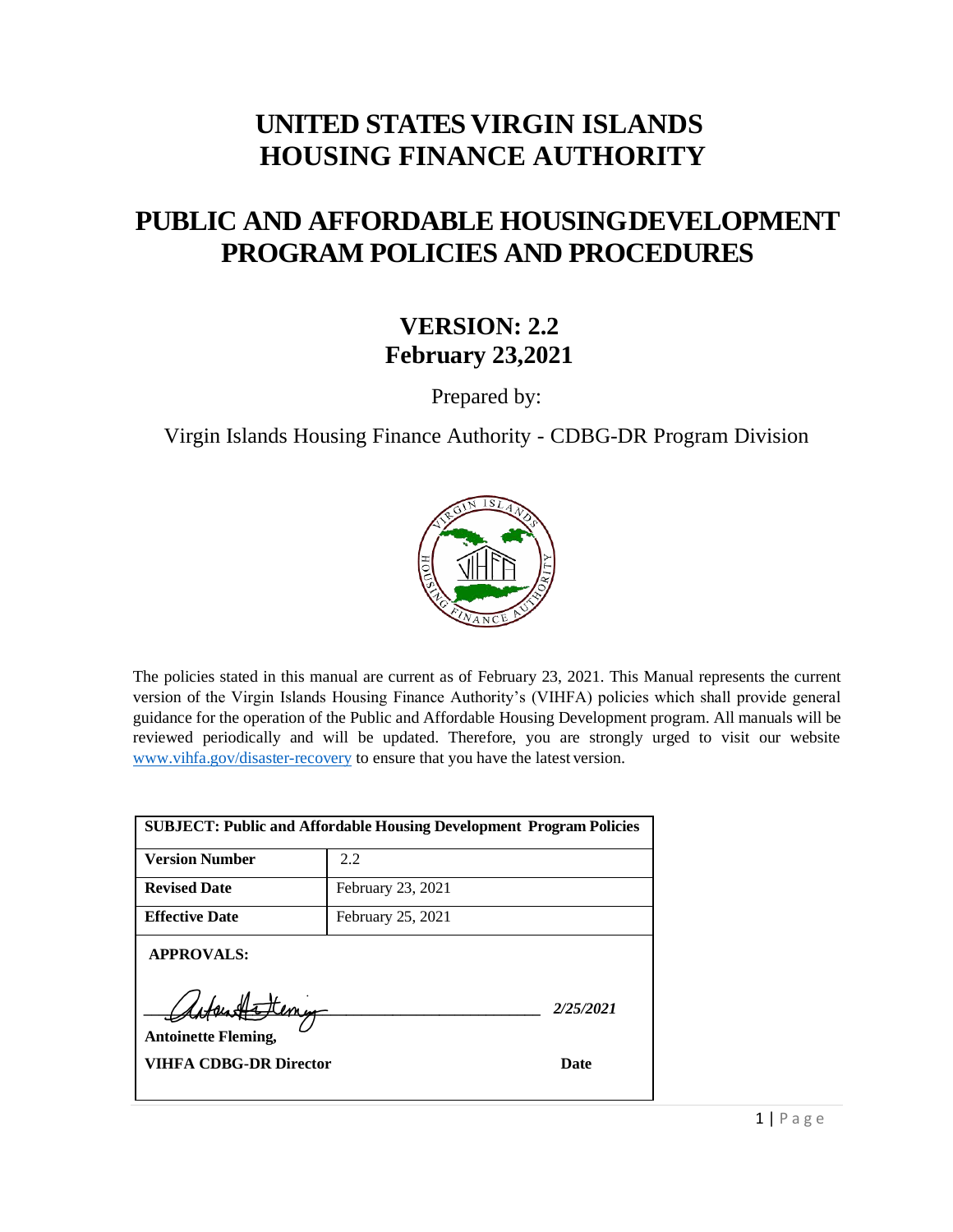# UNITED STATES VIRGIN ISLANDS HOUSING FINANCE AUTHORITY

# PUBLIC AND AFFORDABLE HOUSINGDEVELOPMENT PROGRAM POLICIES AND PROCEDURES

## VERSION: 2.2
## February 23,2021

Prepared by:

Virgin Islands Housing Finance Authority - CDBG-DR Program Division

The policies stated in this manual are current as of February 23, 2021. This Manual represents the current version of the Virgin Islands Housing Finance Authority's (VIHFA) policies which shall provide general guidance for the operation of the Public and Affordable Housing Development program. All manuals will be reviewed periodically and will be updated. Therefore, you are strongly urged to visit our website www.vihfa.gov/disaster-recovery to ensure that you have the latest version.

| SUBJECT: Public and Affordable Housing Development Program Policies | |
|---|---|
| **Version Number** | 2.2 |
| **Revised Date** | February 23, 2021 |
| **Effective Date** | February 25, 2021 |

**APPROVALS:**

[Signature] *2/25/2021*

**Antoinette Fleming,**

**VIHFA CDBG-DR Director** **Date**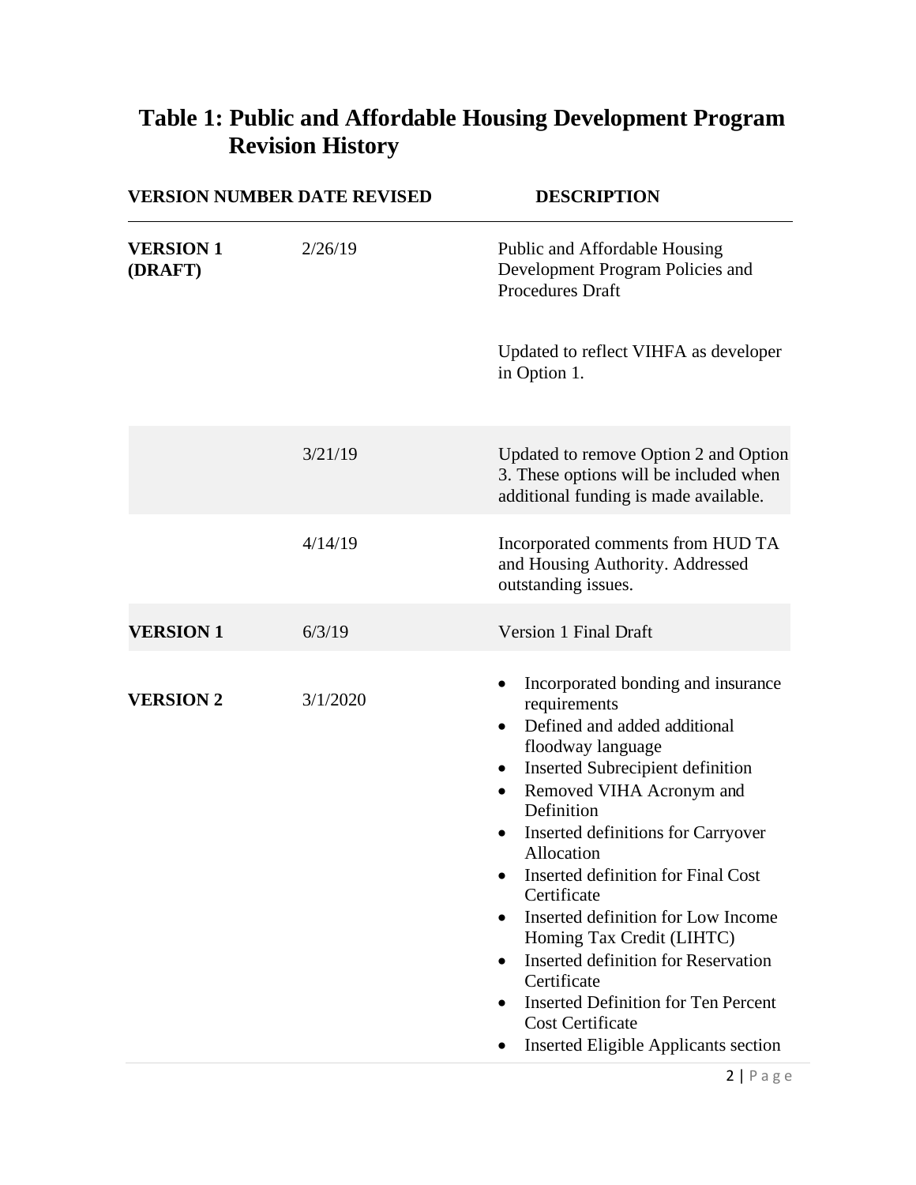# Table 1: Public and Affordable Housing Development Program Revision History

| VERSION NUMBER | DATE REVISED | DESCRIPTION |
|---|---|---|
| **VERSION 1 (DRAFT)** | 2/26/19 | Public and Affordable Housing Development Program Policies and Procedures Draft<br><br>Updated to reflect VIHFA as developer in Option 1. |
| | 3/21/19 | Updated to remove Option 2 and Option 3. These options will be included when additional funding is made available. |
| | 4/14/19 | Incorporated comments from HUD TA and Housing Authority. Addressed outstanding issues. |
| **VERSION 1** | 6/3/19 | Version 1 Final Draft |
| **VERSION 2** | 3/1/2020 | • Incorporated bonding and insurance requirements<br>• Defined and added additional floodway language<br>• Inserted Subrecipient definition<br>• Removed VIHA Acronym and Definition<br>• Inserted definitions for Carryover Allocation<br>• Inserted definition for Final Cost Certificate<br>• Inserted definition for Low Income Homing Tax Credit (LIHTC)<br>• Inserted definition for Reservation Certificate<br>• Inserted Definition for Ten Percent Cost Certificate<br>• Inserted Eligible Applicants section |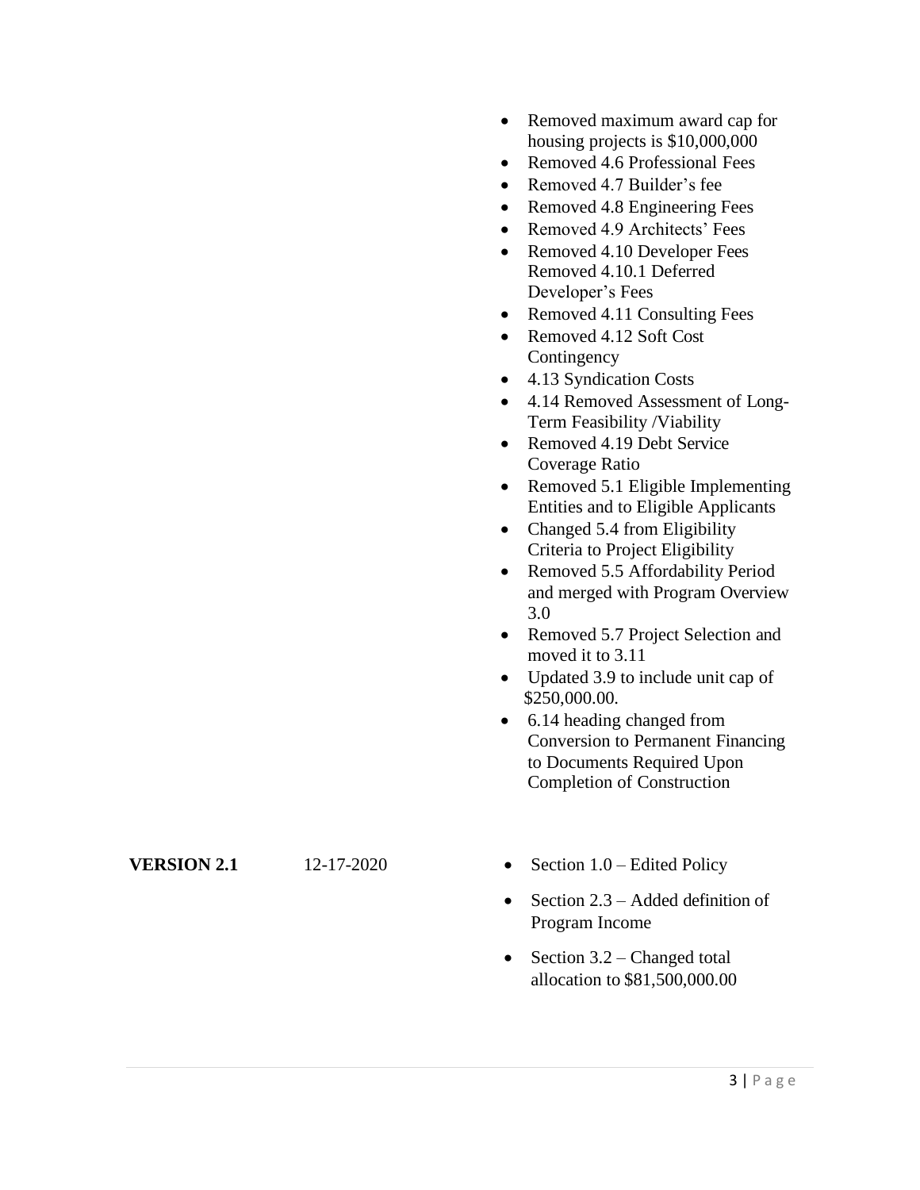| Version | Date | Changes |
| --- | --- | --- |
| | | • Removed maximum award cap for housing projects is $10,000,000<br>• Removed 4.6 Professional Fees<br>• Removed 4.7 Builder's fee<br>• Removed 4.8 Engineering Fees<br>• Removed 4.9 Architects' Fees<br>• Removed 4.10 Developer Fees Removed 4.10.1 Deferred Developer's Fees<br>• Removed 4.11 Consulting Fees<br>• Removed 4.12 Soft Cost Contingency<br>• 4.13 Syndication Costs<br>• 4.14 Removed Assessment of Long-Term Feasibility /Viability<br>• Removed 4.19 Debt Service Coverage Ratio<br>• Removed 5.1 Eligible Implementing Entities and to Eligible Applicants<br>• Changed 5.4 from Eligibility Criteria to Project Eligibility<br>• Removed 5.5 Affordability Period and merged with Program Overview 3.0<br>• Removed 5.7 Project Selection and moved it to 3.11<br>• Updated 3.9 to include unit cap of $250,000.00.<br>• 6.14 heading changed from Conversion to Permanent Financing to Documents Required Upon Completion of Construction |
| **VERSION 2.1** | 12-17-2020 | • Section 1.0 – Edited Policy<br>• Section 2.3 – Added definition of Program Income<br>• Section 3.2 – Changed total allocation to $81,500,000.00 |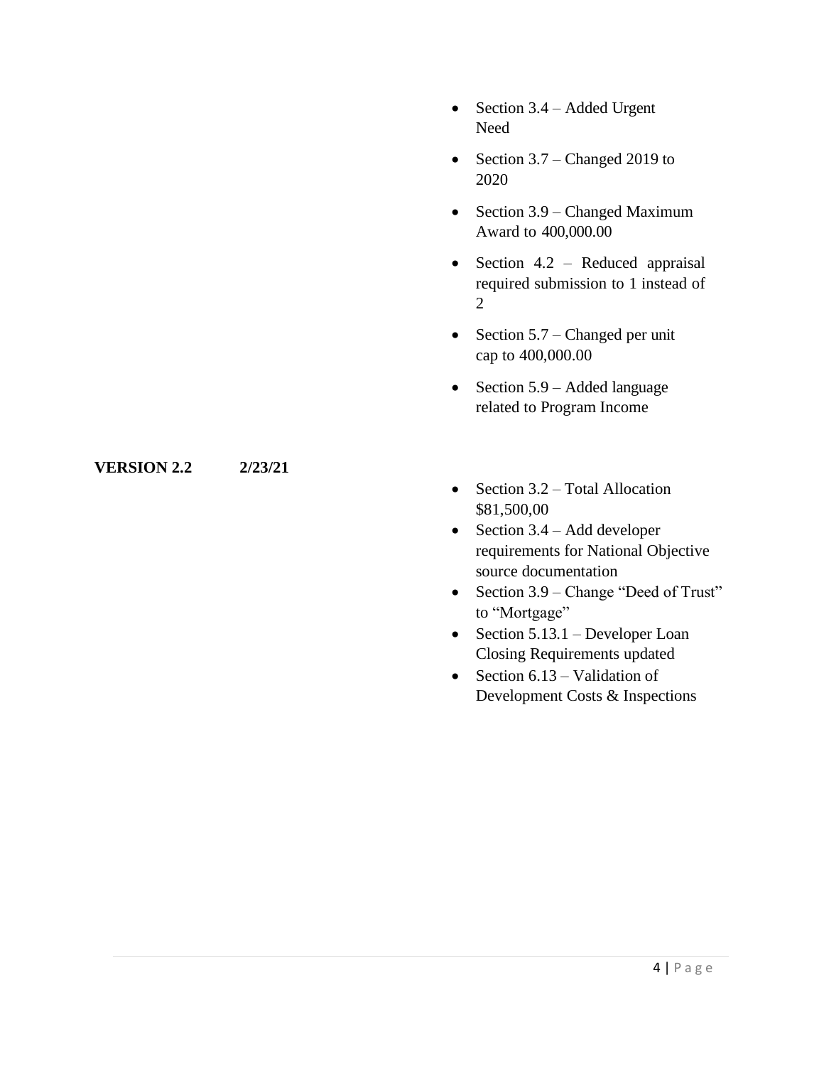- Section 3.4 – Added Urgent Need
- Section 3.7 – Changed 2019 to 2020
- Section 3.9 – Changed Maximum Award to 400,000.00
- Section 4.2 – Reduced appraisal required submission to 1 instead of 2
- Section 5.7 – Changed per unit cap to 400,000.00
- Section 5.9 – Added language related to Program Income

**VERSION 2.2 2/23/21**

- Section 3.2 – Total Allocation $81,500,00
- Section 3.4 – Add developer requirements for National Objective source documentation
- Section 3.9 – Change "Deed of Trust" to "Mortgage"
- Section 5.13.1 – Developer Loan Closing Requirements updated
- Section 6.13 – Validation of Development Costs & Inspections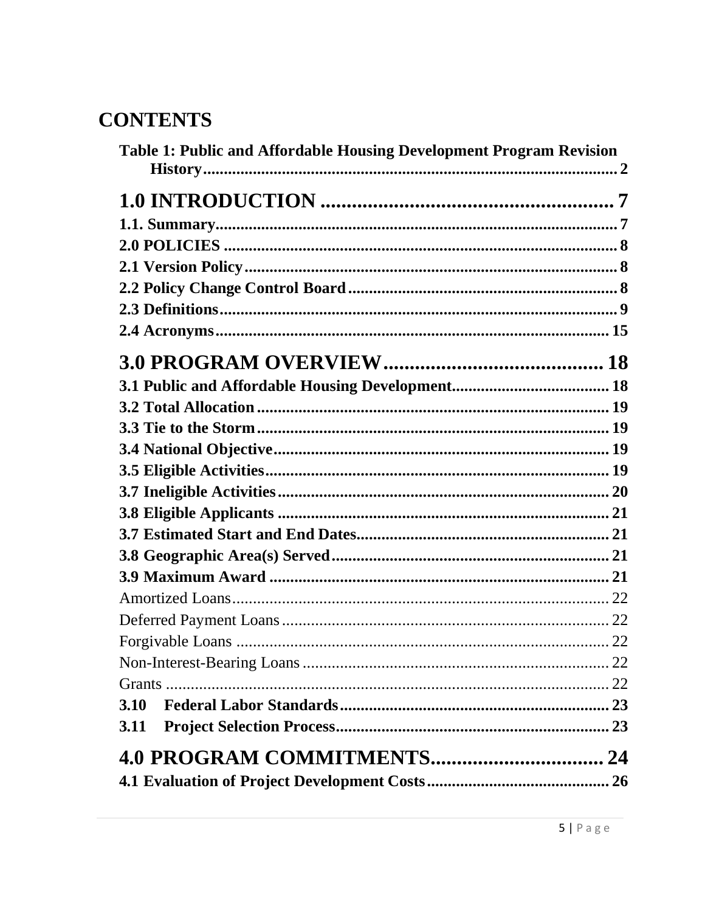# CONTENTS

**Table 1: Public and Affordable Housing Development Program Revision History** .......... 2

**1.0 INTRODUCTION** .......... 7

**1.1. Summary** .......... 7

**2.0 POLICIES** .......... 8

**2.1 Version Policy** .......... 8

**2.2 Policy Change Control Board** .......... 8

**2.3 Definitions** .......... 9

**2.4 Acronyms** .......... 15

**3.0 PROGRAM OVERVIEW** .......... 18

**3.1 Public and Affordable Housing Development** .......... 18

**3.2 Total Allocation** .......... 19

**3.3 Tie to the Storm** .......... 19

**3.4 National Objective** .......... 19

**3.5 Eligible Activities** .......... 19

**3.7 Ineligible Activities** .......... 20

**3.8 Eligible Applicants** .......... 21

**3.7 Estimated Start and End Dates** .......... 21

**3.8 Geographic Area(s) Served** .......... 21

**3.9 Maximum Award** .......... 21

Amortized Loans .......... 22

Deferred Payment Loans .......... 22

Forgivable Loans .......... 22

Non-Interest-Bearing Loans .......... 22

Grants .......... 22

**3.10 Federal Labor Standards** .......... 23

**3.11 Project Selection Process** .......... 23

**4.0 PROGRAM COMMITMENTS** .......... 24

**4.1 Evaluation of Project Development Costs** .......... 26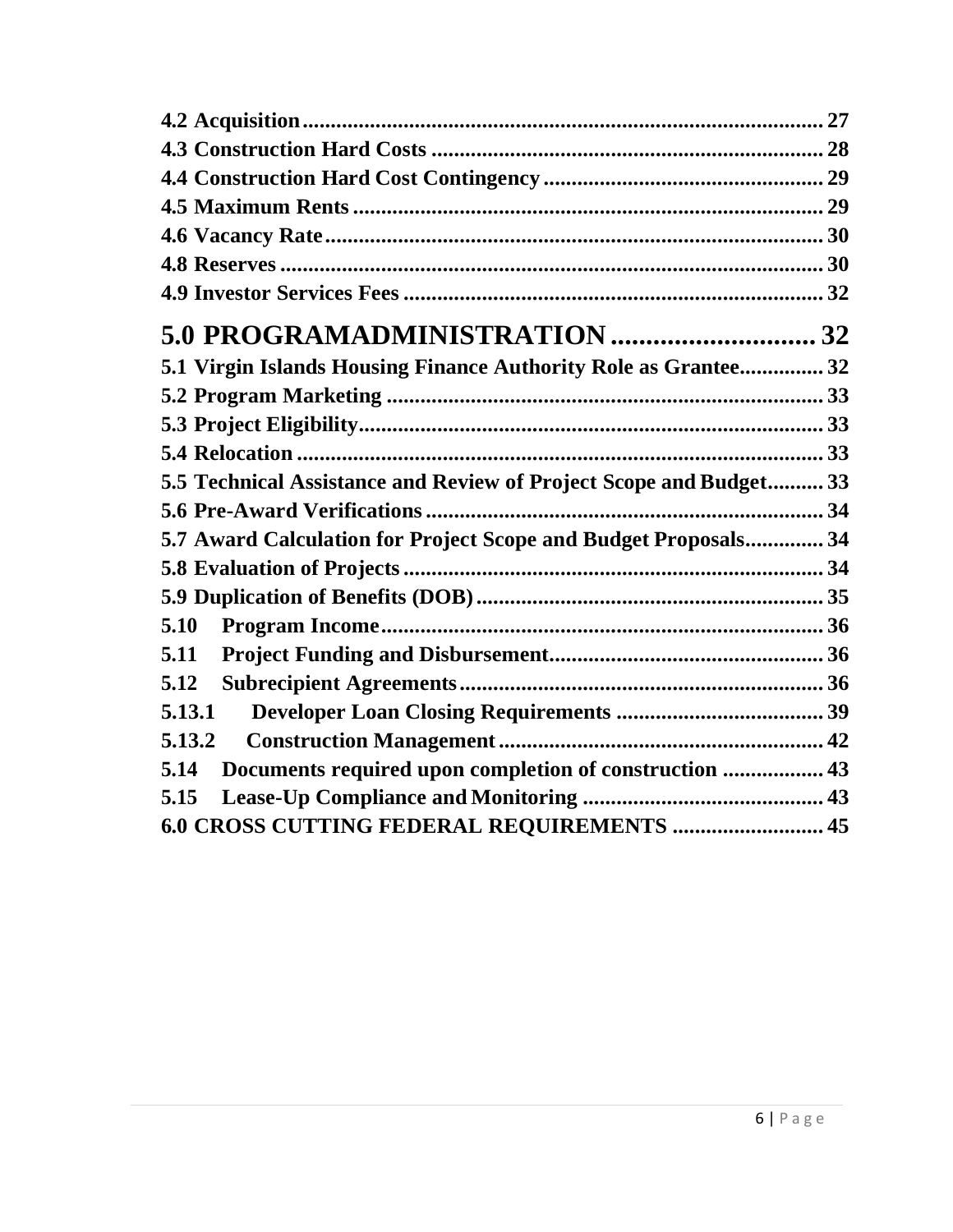**4.2 Acquisition** .......................................................................................... 27
**4.3 Construction Hard Costs** ...................................................................... 28
**4.4 Construction Hard Cost Contingency** .................................................. 29
**4.5 Maximum Rents** .................................................................................... 29
**4.6 Vacancy Rate** ......................................................................................... 30
**4.8 Reserves** ................................................................................................. 30
**4.9 Investor Services Fees** .......................................................................... 32

**5.0 PROGRAMADMINISTRATION** ............................ **32**

**5.1 Virgin Islands Housing Finance Authority Role as Grantee** ............... 32
**5.2 Program Marketing** ............................................................................... 33
**5.3 Project Eligibility** ................................................................................... 33
**5.4 Relocation** ............................................................................................... 33
**5.5 Technical Assistance and Review of Project Scope and Budget** .......... 33
**5.6 Pre-Award Verifications** ........................................................................ 34
**5.7 Award Calculation for Project Scope and Budget Proposals** .............. 34
**5.8 Evaluation of Projects** ............................................................................ 34
**5.9 Duplication of Benefits (DOB)** ............................................................... 35
**5.10 Program Income** .................................................................................... 36
**5.11 Project Funding and Disbursement** ..................................................... 36
**5.12 Subrecipient Agreements** ..................................................................... 36
**5.13.1 Developer Loan Closing Requirements** ............................................ 39
**5.13.2 Construction Management** ................................................................. 42
**5.14 Documents required upon completion of construction** ....................... 43
**5.15 Lease-Up Compliance and Monitoring** ................................................ 43
**6.0 CROSS CUTTING FEDERAL REQUIREMENTS** ........................... 45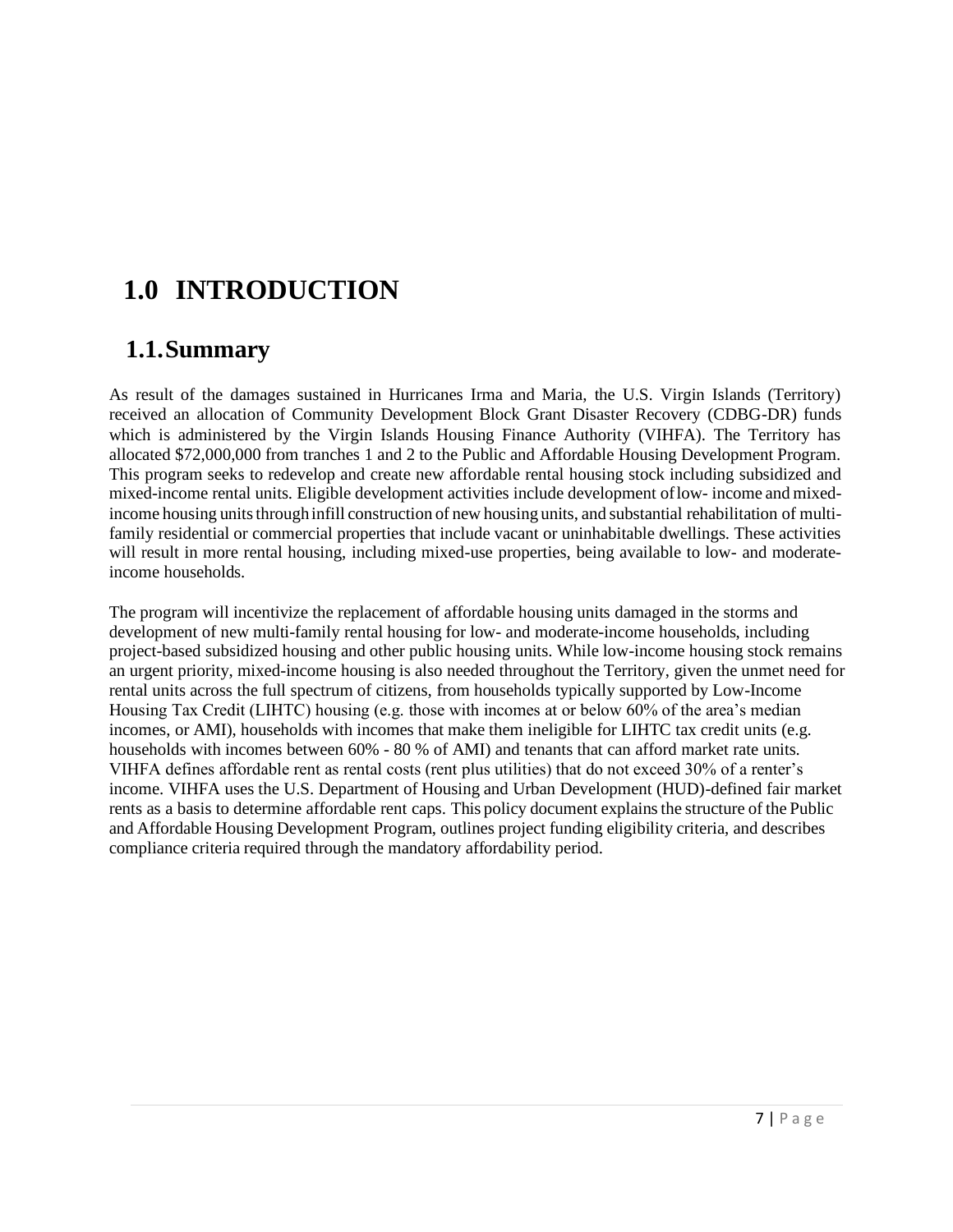# 1.0 INTRODUCTION

## 1.1. Summary

As result of the damages sustained in Hurricanes Irma and Maria, the U.S. Virgin Islands (Territory) received an allocation of Community Development Block Grant Disaster Recovery (CDBG-DR) funds which is administered by the Virgin Islands Housing Finance Authority (VIHFA). The Territory has allocated $72,000,000 from tranches 1 and 2 to the Public and Affordable Housing Development Program. This program seeks to redevelop and create new affordable rental housing stock including subsidized and mixed-income rental units. Eligible development activities include development of low- income and mixed-income housing units through infill construction of new housing units, and substantial rehabilitation of multi-family residential or commercial properties that include vacant or uninhabitable dwellings. These activities will result in more rental housing, including mixed-use properties, being available to low- and moderate-income households.

The program will incentivize the replacement of affordable housing units damaged in the storms and development of new multi-family rental housing for low- and moderate-income households, including project-based subsidized housing and other public housing units. While low-income housing stock remains an urgent priority, mixed-income housing is also needed throughout the Territory, given the unmet need for rental units across the full spectrum of citizens, from households typically supported by Low-Income Housing Tax Credit (LIHTC) housing (e.g. those with incomes at or below 60% of the area's median incomes, or AMI), households with incomes that make them ineligible for LIHTC tax credit units (e.g. households with incomes between 60% - 80 % of AMI) and tenants that can afford market rate units. VIHFA defines affordable rent as rental costs (rent plus utilities) that do not exceed 30% of a renter's income. VIHFA uses the U.S. Department of Housing and Urban Development (HUD)-defined fair market rents as a basis to determine affordable rent caps. This policy document explains the structure of the Public and Affordable Housing Development Program, outlines project funding eligibility criteria, and describes compliance criteria required through the mandatory affordability period.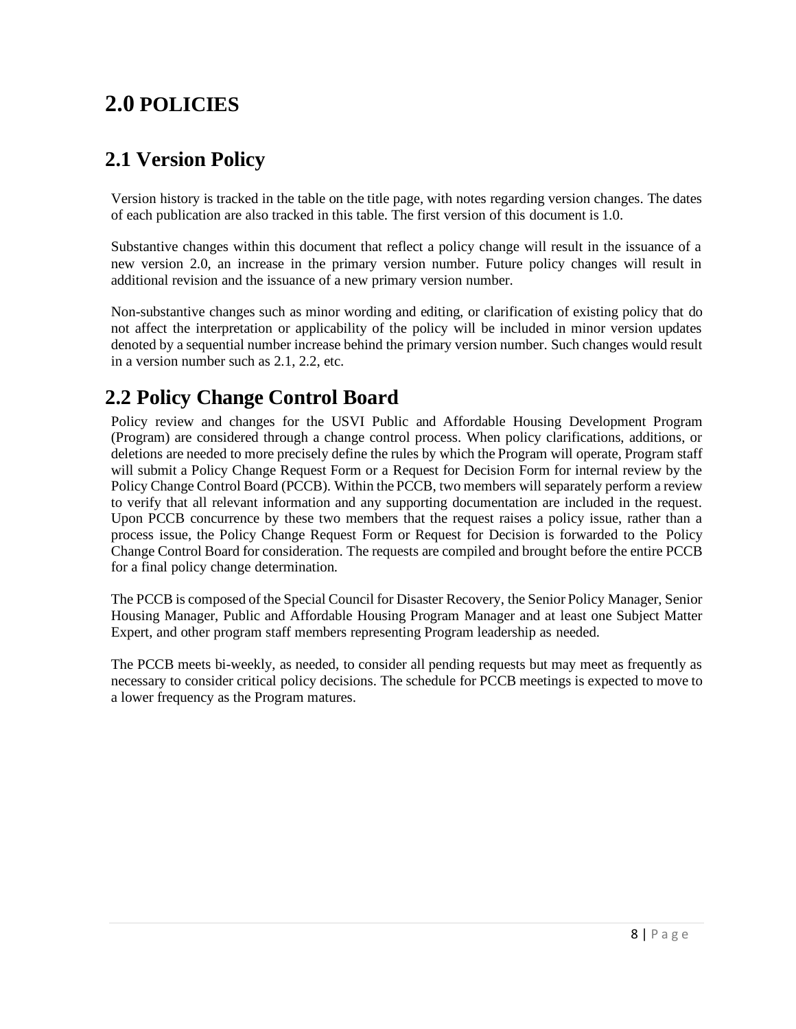# 2.0 POLICIES

## 2.1 Version Policy

Version history is tracked in the table on the title page, with notes regarding version changes. The dates of each publication are also tracked in this table. The first version of this document is 1.0.

Substantive changes within this document that reflect a policy change will result in the issuance of a new version 2.0, an increase in the primary version number. Future policy changes will result in additional revision and the issuance of a new primary version number.

Non-substantive changes such as minor wording and editing, or clarification of existing policy that do not affect the interpretation or applicability of the policy will be included in minor version updates denoted by a sequential number increase behind the primary version number. Such changes would result in a version number such as 2.1, 2.2, etc.

## 2.2 Policy Change Control Board

Policy review and changes for the USVI Public and Affordable Housing Development Program (Program) are considered through a change control process. When policy clarifications, additions, or deletions are needed to more precisely define the rules by which the Program will operate, Program staff will submit a Policy Change Request Form or a Request for Decision Form for internal review by the Policy Change Control Board (PCCB). Within the PCCB, two members will separately perform a review to verify that all relevant information and any supporting documentation are included in the request. Upon PCCB concurrence by these two members that the request raises a policy issue, rather than a process issue, the Policy Change Request Form or Request for Decision is forwarded to the Policy Change Control Board for consideration. The requests are compiled and brought before the entire PCCB for a final policy change determination.

The PCCB is composed of the Special Council for Disaster Recovery, the Senior Policy Manager, Senior Housing Manager, Public and Affordable Housing Program Manager and at least one Subject Matter Expert, and other program staff members representing Program leadership as needed.

The PCCB meets bi-weekly, as needed, to consider all pending requests but may meet as frequently as necessary to consider critical policy decisions. The schedule for PCCB meetings is expected to move to a lower frequency as the Program matures.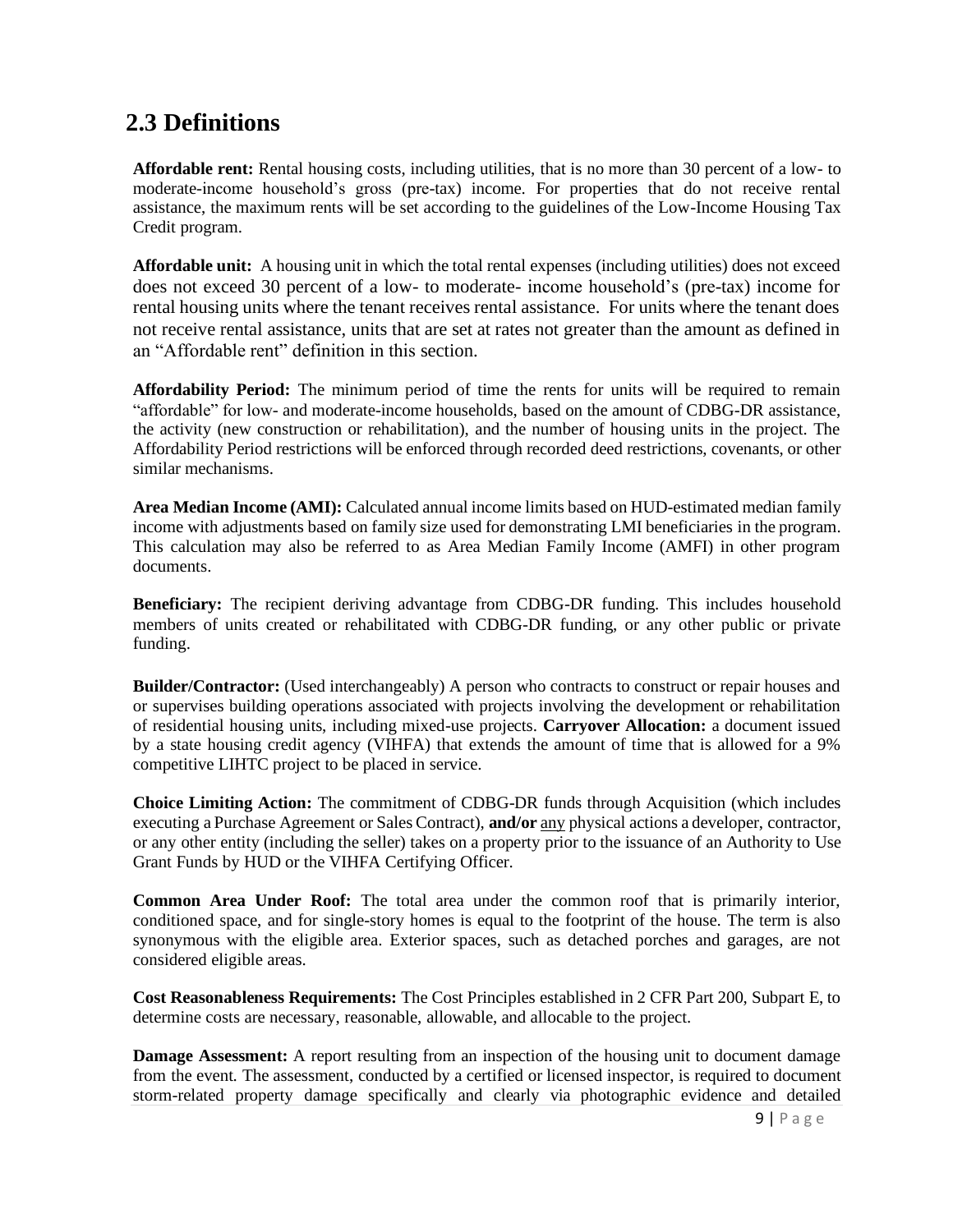## 2.3 Definitions

**Affordable rent:** Rental housing costs, including utilities, that is no more than 30 percent of a low- to moderate-income household's gross (pre-tax) income. For properties that do not receive rental assistance, the maximum rents will be set according to the guidelines of the Low-Income Housing Tax Credit program.

**Affordable unit:** A housing unit in which the total rental expenses (including utilities) does not exceed does not exceed 30 percent of a low- to moderate- income household's (pre-tax) income for rental housing units where the tenant receives rental assistance. For units where the tenant does not receive rental assistance, units that are set at rates not greater than the amount as defined in an "Affordable rent" definition in this section.

**Affordability Period:** The minimum period of time the rents for units will be required to remain "affordable" for low- and moderate-income households, based on the amount of CDBG-DR assistance, the activity (new construction or rehabilitation), and the number of housing units in the project. The Affordability Period restrictions will be enforced through recorded deed restrictions, covenants, or other similar mechanisms.

**Area Median Income (AMI):** Calculated annual income limits based on HUD-estimated median family income with adjustments based on family size used for demonstrating LMI beneficiaries in the program. This calculation may also be referred to as Area Median Family Income (AMFI) in other program documents.

**Beneficiary:** The recipient deriving advantage from CDBG-DR funding. This includes household members of units created or rehabilitated with CDBG-DR funding, or any other public or private funding.

**Builder/Contractor:** (Used interchangeably) A person who contracts to construct or repair houses and or supervises building operations associated with projects involving the development or rehabilitation of residential housing units, including mixed-use projects. **Carryover Allocation:** a document issued by a state housing credit agency (VIHFA) that extends the amount of time that is allowed for a 9% competitive LIHTC project to be placed in service.

**Choice Limiting Action:** The commitment of CDBG-DR funds through Acquisition (which includes executing a Purchase Agreement or Sales Contract), **and/or** any physical actions a developer, contractor, or any other entity (including the seller) takes on a property prior to the issuance of an Authority to Use Grant Funds by HUD or the VIHFA Certifying Officer.

**Common Area Under Roof:** The total area under the common roof that is primarily interior, conditioned space, and for single-story homes is equal to the footprint of the house. The term is also synonymous with the eligible area. Exterior spaces, such as detached porches and garages, are not considered eligible areas.

**Cost Reasonableness Requirements:** The Cost Principles established in 2 CFR Part 200, Subpart E, to determine costs are necessary, reasonable, allowable, and allocable to the project.

**Damage Assessment:** A report resulting from an inspection of the housing unit to document damage from the event. The assessment, conducted by a certified or licensed inspector, is required to document storm-related property damage specifically and clearly via photographic evidence and detailed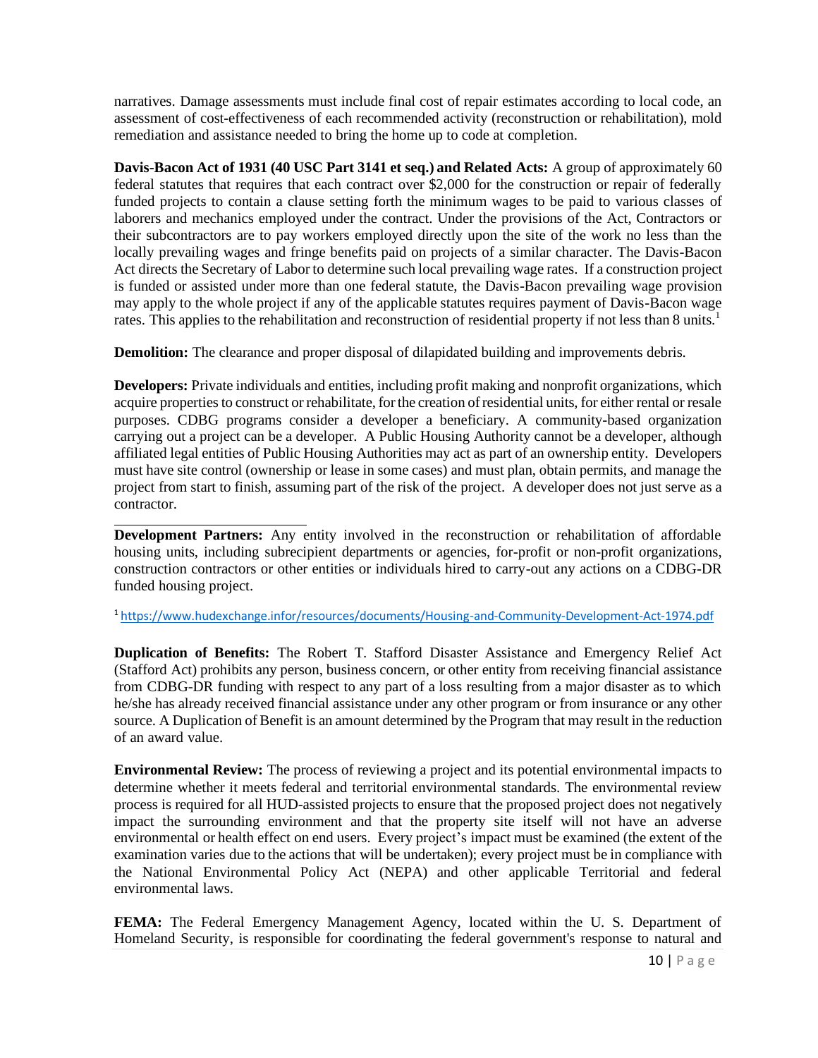narratives. Damage assessments must include final cost of repair estimates according to local code, an assessment of cost-effectiveness of each recommended activity (reconstruction or rehabilitation), mold remediation and assistance needed to bring the home up to code at completion.

**Davis-Bacon Act of 1931 (40 USC Part 3141 et seq.) and Related Acts:** A group of approximately 60 federal statutes that requires that each contract over $2,000 for the construction or repair of federally funded projects to contain a clause setting forth the minimum wages to be paid to various classes of laborers and mechanics employed under the contract. Under the provisions of the Act, Contractors or their subcontractors are to pay workers employed directly upon the site of the work no less than the locally prevailing wages and fringe benefits paid on projects of a similar character. The Davis-Bacon Act directs the Secretary of Labor to determine such local prevailing wage rates. If a construction project is funded or assisted under more than one federal statute, the Davis-Bacon prevailing wage provision may apply to the whole project if any of the applicable statutes requires payment of Davis-Bacon wage rates. This applies to the rehabilitation and reconstruction of residential property if not less than 8 units.[1]

**Demolition:** The clearance and proper disposal of dilapidated building and improvements debris.

**Developers:** Private individuals and entities, including profit making and nonprofit organizations, which acquire properties to construct or rehabilitate, for the creation of residential units, for either rental or resale purposes. CDBG programs consider a developer a beneficiary. A community-based organization carrying out a project can be a developer. A Public Housing Authority cannot be a developer, although affiliated legal entities of Public Housing Authorities may act as part of an ownership entity. Developers must have site control (ownership or lease in some cases) and must plan, obtain permits, and manage the project from start to finish, assuming part of the risk of the project. A developer does not just serve as a contractor.

**Development Partners:** Any entity involved in the reconstruction or rehabilitation of affordable housing units, including subrecipient departments or agencies, for-profit or non-profit organizations, construction contractors or other entities or individuals hired to carry-out any actions on a CDBG-DR funded housing project.

[1] https://www.hudexchange.infor/resources/documents/Housing-and-Community-Development-Act-1974.pdf

**Duplication of Benefits:** The Robert T. Stafford Disaster Assistance and Emergency Relief Act (Stafford Act) prohibits any person, business concern, or other entity from receiving financial assistance from CDBG-DR funding with respect to any part of a loss resulting from a major disaster as to which he/she has already received financial assistance under any other program or from insurance or any other source. A Duplication of Benefit is an amount determined by the Program that may result in the reduction of an award value.

**Environmental Review:** The process of reviewing a project and its potential environmental impacts to determine whether it meets federal and territorial environmental standards. The environmental review process is required for all HUD-assisted projects to ensure that the proposed project does not negatively impact the surrounding environment and that the property site itself will not have an adverse environmental or health effect on end users. Every project's impact must be examined (the extent of the examination varies due to the actions that will be undertaken); every project must be in compliance with the National Environmental Policy Act (NEPA) and other applicable Territorial and federal environmental laws.

**FEMA:** The Federal Emergency Management Agency, located within the U. S. Department of Homeland Security, is responsible for coordinating the federal government's response to natural and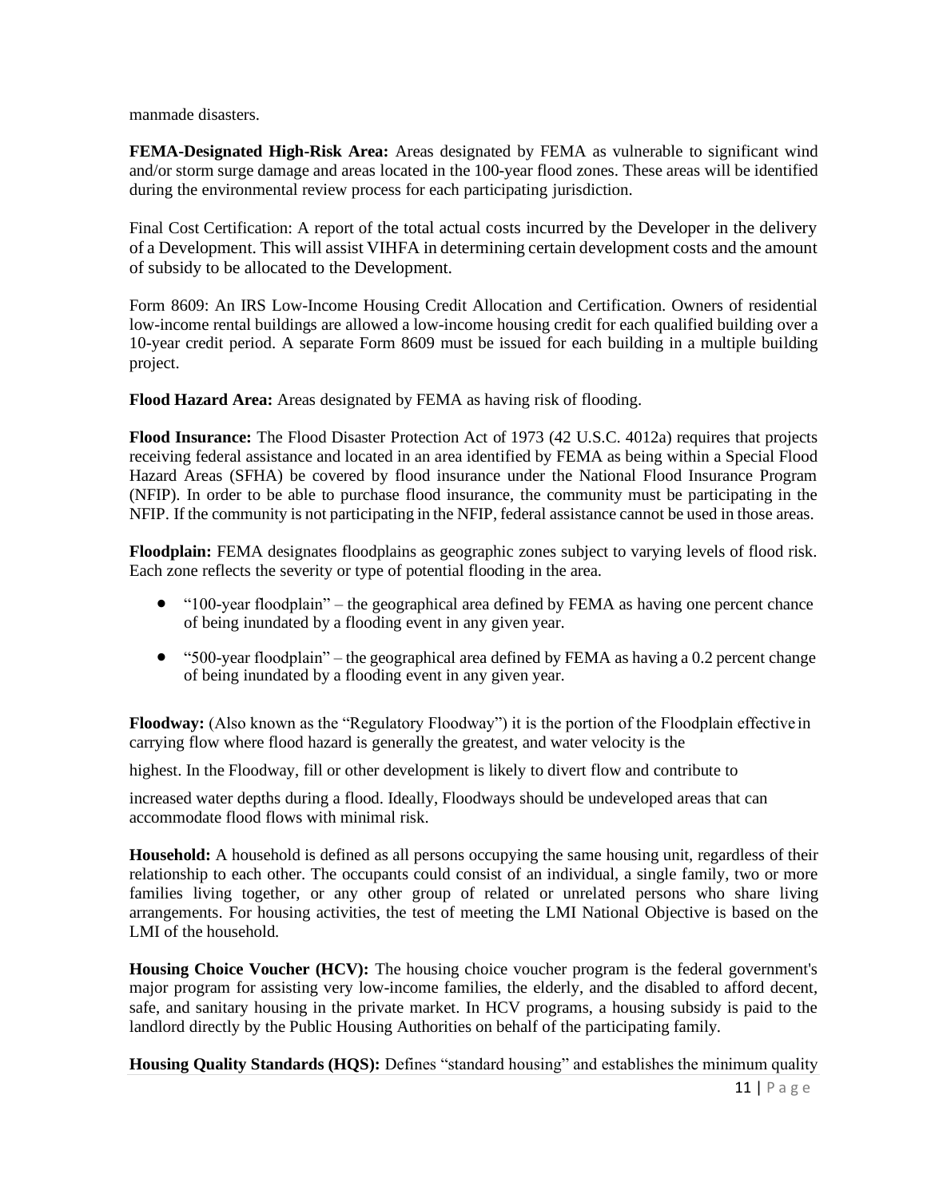manmade disasters.

**FEMA-Designated High-Risk Area:** Areas designated by FEMA as vulnerable to significant wind and/or storm surge damage and areas located in the 100-year flood zones. These areas will be identified during the environmental review process for each participating jurisdiction.

Final Cost Certification: A report of the total actual costs incurred by the Developer in the delivery of a Development. This will assist VIHFA in determining certain development costs and the amount of subsidy to be allocated to the Development.

Form 8609: An IRS Low-Income Housing Credit Allocation and Certification. Owners of residential low-income rental buildings are allowed a low-income housing credit for each qualified building over a 10-year credit period. A separate Form 8609 must be issued for each building in a multiple building project.

**Flood Hazard Area:** Areas designated by FEMA as having risk of flooding.

**Flood Insurance:** The Flood Disaster Protection Act of 1973 (42 U.S.C. 4012a) requires that projects receiving federal assistance and located in an area identified by FEMA as being within a Special Flood Hazard Areas (SFHA) be covered by flood insurance under the National Flood Insurance Program (NFIP). In order to be able to purchase flood insurance, the community must be participating in the NFIP. If the community is not participating in the NFIP, federal assistance cannot be used in those areas.

**Floodplain:** FEMA designates floodplains as geographic zones subject to varying levels of flood risk. Each zone reflects the severity or type of potential flooding in the area.

- "100-year floodplain" – the geographical area defined by FEMA as having one percent chance of being inundated by a flooding event in any given year.
- "500-year floodplain" – the geographical area defined by FEMA as having a 0.2 percent change of being inundated by a flooding event in any given year.

**Floodway:** (Also known as the "Regulatory Floodway") it is the portion of the Floodplain effective in carrying flow where flood hazard is generally the greatest, and water velocity is the highest. In the Floodway, fill or other development is likely to divert flow and contribute to increased water depths during a flood. Ideally, Floodways should be undeveloped areas that can accommodate flood flows with minimal risk.

**Household:** A household is defined as all persons occupying the same housing unit, regardless of their relationship to each other. The occupants could consist of an individual, a single family, two or more families living together, or any other group of related or unrelated persons who share living arrangements. For housing activities, the test of meeting the LMI National Objective is based on the LMI of the household.

**Housing Choice Voucher (HCV):** The housing choice voucher program is the federal government's major program for assisting very low-income families, the elderly, and the disabled to afford decent, safe, and sanitary housing in the private market. In HCV programs, a housing subsidy is paid to the landlord directly by the Public Housing Authorities on behalf of the participating family.

**Housing Quality Standards (HQS):** Defines "standard housing" and establishes the minimum quality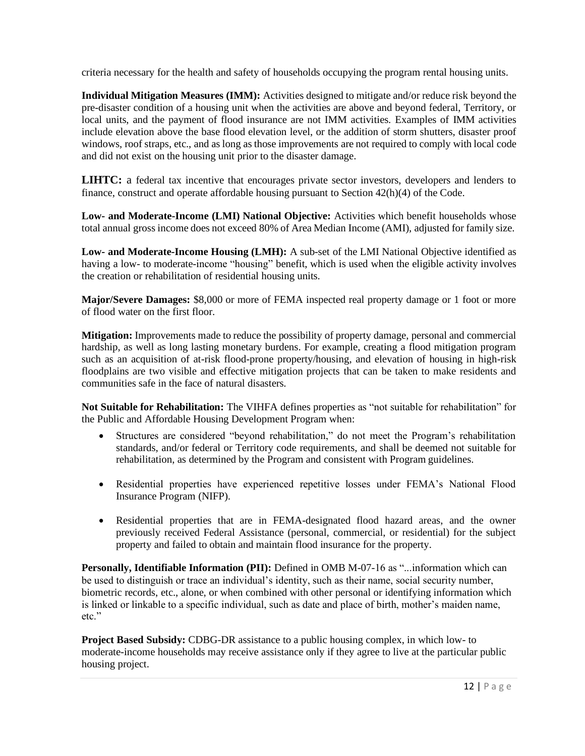criteria necessary for the health and safety of households occupying the program rental housing units.

**Individual Mitigation Measures (IMM):** Activities designed to mitigate and/or reduce risk beyond the pre-disaster condition of a housing unit when the activities are above and beyond federal, Territory, or local units, and the payment of flood insurance are not IMM activities. Examples of IMM activities include elevation above the base flood elevation level, or the addition of storm shutters, disaster proof windows, roof straps, etc., and as long as those improvements are not required to comply with local code and did not exist on the housing unit prior to the disaster damage.

**LIHTC:** a federal tax incentive that encourages private sector investors, developers and lenders to finance, construct and operate affordable housing pursuant to Section 42(h)(4) of the Code.

**Low- and Moderate-Income (LMI) National Objective:** Activities which benefit households whose total annual gross income does not exceed 80% of Area Median Income (AMI), adjusted for family size.

**Low- and Moderate-Income Housing (LMH):** A sub-set of the LMI National Objective identified as having a low- to moderate-income "housing" benefit, which is used when the eligible activity involves the creation or rehabilitation of residential housing units.

**Major/Severe Damages:** $8,000 or more of FEMA inspected real property damage or 1 foot or more of flood water on the first floor.

**Mitigation:** Improvements made to reduce the possibility of property damage, personal and commercial hardship, as well as long lasting monetary burdens. For example, creating a flood mitigation program such as an acquisition of at-risk flood-prone property/housing, and elevation of housing in high-risk floodplains are two visible and effective mitigation projects that can be taken to make residents and communities safe in the face of natural disasters.

**Not Suitable for Rehabilitation:** The VIHFA defines properties as "not suitable for rehabilitation" for the Public and Affordable Housing Development Program when:

- Structures are considered "beyond rehabilitation," do not meet the Program's rehabilitation standards, and/or federal or Territory code requirements, and shall be deemed not suitable for rehabilitation, as determined by the Program and consistent with Program guidelines.
- Residential properties have experienced repetitive losses under FEMA's National Flood Insurance Program (NIFP).
- Residential properties that are in FEMA-designated flood hazard areas, and the owner previously received Federal Assistance (personal, commercial, or residential) for the subject property and failed to obtain and maintain flood insurance for the property.

**Personally, Identifiable Information (PII):** Defined in OMB M-07-16 as "...information which can be used to distinguish or trace an individual's identity, such as their name, social security number, biometric records, etc., alone, or when combined with other personal or identifying information which is linked or linkable to a specific individual, such as date and place of birth, mother's maiden name, etc."

**Project Based Subsidy:** CDBG-DR assistance to a public housing complex, in which low- to moderate-income households may receive assistance only if they agree to live at the particular public housing project.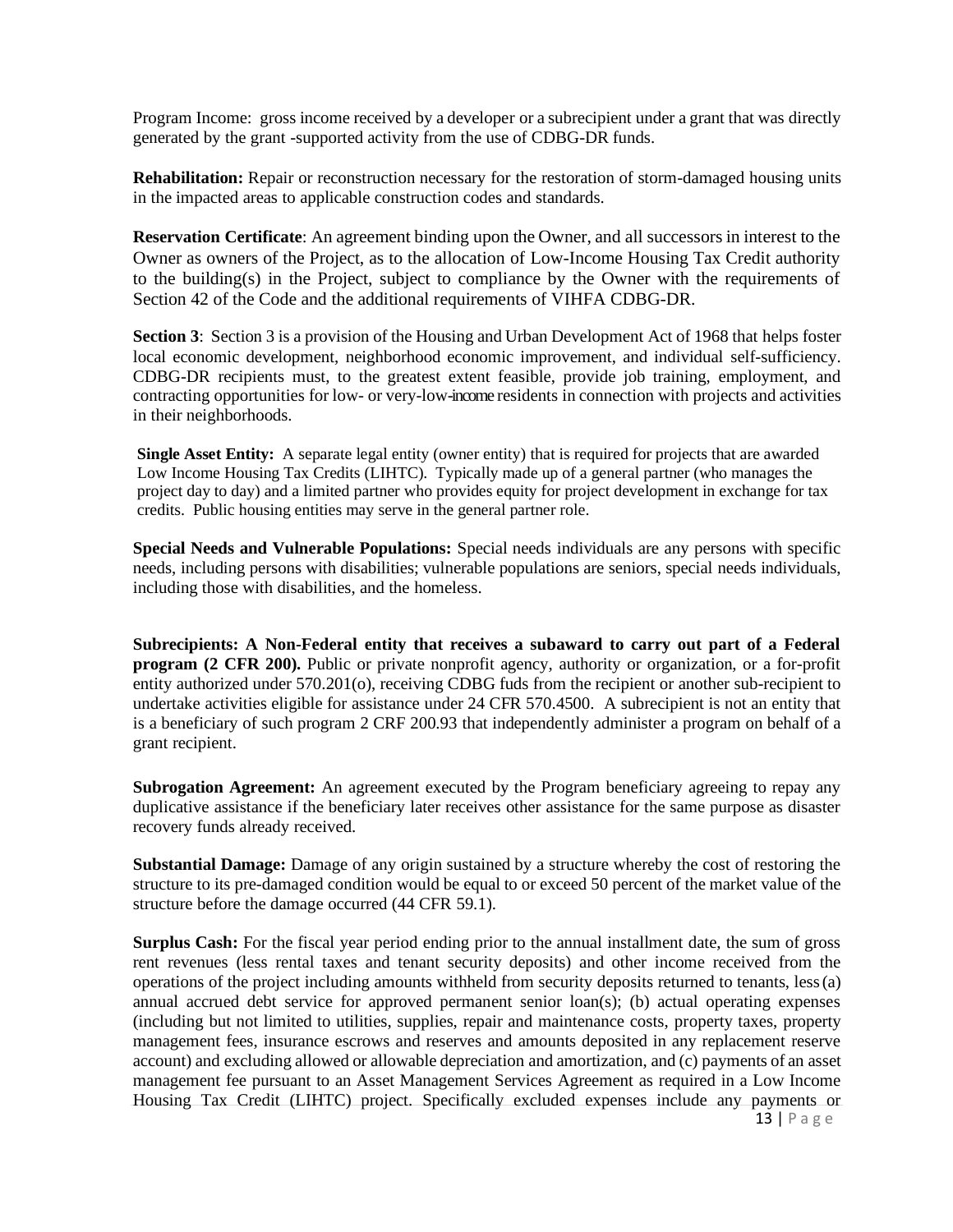Program Income: gross income received by a developer or a subrecipient under a grant that was directly generated by the grant -supported activity from the use of CDBG-DR funds.

**Rehabilitation:** Repair or reconstruction necessary for the restoration of storm-damaged housing units in the impacted areas to applicable construction codes and standards.

**Reservation Certificate**: An agreement binding upon the Owner, and all successors in interest to the Owner as owners of the Project, as to the allocation of Low-Income Housing Tax Credit authority to the building(s) in the Project, subject to compliance by the Owner with the requirements of Section 42 of the Code and the additional requirements of VIHFA CDBG-DR.

**Section 3**: Section 3 is a provision of the Housing and Urban Development Act of 1968 that helps foster local economic development, neighborhood economic improvement, and individual self-sufficiency. CDBG-DR recipients must, to the greatest extent feasible, provide job training, employment, and contracting opportunities for low- or very-low-income residents in connection with projects and activities in their neighborhoods.

**Single Asset Entity:** A separate legal entity (owner entity) that is required for projects that are awarded Low Income Housing Tax Credits (LIHTC). Typically made up of a general partner (who manages the project day to day) and a limited partner who provides equity for project development in exchange for tax credits. Public housing entities may serve in the general partner role.

**Special Needs and Vulnerable Populations:** Special needs individuals are any persons with specific needs, including persons with disabilities; vulnerable populations are seniors, special needs individuals, including those with disabilities, and the homeless.

**Subrecipients: A Non-Federal entity that receives a subaward to carry out part of a Federal program (2 CFR 200).** Public or private nonprofit agency, authority or organization, or a for-profit entity authorized under 570.201(o), receiving CDBG fuds from the recipient or another sub-recipient to undertake activities eligible for assistance under 24 CFR 570.4500. A subrecipient is not an entity that is a beneficiary of such program 2 CRF 200.93 that independently administer a program on behalf of a grant recipient.

**Subrogation Agreement:** An agreement executed by the Program beneficiary agreeing to repay any duplicative assistance if the beneficiary later receives other assistance for the same purpose as disaster recovery funds already received.

**Substantial Damage:** Damage of any origin sustained by a structure whereby the cost of restoring the structure to its pre-damaged condition would be equal to or exceed 50 percent of the market value of the structure before the damage occurred (44 CFR 59.1).

**Surplus Cash:** For the fiscal year period ending prior to the annual installment date, the sum of gross rent revenues (less rental taxes and tenant security deposits) and other income received from the operations of the project including amounts withheld from security deposits returned to tenants, less (a) annual accrued debt service for approved permanent senior loan(s); (b) actual operating expenses (including but not limited to utilities, supplies, repair and maintenance costs, property taxes, property management fees, insurance escrows and reserves and amounts deposited in any replacement reserve account) and excluding allowed or allowable depreciation and amortization, and (c) payments of an asset management fee pursuant to an Asset Management Services Agreement as required in a Low Income Housing Tax Credit (LIHTC) project. Specifically excluded expenses include any payments or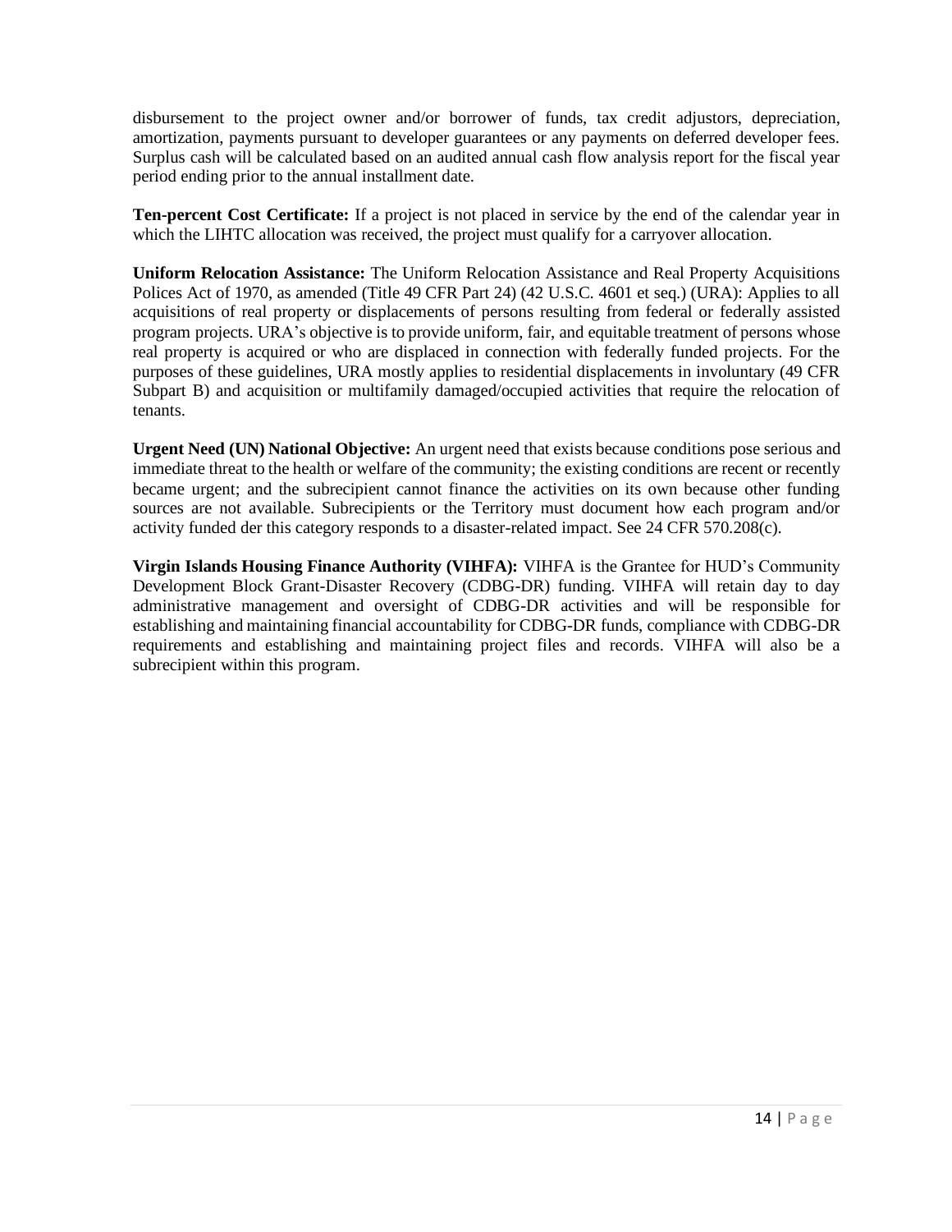disbursement to the project owner and/or borrower of funds, tax credit adjustors, depreciation, amortization, payments pursuant to developer guarantees or any payments on deferred developer fees. Surplus cash will be calculated based on an audited annual cash flow analysis report for the fiscal year period ending prior to the annual installment date.

**Ten-percent Cost Certificate:** If a project is not placed in service by the end of the calendar year in which the LIHTC allocation was received, the project must qualify for a carryover allocation.

**Uniform Relocation Assistance:** The Uniform Relocation Assistance and Real Property Acquisitions Polices Act of 1970, as amended (Title 49 CFR Part 24) (42 U.S.C. 4601 et seq.) (URA): Applies to all acquisitions of real property or displacements of persons resulting from federal or federally assisted program projects. URA's objective is to provide uniform, fair, and equitable treatment of persons whose real property is acquired or who are displaced in connection with federally funded projects. For the purposes of these guidelines, URA mostly applies to residential displacements in involuntary (49 CFR Subpart B) and acquisition or multifamily damaged/occupied activities that require the relocation of tenants.

**Urgent Need (UN) National Objective:** An urgent need that exists because conditions pose serious and immediate threat to the health or welfare of the community; the existing conditions are recent or recently became urgent; and the subrecipient cannot finance the activities on its own because other funding sources are not available. Subrecipients or the Territory must document how each program and/or activity funded der this category responds to a disaster-related impact. See 24 CFR 570.208(c).

**Virgin Islands Housing Finance Authority (VIHFA):** VIHFA is the Grantee for HUD's Community Development Block Grant-Disaster Recovery (CDBG-DR) funding. VIHFA will retain day to day administrative management and oversight of CDBG-DR activities and will be responsible for establishing and maintaining financial accountability for CDBG-DR funds, compliance with CDBG-DR requirements and establishing and maintaining project files and records. VIHFA will also be a subrecipient within this program.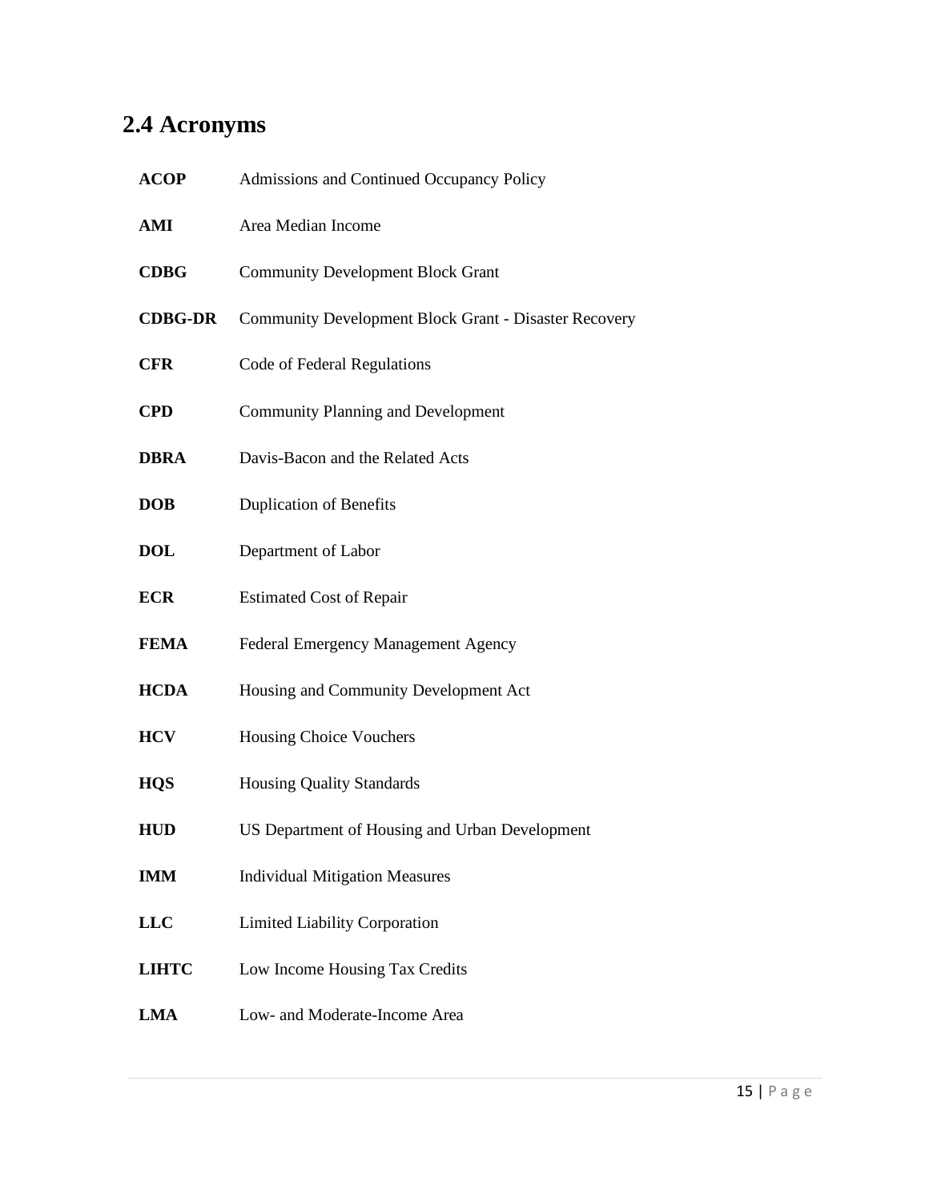## 2.4 Acronyms

| | |
|---|---|
| **ACOP** | Admissions and Continued Occupancy Policy |
| **AMI** | Area Median Income |
| **CDBG** | Community Development Block Grant |
| **CDBG-DR** | Community Development Block Grant - Disaster Recovery |
| **CFR** | Code of Federal Regulations |
| **CPD** | Community Planning and Development |
| **DBRA** | Davis-Bacon and the Related Acts |
| **DOB** | Duplication of Benefits |
| **DOL** | Department of Labor |
| **ECR** | Estimated Cost of Repair |
| **FEMA** | Federal Emergency Management Agency |
| **HCDA** | Housing and Community Development Act |
| **HCV** | Housing Choice Vouchers |
| **HQS** | Housing Quality Standards |
| **HUD** | US Department of Housing and Urban Development |
| **IMM** | Individual Mitigation Measures |
| **LLC** | Limited Liability Corporation |
| **LIHTC** | Low Income Housing Tax Credits |
| **LMA** | Low- and Moderate-Income Area |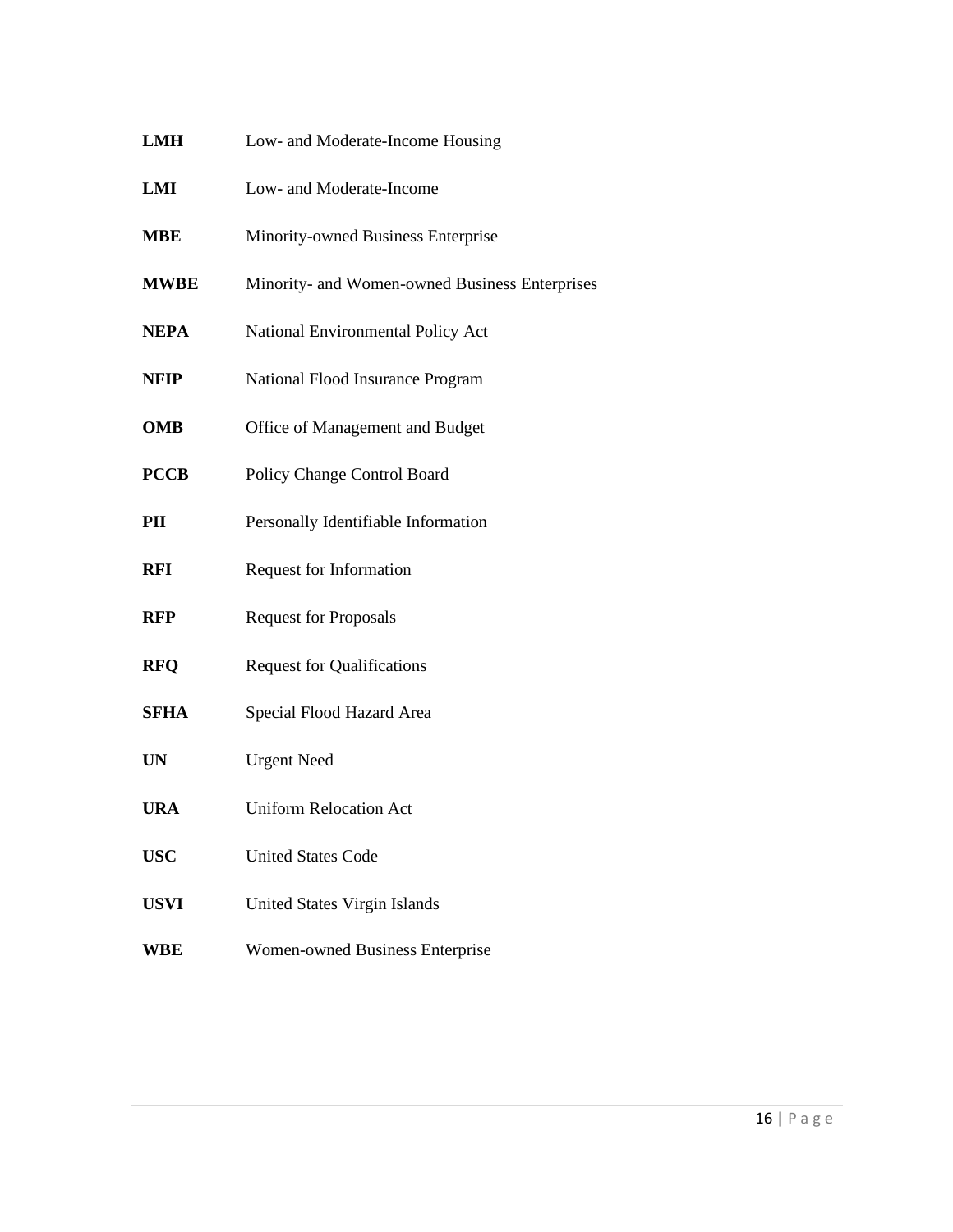**LMH** Low- and Moderate-Income Housing

**LMI** Low- and Moderate-Income

**MBE** Minority-owned Business Enterprise

**MWBE** Minority- and Women-owned Business Enterprises

**NEPA** National Environmental Policy Act

**NFIP** National Flood Insurance Program

**OMB** Office of Management and Budget

**PCCB** Policy Change Control Board

**PII** Personally Identifiable Information

**RFI** Request for Information

**RFP** Request for Proposals

**RFQ** Request for Qualifications

**SFHA** Special Flood Hazard Area

**UN** Urgent Need

**URA** Uniform Relocation Act

**USC** United States Code

**USVI** United States Virgin Islands

**WBE** Women-owned Business Enterprise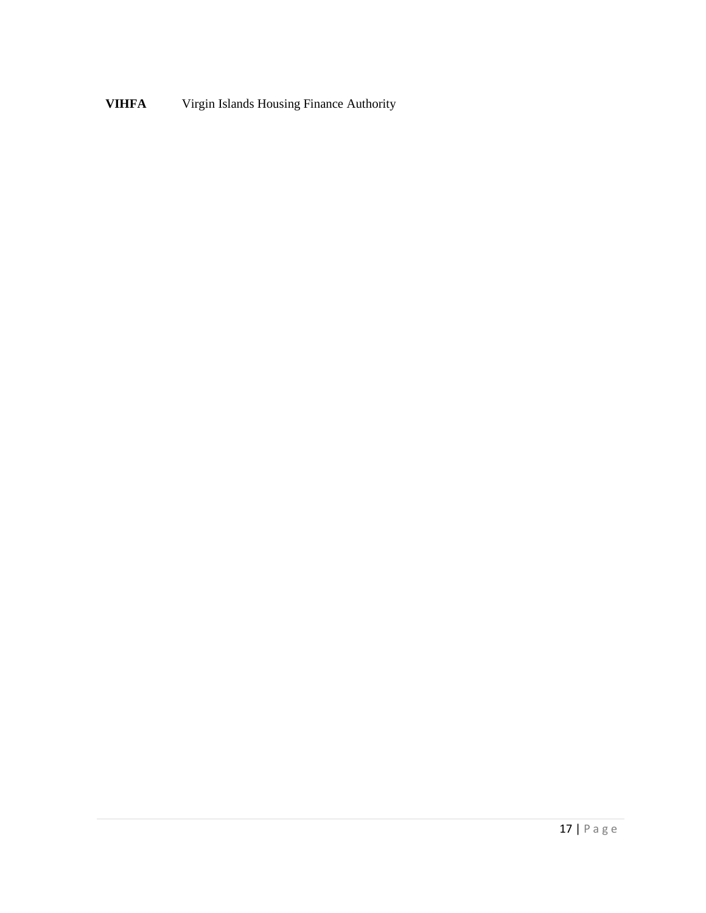**VIHFA** Virgin Islands Housing Finance Authority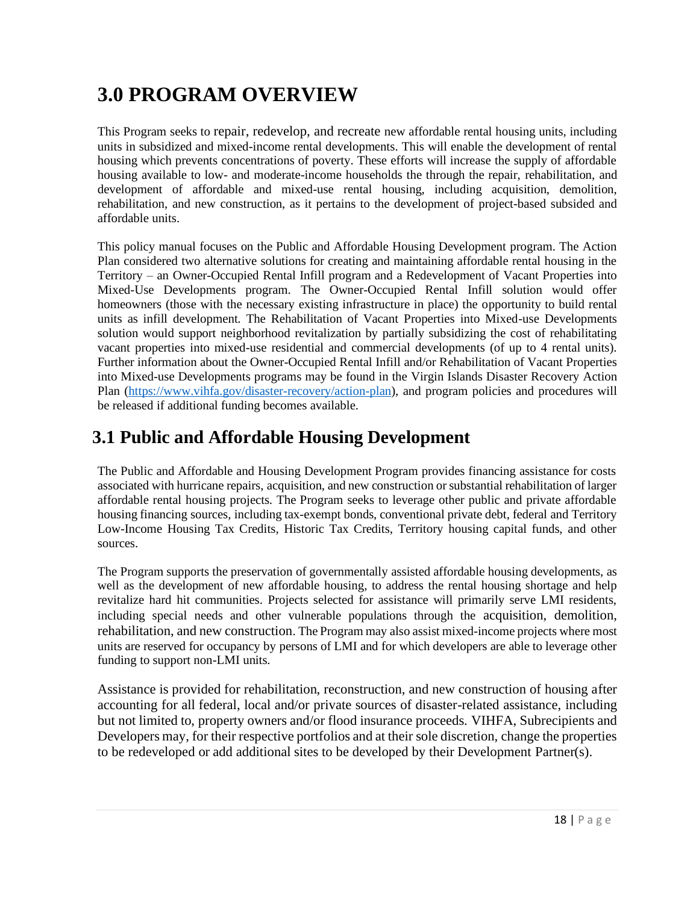# 3.0 PROGRAM OVERVIEW

This Program seeks to repair, redevelop, and recreate new affordable rental housing units, including units in subsidized and mixed-income rental developments. This will enable the development of rental housing which prevents concentrations of poverty. These efforts will increase the supply of affordable housing available to low- and moderate-income households the through the repair, rehabilitation, and development of affordable and mixed-use rental housing, including acquisition, demolition, rehabilitation, and new construction, as it pertains to the development of project-based subsided and affordable units.

This policy manual focuses on the Public and Affordable Housing Development program. The Action Plan considered two alternative solutions for creating and maintaining affordable rental housing in the Territory – an Owner-Occupied Rental Infill program and a Redevelopment of Vacant Properties into Mixed-Use Developments program. The Owner-Occupied Rental Infill solution would offer homeowners (those with the necessary existing infrastructure in place) the opportunity to build rental units as infill development. The Rehabilitation of Vacant Properties into Mixed-use Developments solution would support neighborhood revitalization by partially subsidizing the cost of rehabilitating vacant properties into mixed-use residential and commercial developments (of up to 4 rental units). Further information about the Owner-Occupied Rental Infill and/or Rehabilitation of Vacant Properties into Mixed-use Developments programs may be found in the Virgin Islands Disaster Recovery Action Plan (https://www.vihfa.gov/disaster-recovery/action-plan), and program policies and procedures will be released if additional funding becomes available.

## 3.1 Public and Affordable Housing Development

The Public and Affordable and Housing Development Program provides financing assistance for costs associated with hurricane repairs, acquisition, and new construction or substantial rehabilitation of larger affordable rental housing projects. The Program seeks to leverage other public and private affordable housing financing sources, including tax-exempt bonds, conventional private debt, federal and Territory Low-Income Housing Tax Credits, Historic Tax Credits, Territory housing capital funds, and other sources.

The Program supports the preservation of governmentally assisted affordable housing developments, as well as the development of new affordable housing, to address the rental housing shortage and help revitalize hard hit communities. Projects selected for assistance will primarily serve LMI residents, including special needs and other vulnerable populations through the acquisition, demolition, rehabilitation, and new construction. The Program may also assist mixed-income projects where most units are reserved for occupancy by persons of LMI and for which developers are able to leverage other funding to support non-LMI units.

Assistance is provided for rehabilitation, reconstruction, and new construction of housing after accounting for all federal, local and/or private sources of disaster-related assistance, including but not limited to, property owners and/or flood insurance proceeds. VIHFA, Subrecipients and Developers may, for their respective portfolios and at their sole discretion, change the properties to be redeveloped or add additional sites to be developed by their Development Partner(s).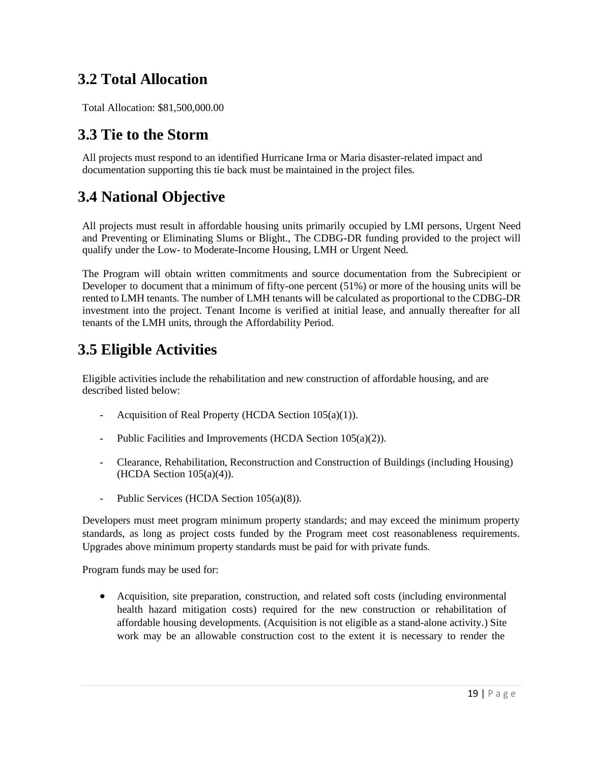## 3.2 Total Allocation

Total Allocation: $81,500,000.00

## 3.3 Tie to the Storm

All projects must respond to an identified Hurricane Irma or Maria disaster-related impact and documentation supporting this tie back must be maintained in the project files.

## 3.4 National Objective

All projects must result in affordable housing units primarily occupied by LMI persons, Urgent Need and Preventing or Eliminating Slums or Blight., The CDBG-DR funding provided to the project will qualify under the Low- to Moderate-Income Housing, LMH or Urgent Need.

The Program will obtain written commitments and source documentation from the Subrecipient or Developer to document that a minimum of fifty-one percent (51%) or more of the housing units will be rented to LMH tenants. The number of LMH tenants will be calculated as proportional to the CDBG-DR investment into the project. Tenant Income is verified at initial lease, and annually thereafter for all tenants of the LMH units, through the Affordability Period.

## 3.5 Eligible Activities

Eligible activities include the rehabilitation and new construction of affordable housing, and are described listed below:

- Acquisition of Real Property (HCDA Section 105(a)(1)).
- Public Facilities and Improvements (HCDA Section 105(a)(2)).
- Clearance, Rehabilitation, Reconstruction and Construction of Buildings (including Housing) (HCDA Section 105(a)(4)).
- Public Services (HCDA Section 105(a)(8)).

Developers must meet program minimum property standards; and may exceed the minimum property standards, as long as project costs funded by the Program meet cost reasonableness requirements. Upgrades above minimum property standards must be paid for with private funds.

Program funds may be used for:

- Acquisition, site preparation, construction, and related soft costs (including environmental health hazard mitigation costs) required for the new construction or rehabilitation of affordable housing developments. (Acquisition is not eligible as a stand-alone activity.) Site work may be an allowable construction cost to the extent it is necessary to render the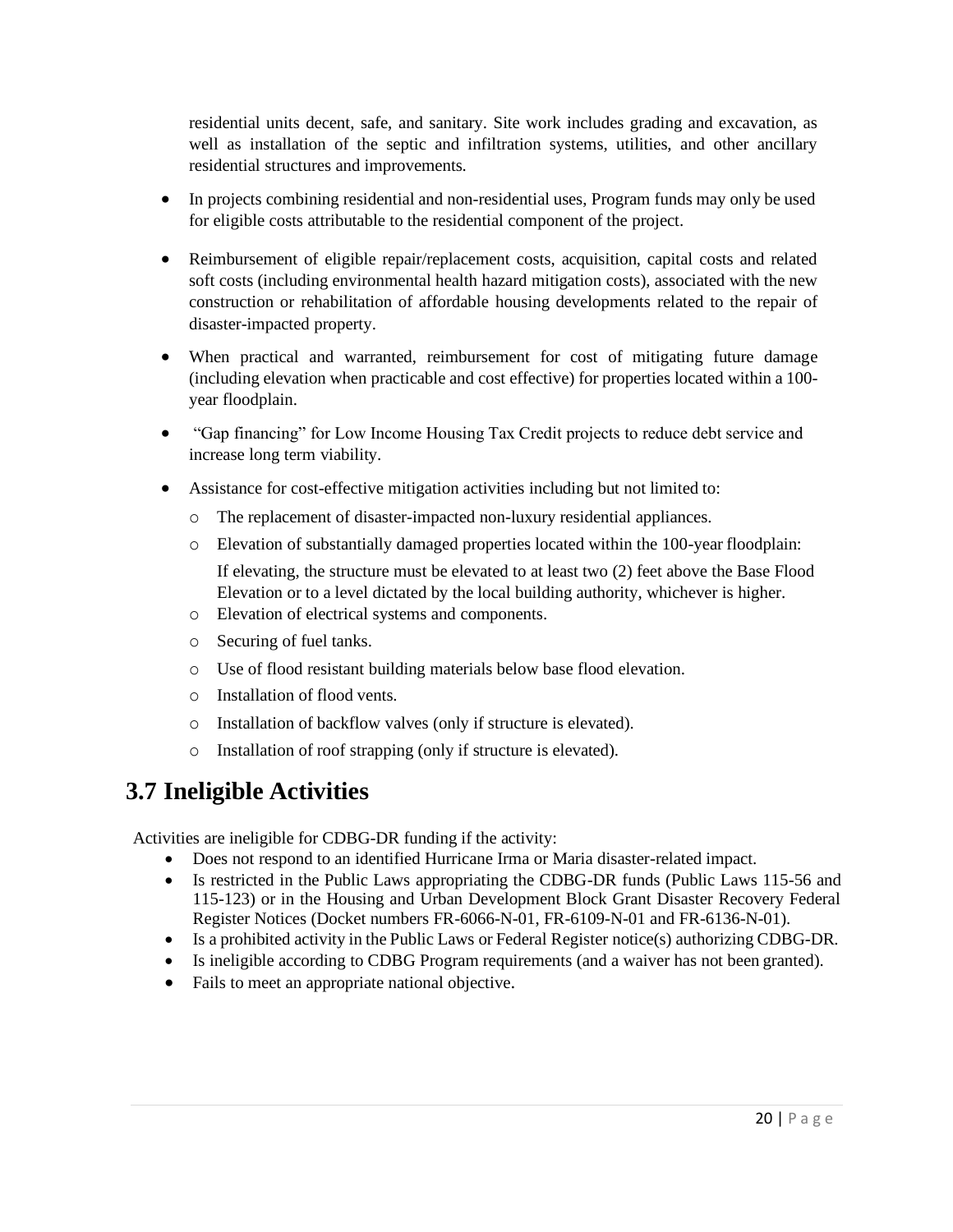residential units decent, safe, and sanitary. Site work includes grading and excavation, as well as installation of the septic and infiltration systems, utilities, and other ancillary residential structures and improvements.

- In projects combining residential and non-residential uses, Program funds may only be used for eligible costs attributable to the residential component of the project.
- Reimbursement of eligible repair/replacement costs, acquisition, capital costs and related soft costs (including environmental health hazard mitigation costs), associated with the new construction or rehabilitation of affordable housing developments related to the repair of disaster-impacted property.
- When practical and warranted, reimbursement for cost of mitigating future damage (including elevation when practicable and cost effective) for properties located within a 100-year floodplain.
- "Gap financing" for Low Income Housing Tax Credit projects to reduce debt service and increase long term viability.
- Assistance for cost-effective mitigation activities including but not limited to:
  - The replacement of disaster-impacted non-luxury residential appliances.
  - Elevation of substantially damaged properties located within the 100-year floodplain:

    If elevating, the structure must be elevated to at least two (2) feet above the Base Flood Elevation or to a level dictated by the local building authority, whichever is higher.
  - Elevation of electrical systems and components.
  - Securing of fuel tanks.
  - Use of flood resistant building materials below base flood elevation.
  - Installation of flood vents.
  - Installation of backflow valves (only if structure is elevated).
  - Installation of roof strapping (only if structure is elevated).

# 3.7 Ineligible Activities

Activities are ineligible for CDBG-DR funding if the activity:

- Does not respond to an identified Hurricane Irma or Maria disaster-related impact.
- Is restricted in the Public Laws appropriating the CDBG-DR funds (Public Laws 115-56 and 115-123) or in the Housing and Urban Development Block Grant Disaster Recovery Federal Register Notices (Docket numbers FR-6066-N-01, FR-6109-N-01 and FR-6136-N-01).
- Is a prohibited activity in the Public Laws or Federal Register notice(s) authorizing CDBG-DR.
- Is ineligible according to CDBG Program requirements (and a waiver has not been granted).
- Fails to meet an appropriate national objective.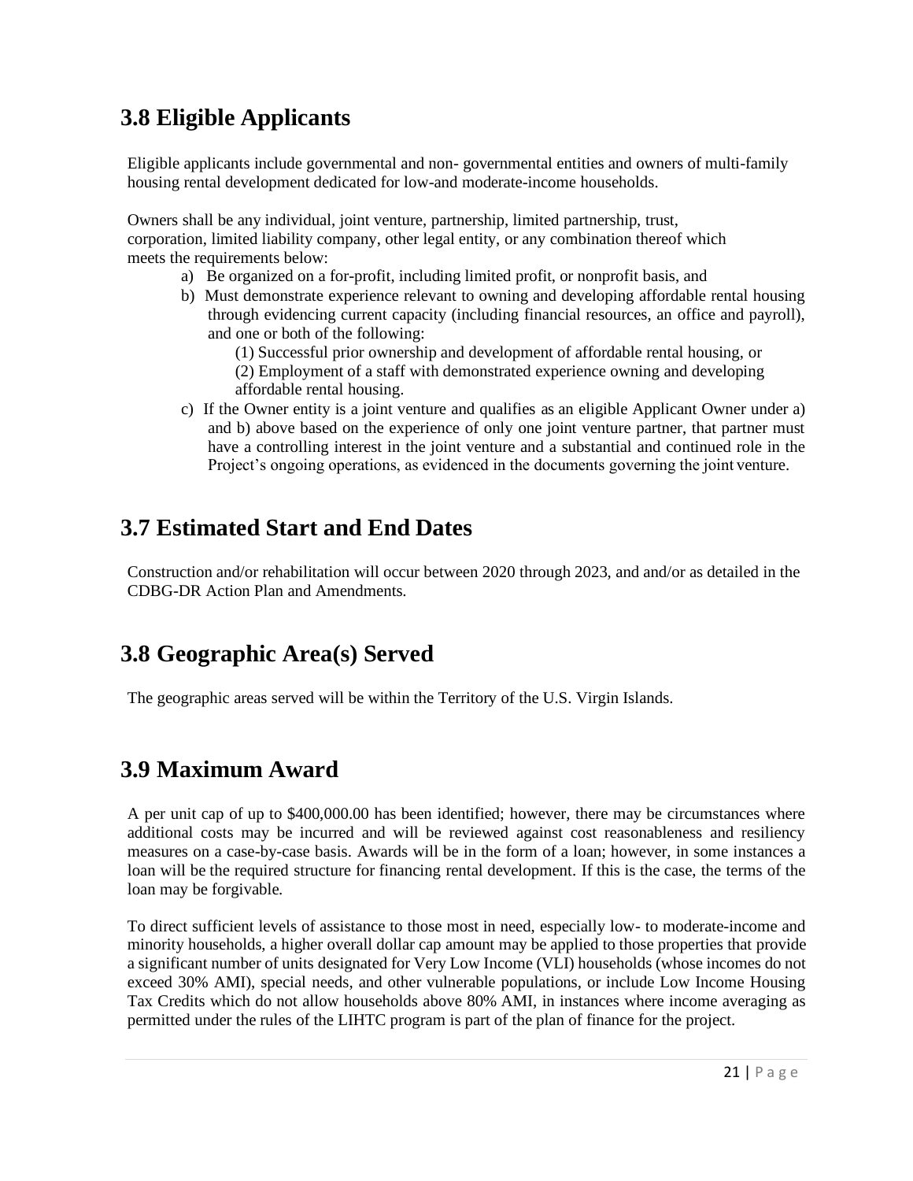## 3.8 Eligible Applicants

Eligible applicants include governmental and non- governmental entities and owners of multi-family housing rental development dedicated for low-and moderate-income households.

Owners shall be any individual, joint venture, partnership, limited partnership, trust, corporation, limited liability company, other legal entity, or any combination thereof which meets the requirements below:

a) Be organized on a for-profit, including limited profit, or nonprofit basis, and
b) Must demonstrate experience relevant to owning and developing affordable rental housing through evidencing current capacity (including financial resources, an office and payroll), and one or both of the following:
   (1) Successful prior ownership and development of affordable rental housing, or
   (2) Employment of a staff with demonstrated experience owning and developing affordable rental housing.
c) If the Owner entity is a joint venture and qualifies as an eligible Applicant Owner under a) and b) above based on the experience of only one joint venture partner, that partner must have a controlling interest in the joint venture and a substantial and continued role in the Project's ongoing operations, as evidenced in the documents governing the joint venture.

## 3.7 Estimated Start and End Dates

Construction and/or rehabilitation will occur between 2020 through 2023, and and/or as detailed in the CDBG-DR Action Plan and Amendments.

## 3.8 Geographic Area(s) Served

The geographic areas served will be within the Territory of the U.S. Virgin Islands.

## 3.9 Maximum Award

A per unit cap of up to $400,000.00 has been identified; however, there may be circumstances where additional costs may be incurred and will be reviewed against cost reasonableness and resiliency measures on a case-by-case basis. Awards will be in the form of a loan; however, in some instances a loan will be the required structure for financing rental development. If this is the case, the terms of the loan may be forgivable.

To direct sufficient levels of assistance to those most in need, especially low- to moderate-income and minority households, a higher overall dollar cap amount may be applied to those properties that provide a significant number of units designated for Very Low Income (VLI) households (whose incomes do not exceed 30% AMI), special needs, and other vulnerable populations, or include Low Income Housing Tax Credits which do not allow households above 80% AMI, in instances where income averaging as permitted under the rules of the LIHTC program is part of the plan of finance for the project.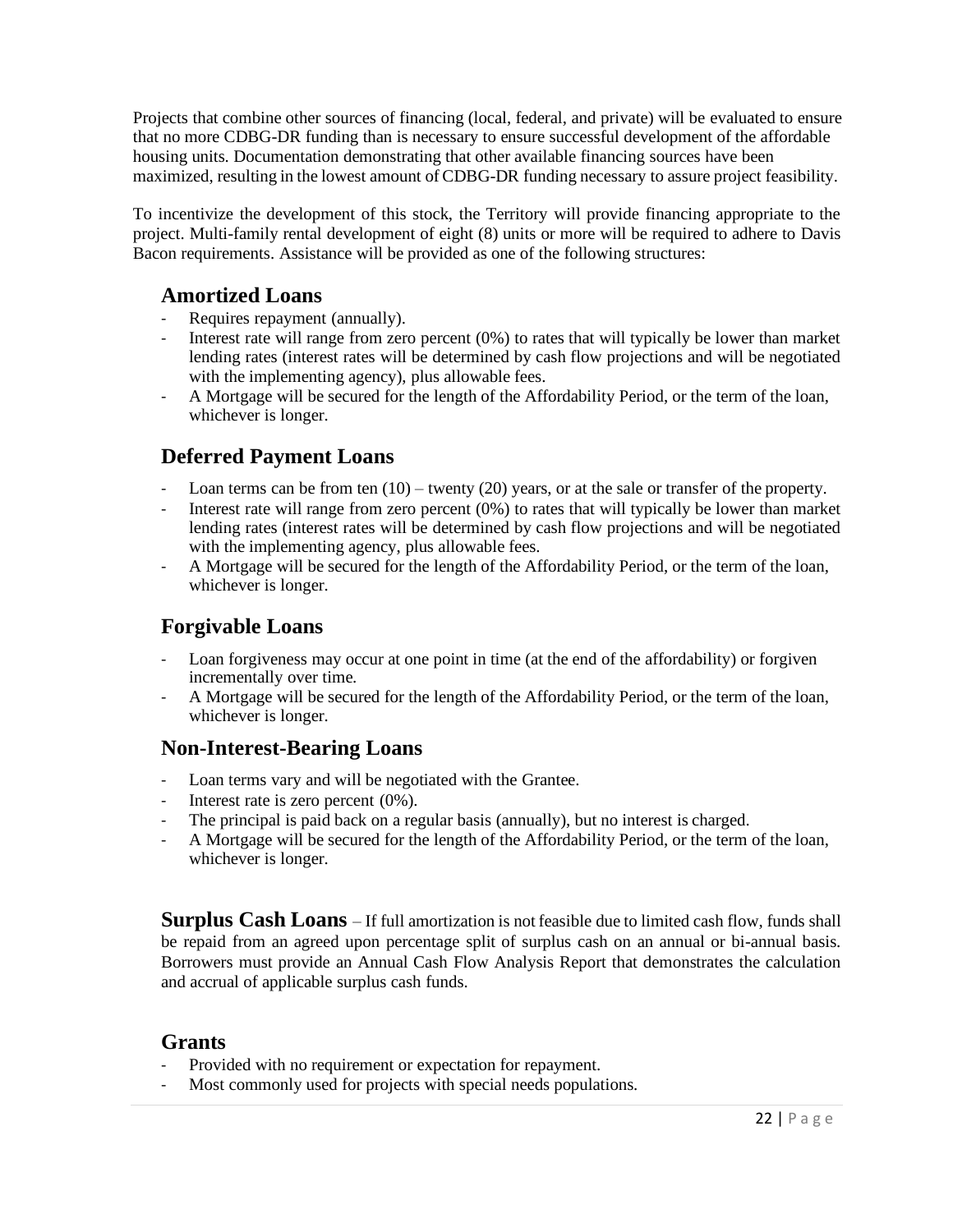Projects that combine other sources of financing (local, federal, and private) will be evaluated to ensure that no more CDBG-DR funding than is necessary to ensure successful development of the affordable housing units. Documentation demonstrating that other available financing sources have been maximized, resulting in the lowest amount of CDBG-DR funding necessary to assure project feasibility.

To incentivize the development of this stock, the Territory will provide financing appropriate to the project. Multi-family rental development of eight (8) units or more will be required to adhere to Davis Bacon requirements. Assistance will be provided as one of the following structures:

## Amortized Loans

- Requires repayment (annually).
- Interest rate will range from zero percent (0%) to rates that will typically be lower than market lending rates (interest rates will be determined by cash flow projections and will be negotiated with the implementing agency), plus allowable fees.
- A Mortgage will be secured for the length of the Affordability Period, or the term of the loan, whichever is longer.

## Deferred Payment Loans

- Loan terms can be from ten (10) – twenty (20) years, or at the sale or transfer of the property.
- Interest rate will range from zero percent (0%) to rates that will typically be lower than market lending rates (interest rates will be determined by cash flow projections and will be negotiated with the implementing agency, plus allowable fees.
- A Mortgage will be secured for the length of the Affordability Period, or the term of the loan, whichever is longer.

## Forgivable Loans

- Loan forgiveness may occur at one point in time (at the end of the affordability) or forgiven incrementally over time.
- A Mortgage will be secured for the length of the Affordability Period, or the term of the loan, whichever is longer.

## Non-Interest-Bearing Loans

- Loan terms vary and will be negotiated with the Grantee.
- Interest rate is zero percent (0%).
- The principal is paid back on a regular basis (annually), but no interest is charged.
- A Mortgage will be secured for the length of the Affordability Period, or the term of the loan, whichever is longer.

**Surplus Cash Loans** – If full amortization is not feasible due to limited cash flow, funds shall be repaid from an agreed upon percentage split of surplus cash on an annual or bi-annual basis. Borrowers must provide an Annual Cash Flow Analysis Report that demonstrates the calculation and accrual of applicable surplus cash funds.

## Grants

- Provided with no requirement or expectation for repayment.
- Most commonly used for projects with special needs populations.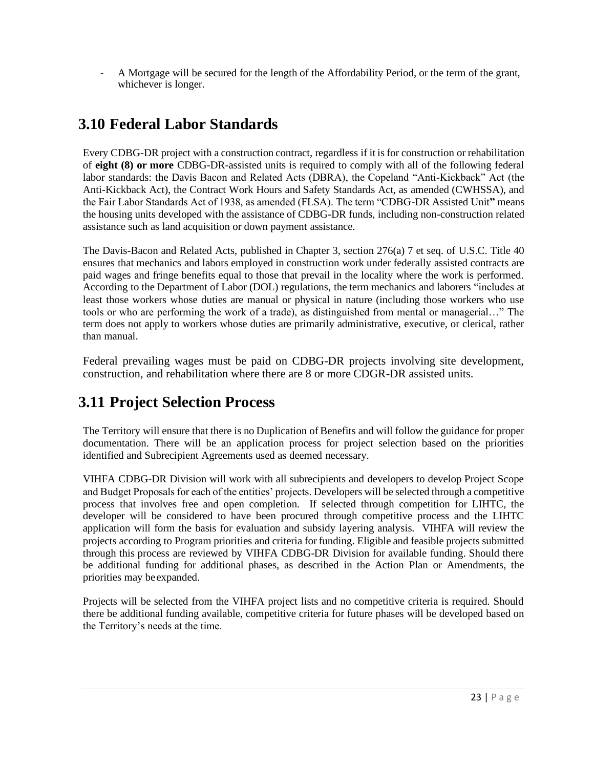- A Mortgage will be secured for the length of the Affordability Period, or the term of the grant, whichever is longer.

## 3.10 Federal Labor Standards

Every CDBG-DR project with a construction contract, regardless if it is for construction or rehabilitation of **eight (8) or more** CDBG-DR-assisted units is required to comply with all of the following federal labor standards: the Davis Bacon and Related Acts (DBRA), the Copeland "Anti-Kickback" Act (the Anti-Kickback Act), the Contract Work Hours and Safety Standards Act, as amended (CWHSSA), and the Fair Labor Standards Act of 1938, as amended (FLSA). The term "CDBG-DR Assisted Unit**"** means the housing units developed with the assistance of CDBG-DR funds, including non-construction related assistance such as land acquisition or down payment assistance.

The Davis-Bacon and Related Acts, published in Chapter 3, section 276(a) 7 et seq. of U.S.C. Title 40 ensures that mechanics and labors employed in construction work under federally assisted contracts are paid wages and fringe benefits equal to those that prevail in the locality where the work is performed. According to the Department of Labor (DOL) regulations, the term mechanics and laborers "includes at least those workers whose duties are manual or physical in nature (including those workers who use tools or who are performing the work of a trade), as distinguished from mental or managerial…" The term does not apply to workers whose duties are primarily administrative, executive, or clerical, rather than manual.

Federal prevailing wages must be paid on CDBG-DR projects involving site development, construction, and rehabilitation where there are 8 or more CDGR-DR assisted units.

## 3.11 Project Selection Process

The Territory will ensure that there is no Duplication of Benefits and will follow the guidance for proper documentation. There will be an application process for project selection based on the priorities identified and Subrecipient Agreements used as deemed necessary.

VIHFA CDBG-DR Division will work with all subrecipients and developers to develop Project Scope and Budget Proposals for each of the entities' projects. Developers will be selected through a competitive process that involves free and open completion. If selected through competition for LIHTC, the developer will be considered to have been procured through competitive process and the LIHTC application will form the basis for evaluation and subsidy layering analysis. VIHFA will review the projects according to Program priorities and criteria for funding. Eligible and feasible projects submitted through this process are reviewed by VIHFA CDBG-DR Division for available funding. Should there be additional funding for additional phases, as described in the Action Plan or Amendments, the priorities may be expanded.

Projects will be selected from the VIHFA project lists and no competitive criteria is required. Should there be additional funding available, competitive criteria for future phases will be developed based on the Territory's needs at the time.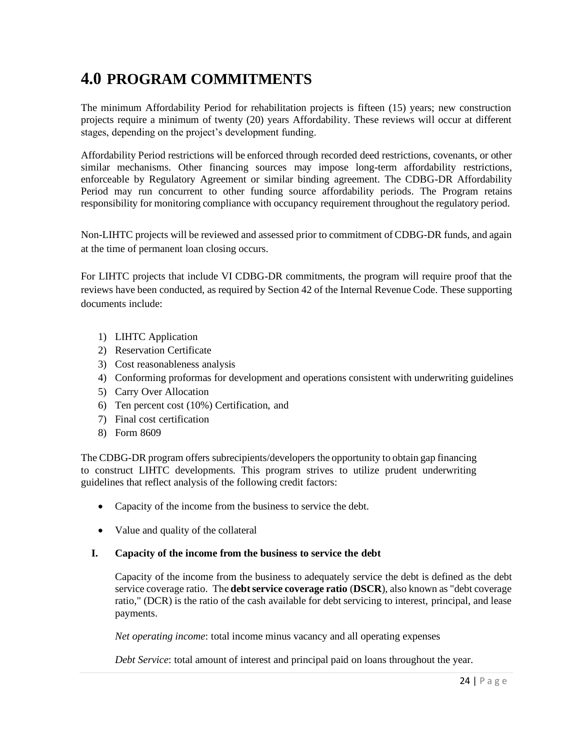# 4.0 PROGRAM COMMITMENTS

The minimum Affordability Period for rehabilitation projects is fifteen (15) years; new construction projects require a minimum of twenty (20) years Affordability. These reviews will occur at different stages, depending on the project's development funding.

Affordability Period restrictions will be enforced through recorded deed restrictions, covenants, or other similar mechanisms. Other financing sources may impose long-term affordability restrictions, enforceable by Regulatory Agreement or similar binding agreement. The CDBG-DR Affordability Period may run concurrent to other funding source affordability periods. The Program retains responsibility for monitoring compliance with occupancy requirement throughout the regulatory period.

Non-LIHTC projects will be reviewed and assessed prior to commitment of CDBG-DR funds, and again at the time of permanent loan closing occurs.

For LIHTC projects that include VI CDBG-DR commitments, the program will require proof that the reviews have been conducted, as required by Section 42 of the Internal Revenue Code. These supporting documents include:

1) LIHTC Application
2) Reservation Certificate
3) Cost reasonableness analysis
4) Conforming proformas for development and operations consistent with underwriting guidelines
5) Carry Over Allocation
6) Ten percent cost (10%) Certification, and
7) Final cost certification
8) Form 8609

The CDBG-DR program offers subrecipients/developers the opportunity to obtain gap financing to construct LIHTC developments. This program strives to utilize prudent underwriting guidelines that reflect analysis of the following credit factors:

- Capacity of the income from the business to service the debt.
- Value and quality of the collateral

**I. Capacity of the income from the business to service the debt**

Capacity of the income from the business to adequately service the debt is defined as the debt service coverage ratio. The **debt service coverage ratio** (**DSCR**), also known as "debt coverage ratio," (DCR) is the ratio of the cash available for debt servicing to interest, principal, and lease payments.

*Net operating income*: total income minus vacancy and all operating expenses

*Debt Service*: total amount of interest and principal paid on loans throughout the year.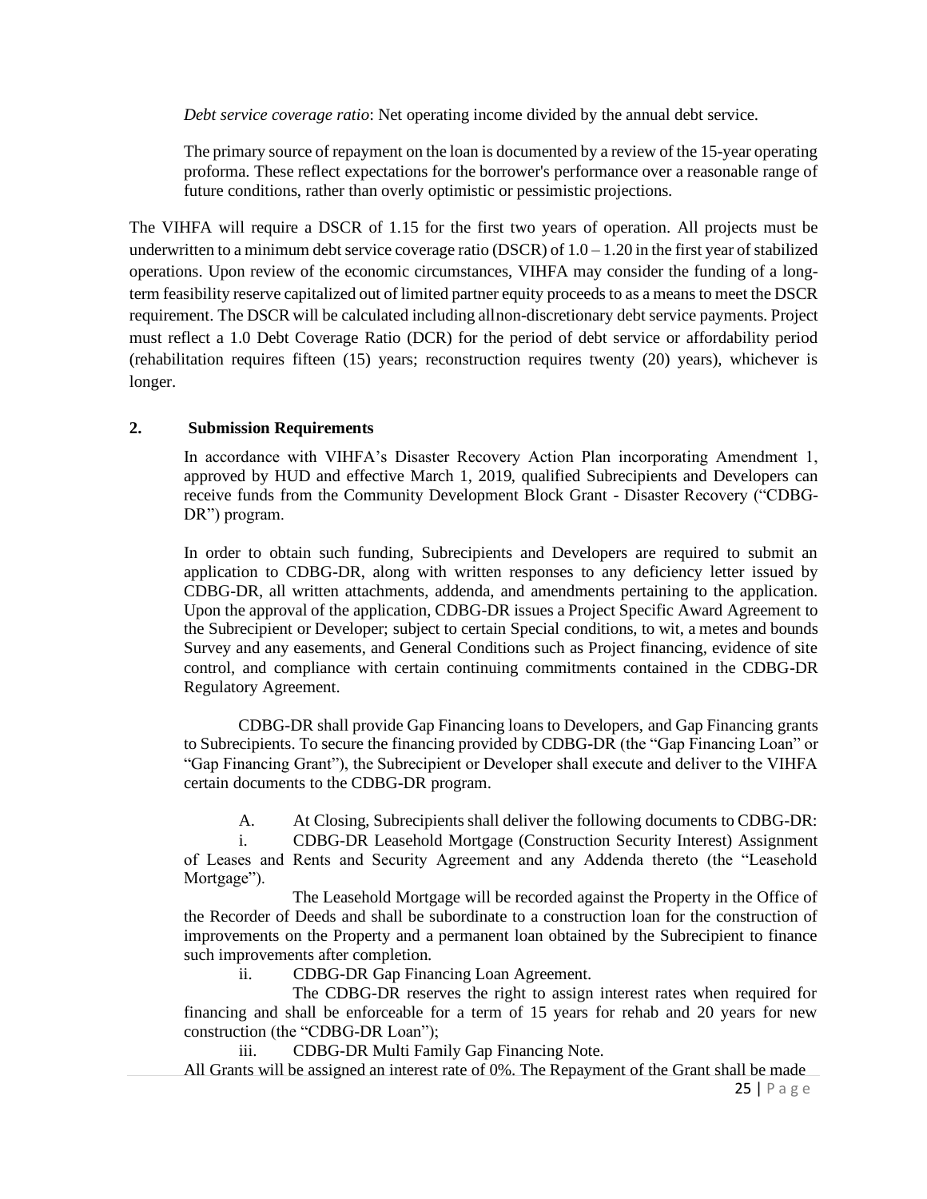*Debt service coverage ratio*: Net operating income divided by the annual debt service.

The primary source of repayment on the loan is documented by a review of the 15-year operating proforma. These reflect expectations for the borrower's performance over a reasonable range of future conditions, rather than overly optimistic or pessimistic projections.

The VIHFA will require a DSCR of 1.15 for the first two years of operation. All projects must be underwritten to a minimum debt service coverage ratio (DSCR) of 1.0 – 1.20 in the first year of stabilized operations. Upon review of the economic circumstances, VIHFA may consider the funding of a long-term feasibility reserve capitalized out of limited partner equity proceeds to as a means to meet the DSCR requirement. The DSCR will be calculated including allnon-discretionary debt service payments. Project must reflect a 1.0 Debt Coverage Ratio (DCR) for the period of debt service or affordability period (rehabilitation requires fifteen (15) years; reconstruction requires twenty (20) years), whichever is longer.

## 2. Submission Requirements

In accordance with VIHFA's Disaster Recovery Action Plan incorporating Amendment 1, approved by HUD and effective March 1, 2019, qualified Subrecipients and Developers can receive funds from the Community Development Block Grant - Disaster Recovery ("CDBG-DR") program.

In order to obtain such funding, Subrecipients and Developers are required to submit an application to CDBG-DR, along with written responses to any deficiency letter issued by CDBG-DR, all written attachments, addenda, and amendments pertaining to the application. Upon the approval of the application, CDBG-DR issues a Project Specific Award Agreement to the Subrecipient or Developer; subject to certain Special conditions, to wit, a metes and bounds Survey and any easements, and General Conditions such as Project financing, evidence of site control, and compliance with certain continuing commitments contained in the CDBG-DR Regulatory Agreement.

CDBG-DR shall provide Gap Financing loans to Developers, and Gap Financing grants to Subrecipients. To secure the financing provided by CDBG-DR (the "Gap Financing Loan" or "Gap Financing Grant"), the Subrecipient or Developer shall execute and deliver to the VIHFA certain documents to the CDBG-DR program.

A. At Closing, Subrecipients shall deliver the following documents to CDBG-DR:

i. CDBG-DR Leasehold Mortgage (Construction Security Interest) Assignment of Leases and Rents and Security Agreement and any Addenda thereto (the "Leasehold Mortgage").

The Leasehold Mortgage will be recorded against the Property in the Office of the Recorder of Deeds and shall be subordinate to a construction loan for the construction of improvements on the Property and a permanent loan obtained by the Subrecipient to finance such improvements after completion.

ii. CDBG-DR Gap Financing Loan Agreement.

The CDBG-DR reserves the right to assign interest rates when required for financing and shall be enforceable for a term of 15 years for rehab and 20 years for new construction (the "CDBG-DR Loan");

iii. CDBG-DR Multi Family Gap Financing Note.

All Grants will be assigned an interest rate of 0%. The Repayment of the Grant shall be made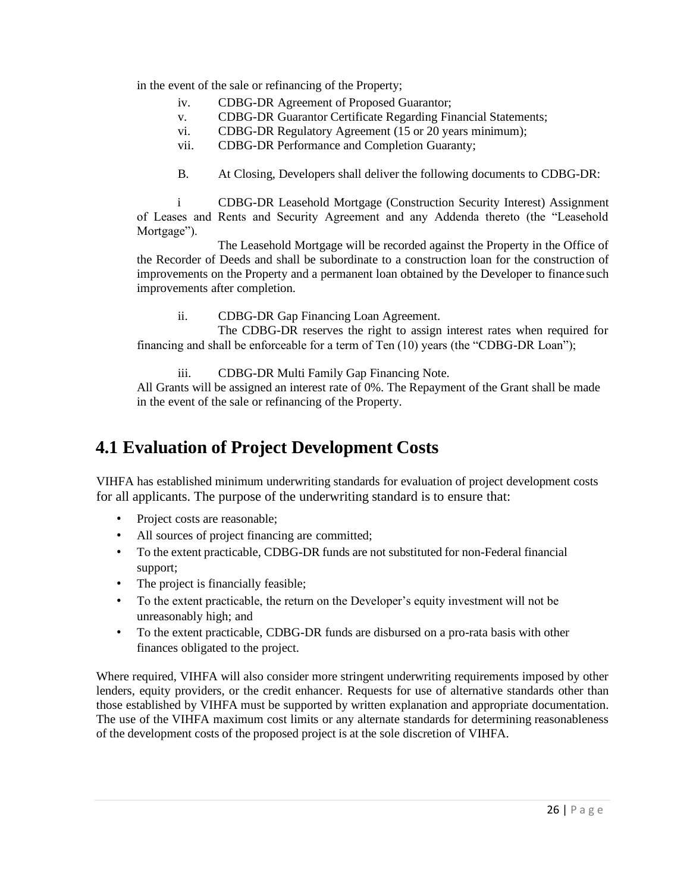in the event of the sale or refinancing of the Property;

iv. CDBG-DR Agreement of Proposed Guarantor;
v. CDBG-DR Guarantor Certificate Regarding Financial Statements;
vi. CDBG-DR Regulatory Agreement (15 or 20 years minimum);
vii. CDBG-DR Performance and Completion Guaranty;

B. At Closing, Developers shall deliver the following documents to CDBG-DR:

i CDBG-DR Leasehold Mortgage (Construction Security Interest) Assignment of Leases and Rents and Security Agreement and any Addenda thereto (the "Leasehold Mortgage").

The Leasehold Mortgage will be recorded against the Property in the Office of the Recorder of Deeds and shall be subordinate to a construction loan for the construction of improvements on the Property and a permanent loan obtained by the Developer to finance such improvements after completion.

ii. CDBG-DR Gap Financing Loan Agreement.

The CDBG-DR reserves the right to assign interest rates when required for financing and shall be enforceable for a term of Ten (10) years (the "CDBG-DR Loan");

iii. CDBG-DR Multi Family Gap Financing Note.

All Grants will be assigned an interest rate of 0%. The Repayment of the Grant shall be made in the event of the sale or refinancing of the Property.

# 4.1 Evaluation of Project Development Costs

VIHFA has established minimum underwriting standards for evaluation of project development costs for all applicants. The purpose of the underwriting standard is to ensure that:

- Project costs are reasonable;
- All sources of project financing are committed;
- To the extent practicable, CDBG-DR funds are not substituted for non-Federal financial support;
- The project is financially feasible;
- To the extent practicable, the return on the Developer's equity investment will not be unreasonably high; and
- To the extent practicable, CDBG-DR funds are disbursed on a pro-rata basis with other finances obligated to the project.

Where required, VIHFA will also consider more stringent underwriting requirements imposed by other lenders, equity providers, or the credit enhancer. Requests for use of alternative standards other than those established by VIHFA must be supported by written explanation and appropriate documentation. The use of the VIHFA maximum cost limits or any alternate standards for determining reasonableness of the development costs of the proposed project is at the sole discretion of VIHFA.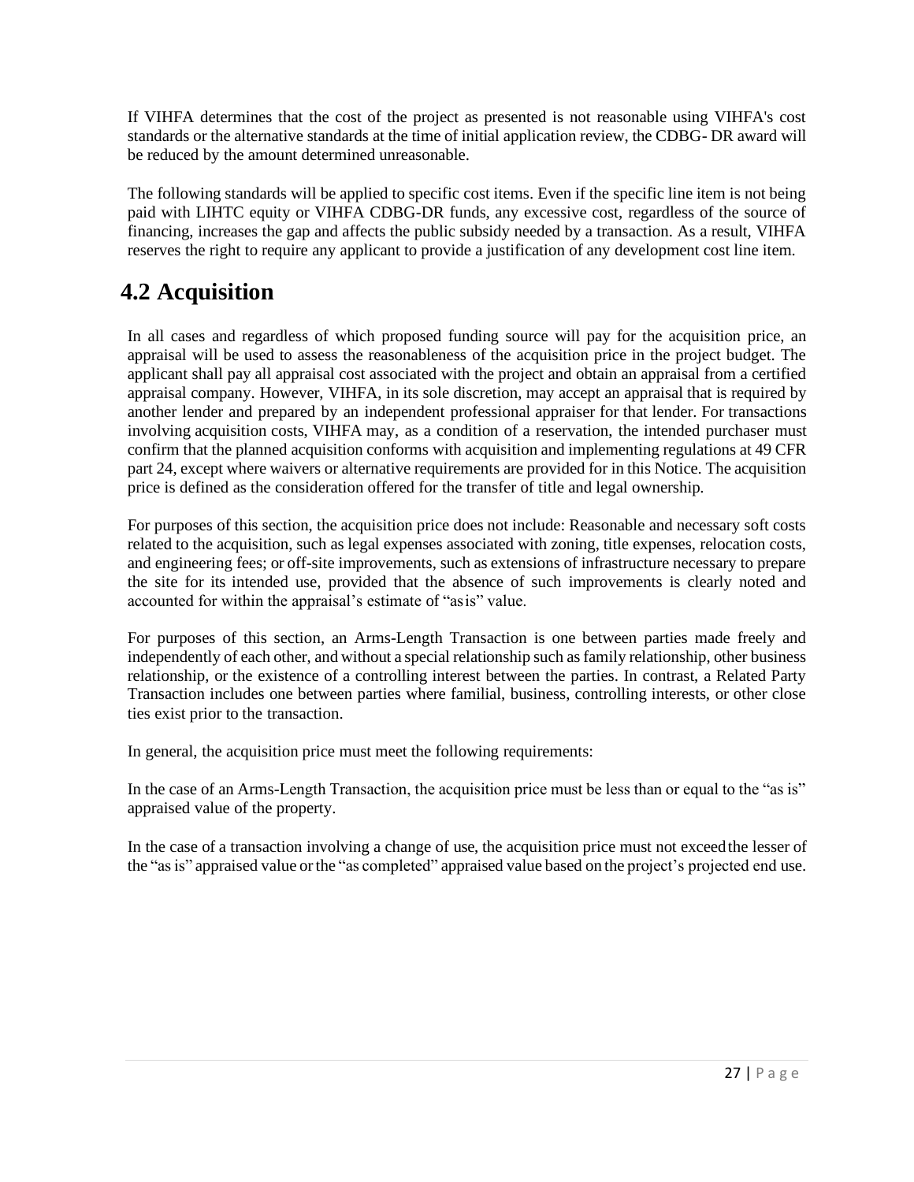If VIHFA determines that the cost of the project as presented is not reasonable using VIHFA's cost standards or the alternative standards at the time of initial application review, the CDBG- DR award will be reduced by the amount determined unreasonable.

The following standards will be applied to specific cost items. Even if the specific line item is not being paid with LIHTC equity or VIHFA CDBG-DR funds, any excessive cost, regardless of the source of financing, increases the gap and affects the public subsidy needed by a transaction. As a result, VIHFA reserves the right to require any applicant to provide a justification of any development cost line item.

## 4.2 Acquisition

In all cases and regardless of which proposed funding source will pay for the acquisition price, an appraisal will be used to assess the reasonableness of the acquisition price in the project budget. The applicant shall pay all appraisal cost associated with the project and obtain an appraisal from a certified appraisal company. However, VIHFA, in its sole discretion, may accept an appraisal that is required by another lender and prepared by an independent professional appraiser for that lender. For transactions involving acquisition costs, VIHFA may, as a condition of a reservation, the intended purchaser must confirm that the planned acquisition conforms with acquisition and implementing regulations at 49 CFR part 24, except where waivers or alternative requirements are provided for in this Notice. The acquisition price is defined as the consideration offered for the transfer of title and legal ownership.

For purposes of this section, the acquisition price does not include: Reasonable and necessary soft costs related to the acquisition, such as legal expenses associated with zoning, title expenses, relocation costs, and engineering fees; or off-site improvements, such as extensions of infrastructure necessary to prepare the site for its intended use, provided that the absence of such improvements is clearly noted and accounted for within the appraisal's estimate of "asis" value.

For purposes of this section, an Arms-Length Transaction is one between parties made freely and independently of each other, and without a special relationship such as family relationship, other business relationship, or the existence of a controlling interest between the parties. In contrast, a Related Party Transaction includes one between parties where familial, business, controlling interests, or other close ties exist prior to the transaction.

In general, the acquisition price must meet the following requirements:

In the case of an Arms-Length Transaction, the acquisition price must be less than or equal to the "as is" appraised value of the property.

In the case of a transaction involving a change of use, the acquisition price must not exceed the lesser of the "as is" appraised value or the "as completed" appraised value based on the project's projected end use.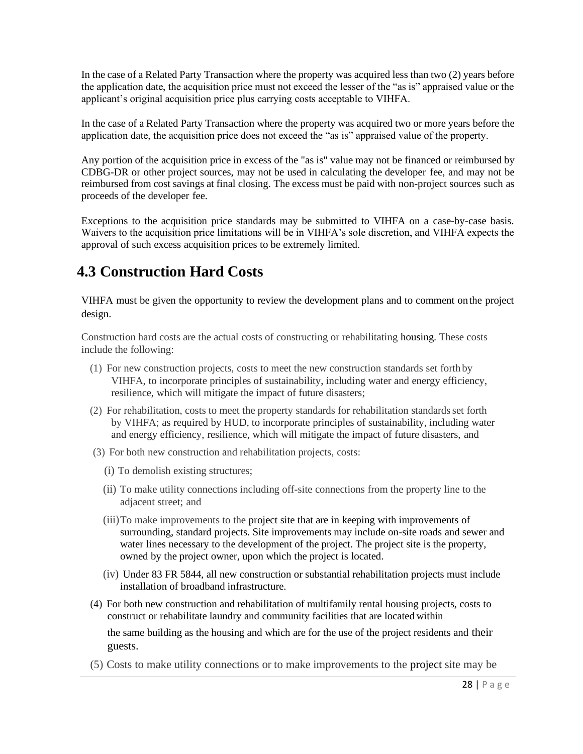In the case of a Related Party Transaction where the property was acquired less than two (2) years before the application date, the acquisition price must not exceed the lesser of the "as is" appraised value or the applicant's original acquisition price plus carrying costs acceptable to VIHFA.

In the case of a Related Party Transaction where the property was acquired two or more years before the application date, the acquisition price does not exceed the "as is" appraised value of the property.

Any portion of the acquisition price in excess of the "as is" value may not be financed or reimbursed by CDBG-DR or other project sources, may not be used in calculating the developer fee, and may not be reimbursed from cost savings at final closing. The excess must be paid with non-project sources such as proceeds of the developer fee.

Exceptions to the acquisition price standards may be submitted to VIHFA on a case-by-case basis. Waivers to the acquisition price limitations will be in VIHFA's sole discretion, and VIHFA expects the approval of such excess acquisition prices to be extremely limited.

## 4.3 Construction Hard Costs

VIHFA must be given the opportunity to review the development plans and to comment on the project design.

Construction hard costs are the actual costs of constructing or rehabilitating housing. These costs include the following:

(1) For new construction projects, costs to meet the new construction standards set forth by VIHFA, to incorporate principles of sustainability, including water and energy efficiency, resilience, which will mitigate the impact of future disasters;

(2) For rehabilitation, costs to meet the property standards for rehabilitation standards set forth by VIHFA; as required by HUD, to incorporate principles of sustainability, including water and energy efficiency, resilience, which will mitigate the impact of future disasters, and

(3) For both new construction and rehabilitation projects, costs:

  (i) To demolish existing structures;

  (ii) To make utility connections including off-site connections from the property line to the adjacent street; and

  (iii) To make improvements to the project site that are in keeping with improvements of surrounding, standard projects. Site improvements may include on-site roads and sewer and water lines necessary to the development of the project. The project site is the property, owned by the project owner, upon which the project is located.

  (iv) Under 83 FR 5844, all new construction or substantial rehabilitation projects must include installation of broadband infrastructure.

(4) For both new construction and rehabilitation of multifamily rental housing projects, costs to construct or rehabilitate laundry and community facilities that are located within the same building as the housing and which are for the use of the project residents and their guests.

(5) Costs to make utility connections or to make improvements to the project site may be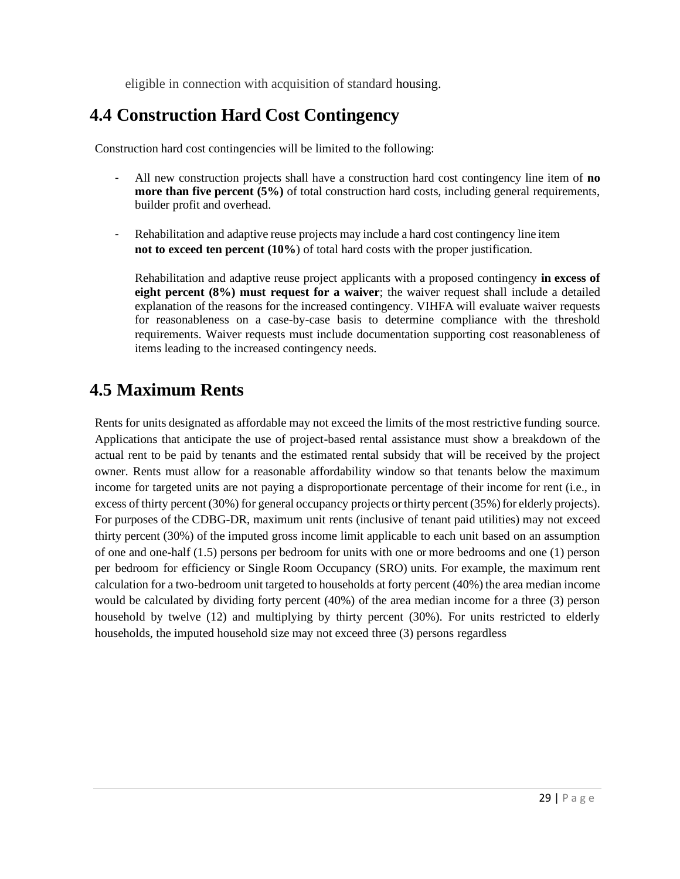eligible in connection with acquisition of standard housing.

## 4.4 Construction Hard Cost Contingency

Construction hard cost contingencies will be limited to the following:

- All new construction projects shall have a construction hard cost contingency line item of **no more than five percent (5%)** of total construction hard costs, including general requirements, builder profit and overhead.

- Rehabilitation and adaptive reuse projects may include a hard cost contingency line item **not to exceed ten percent (10%**) of total hard costs with the proper justification.

  Rehabilitation and adaptive reuse project applicants with a proposed contingency **in excess of eight percent (8%) must request for a waiver**; the waiver request shall include a detailed explanation of the reasons for the increased contingency. VIHFA will evaluate waiver requests for reasonableness on a case-by-case basis to determine compliance with the threshold requirements. Waiver requests must include documentation supporting cost reasonableness of items leading to the increased contingency needs.

## 4.5 Maximum Rents

Rents for units designated as affordable may not exceed the limits of the most restrictive funding source. Applications that anticipate the use of project-based rental assistance must show a breakdown of the actual rent to be paid by tenants and the estimated rental subsidy that will be received by the project owner. Rents must allow for a reasonable affordability window so that tenants below the maximum income for targeted units are not paying a disproportionate percentage of their income for rent (i.e., in excess of thirty percent (30%) for general occupancy projects or thirty percent (35%) for elderly projects). For purposes of the CDBG-DR, maximum unit rents (inclusive of tenant paid utilities) may not exceed thirty percent (30%) of the imputed gross income limit applicable to each unit based on an assumption of one and one-half (1.5) persons per bedroom for units with one or more bedrooms and one (1) person per bedroom for efficiency or Single Room Occupancy (SRO) units. For example, the maximum rent calculation for a two-bedroom unit targeted to households at forty percent (40%) the area median income would be calculated by dividing forty percent (40%) of the area median income for a three (3) person household by twelve (12) and multiplying by thirty percent (30%). For units restricted to elderly households, the imputed household size may not exceed three (3) persons regardless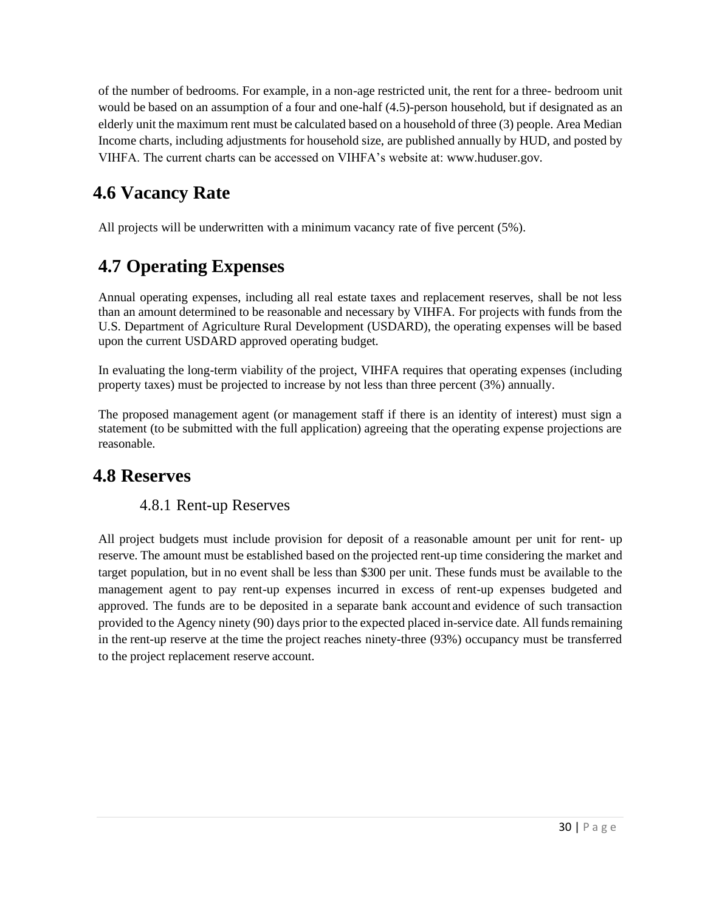of the number of bedrooms. For example, in a non-age restricted unit, the rent for a three- bedroom unit would be based on an assumption of a four and one-half (4.5)-person household, but if designated as an elderly unit the maximum rent must be calculated based on a household of three (3) people. Area Median Income charts, including adjustments for household size, are published annually by HUD, and posted by VIHFA. The current charts can be accessed on VIHFA's website at: www.huduser.gov.

## 4.6 Vacancy Rate

All projects will be underwritten with a minimum vacancy rate of five percent (5%).

## 4.7 Operating Expenses

Annual operating expenses, including all real estate taxes and replacement reserves, shall be not less than an amount determined to be reasonable and necessary by VIHFA. For projects with funds from the U.S. Department of Agriculture Rural Development (USDARD), the operating expenses will be based upon the current USDARD approved operating budget.

In evaluating the long-term viability of the project, VIHFA requires that operating expenses (including property taxes) must be projected to increase by not less than three percent (3%) annually.

The proposed management agent (or management staff if there is an identity of interest) must sign a statement (to be submitted with the full application) agreeing that the operating expense projections are reasonable.

## 4.8 Reserves

### 4.8.1 Rent-up Reserves

All project budgets must include provision for deposit of a reasonable amount per unit for rent- up reserve. The amount must be established based on the projected rent-up time considering the market and target population, but in no event shall be less than $300 per unit. These funds must be available to the management agent to pay rent-up expenses incurred in excess of rent-up expenses budgeted and approved. The funds are to be deposited in a separate bank account and evidence of such transaction provided to the Agency ninety (90) days prior to the expected placed in-service date. All funds remaining in the rent-up reserve at the time the project reaches ninety-three (93%) occupancy must be transferred to the project replacement reserve account.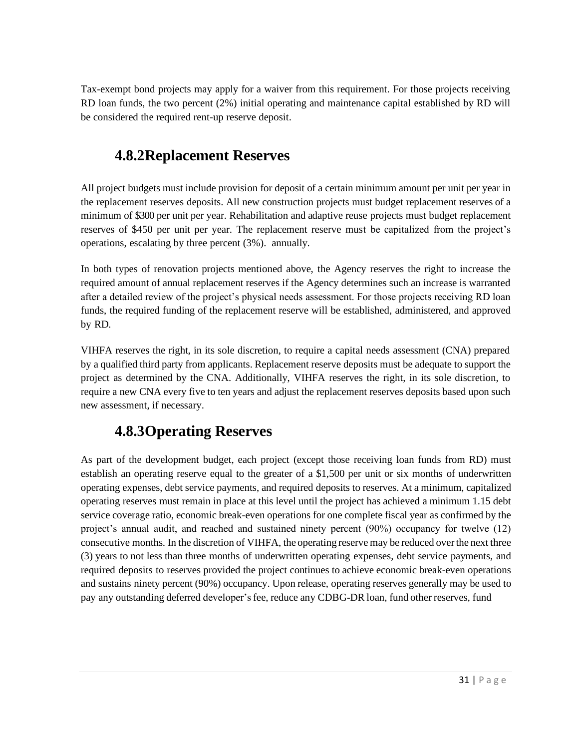Tax-exempt bond projects may apply for a waiver from this requirement. For those projects receiving RD loan funds, the two percent (2%) initial operating and maintenance capital established by RD will be considered the required rent-up reserve deposit.

### 4.8.2 Replacement Reserves

All project budgets must include provision for deposit of a certain minimum amount per unit per year in the replacement reserves deposits. All new construction projects must budget replacement reserves of a minimum of $300 per unit per year. Rehabilitation and adaptive reuse projects must budget replacement reserves of $450 per unit per year. The replacement reserve must be capitalized from the project's operations, escalating by three percent (3%). annually.

In both types of renovation projects mentioned above, the Agency reserves the right to increase the required amount of annual replacement reserves if the Agency determines such an increase is warranted after a detailed review of the project's physical needs assessment. For those projects receiving RD loan funds, the required funding of the replacement reserve will be established, administered, and approved by RD.

VIHFA reserves the right, in its sole discretion, to require a capital needs assessment (CNA) prepared by a qualified third party from applicants. Replacement reserve deposits must be adequate to support the project as determined by the CNA. Additionally, VIHFA reserves the right, in its sole discretion, to require a new CNA every five to ten years and adjust the replacement reserves deposits based upon such new assessment, if necessary.

### 4.8.3 Operating Reserves

As part of the development budget, each project (except those receiving loan funds from RD) must establish an operating reserve equal to the greater of a $1,500 per unit or six months of underwritten operating expenses, debt service payments, and required deposits to reserves. At a minimum, capitalized operating reserves must remain in place at this level until the project has achieved a minimum 1.15 debt service coverage ratio, economic break-even operations for one complete fiscal year as confirmed by the project's annual audit, and reached and sustained ninety percent (90%) occupancy for twelve (12) consecutive months. In the discretion of VIHFA, the operating reserve may be reduced over the next three (3) years to not less than three months of underwritten operating expenses, debt service payments, and required deposits to reserves provided the project continues to achieve economic break-even operations and sustains ninety percent (90%) occupancy. Upon release, operating reserves generally may be used to pay any outstanding deferred developer's fee, reduce any CDBG-DR loan, fund other reserves, fund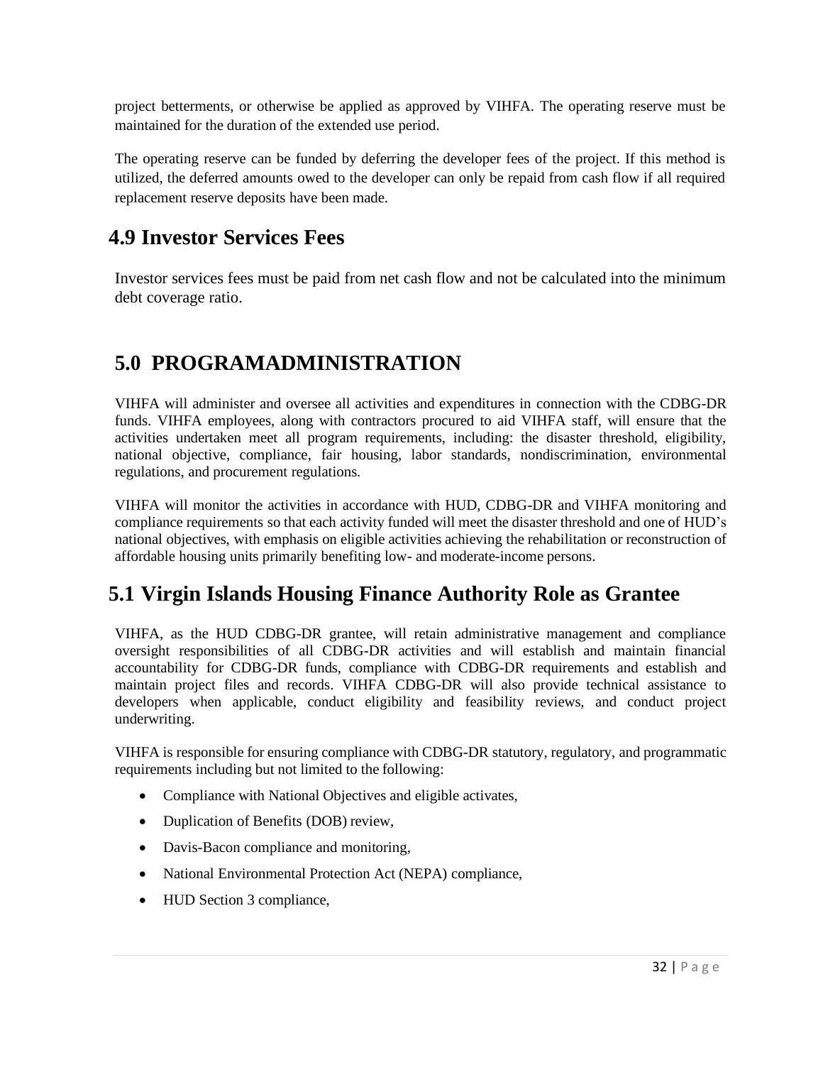project betterments, or otherwise be applied as approved by VIHFA. The operating reserve must be maintained for the duration of the extended use period.

The operating reserve can be funded by deferring the developer fees of the project. If this method is utilized, the deferred amounts owed to the developer can only be repaid from cash flow if all required replacement reserve deposits have been made.

## 4.9 Investor Services Fees

Investor services fees must be paid from net cash flow and not be calculated into the minimum debt coverage ratio.

# 5.0 PROGRAMADMINISTRATION

VIHFA will administer and oversee all activities and expenditures in connection with the CDBG-DR funds. VIHFA employees, along with contractors procured to aid VIHFA staff, will ensure that the activities undertaken meet all program requirements, including: the disaster threshold, eligibility, national objective, compliance, fair housing, labor standards, nondiscrimination, environmental regulations, and procurement regulations.

VIHFA will monitor the activities in accordance with HUD, CDBG-DR and VIHFA monitoring and compliance requirements so that each activity funded will meet the disaster threshold and one of HUD's national objectives, with emphasis on eligible activities achieving the rehabilitation or reconstruction of affordable housing units primarily benefiting low- and moderate-income persons.

## 5.1 Virgin Islands Housing Finance Authority Role as Grantee

VIHFA, as the HUD CDBG-DR grantee, will retain administrative management and compliance oversight responsibilities of all CDBG-DR activities and will establish and maintain financial accountability for CDBG-DR funds, compliance with CDBG-DR requirements and establish and maintain project files and records. VIHFA CDBG-DR will also provide technical assistance to developers when applicable, conduct eligibility and feasibility reviews, and conduct project underwriting.

VIHFA is responsible for ensuring compliance with CDBG-DR statutory, regulatory, and programmatic requirements including but not limited to the following:

- Compliance with National Objectives and eligible activates,
- Duplication of Benefits (DOB) review,
- Davis-Bacon compliance and monitoring,
- National Environmental Protection Act (NEPA) compliance,
- HUD Section 3 compliance,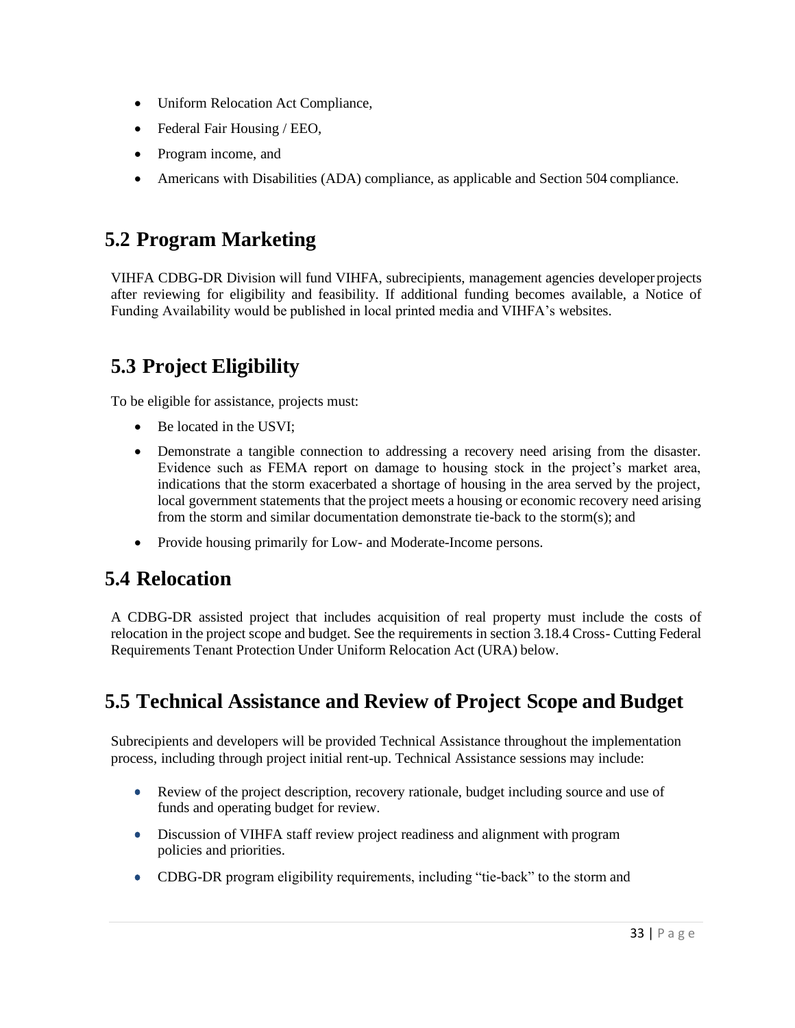- Uniform Relocation Act Compliance,
- Federal Fair Housing / EEO,
- Program income, and
- Americans with Disabilities (ADA) compliance, as applicable and Section 504 compliance.

## 5.2 Program Marketing

VIHFA CDBG-DR Division will fund VIHFA, subrecipients, management agencies developer projects after reviewing for eligibility and feasibility. If additional funding becomes available, a Notice of Funding Availability would be published in local printed media and VIHFA's websites.

## 5.3 Project Eligibility

To be eligible for assistance, projects must:

- Be located in the USVI;
- Demonstrate a tangible connection to addressing a recovery need arising from the disaster. Evidence such as FEMA report on damage to housing stock in the project's market area, indications that the storm exacerbated a shortage of housing in the area served by the project, local government statements that the project meets a housing or economic recovery need arising from the storm and similar documentation demonstrate tie-back to the storm(s); and
- Provide housing primarily for Low- and Moderate-Income persons.

## 5.4 Relocation

A CDBG-DR assisted project that includes acquisition of real property must include the costs of relocation in the project scope and budget. See the requirements in section 3.18.4 Cross- Cutting Federal Requirements Tenant Protection Under Uniform Relocation Act (URA) below.

## 5.5 Technical Assistance and Review of Project Scope and Budget

Subrecipients and developers will be provided Technical Assistance throughout the implementation process, including through project initial rent-up. Technical Assistance sessions may include:

- Review of the project description, recovery rationale, budget including source and use of funds and operating budget for review.
- Discussion of VIHFA staff review project readiness and alignment with program policies and priorities.
- CDBG-DR program eligibility requirements, including "tie-back" to the storm and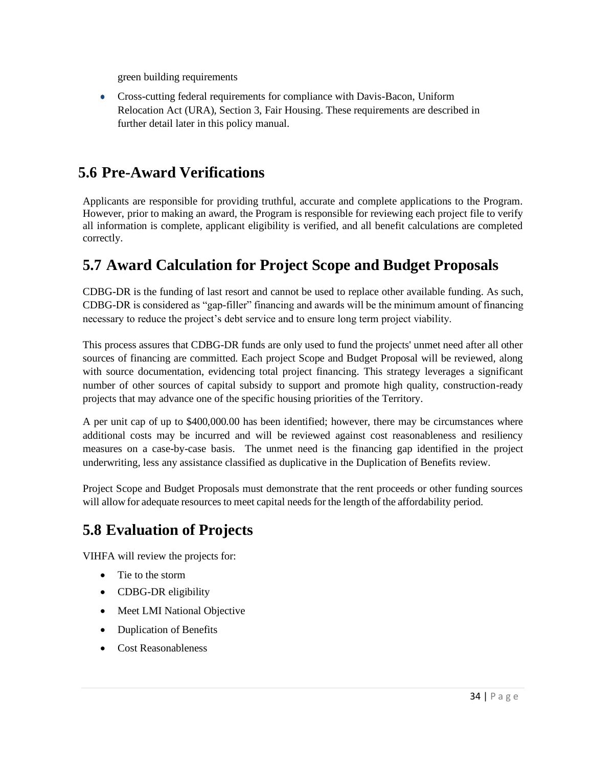green building requirements

- Cross-cutting federal requirements for compliance with Davis-Bacon, Uniform Relocation Act (URA), Section 3, Fair Housing. These requirements are described in further detail later in this policy manual.

## 5.6 Pre-Award Verifications

Applicants are responsible for providing truthful, accurate and complete applications to the Program. However, prior to making an award, the Program is responsible for reviewing each project file to verify all information is complete, applicant eligibility is verified, and all benefit calculations are completed correctly.

## 5.7 Award Calculation for Project Scope and Budget Proposals

CDBG-DR is the funding of last resort and cannot be used to replace other available funding. As such, CDBG-DR is considered as "gap-filler" financing and awards will be the minimum amount of financing necessary to reduce the project's debt service and to ensure long term project viability.

This process assures that CDBG-DR funds are only used to fund the projects' unmet need after all other sources of financing are committed. Each project Scope and Budget Proposal will be reviewed, along with source documentation, evidencing total project financing. This strategy leverages a significant number of other sources of capital subsidy to support and promote high quality, construction-ready projects that may advance one of the specific housing priorities of the Territory.

A per unit cap of up to $400,000.00 has been identified; however, there may be circumstances where additional costs may be incurred and will be reviewed against cost reasonableness and resiliency measures on a case-by-case basis. The unmet need is the financing gap identified in the project underwriting, less any assistance classified as duplicative in the Duplication of Benefits review.

Project Scope and Budget Proposals must demonstrate that the rent proceeds or other funding sources will allow for adequate resources to meet capital needs for the length of the affordability period.

## 5.8 Evaluation of Projects

VIHFA will review the projects for:

- Tie to the storm
- CDBG-DR eligibility
- Meet LMI National Objective
- Duplication of Benefits
- Cost Reasonableness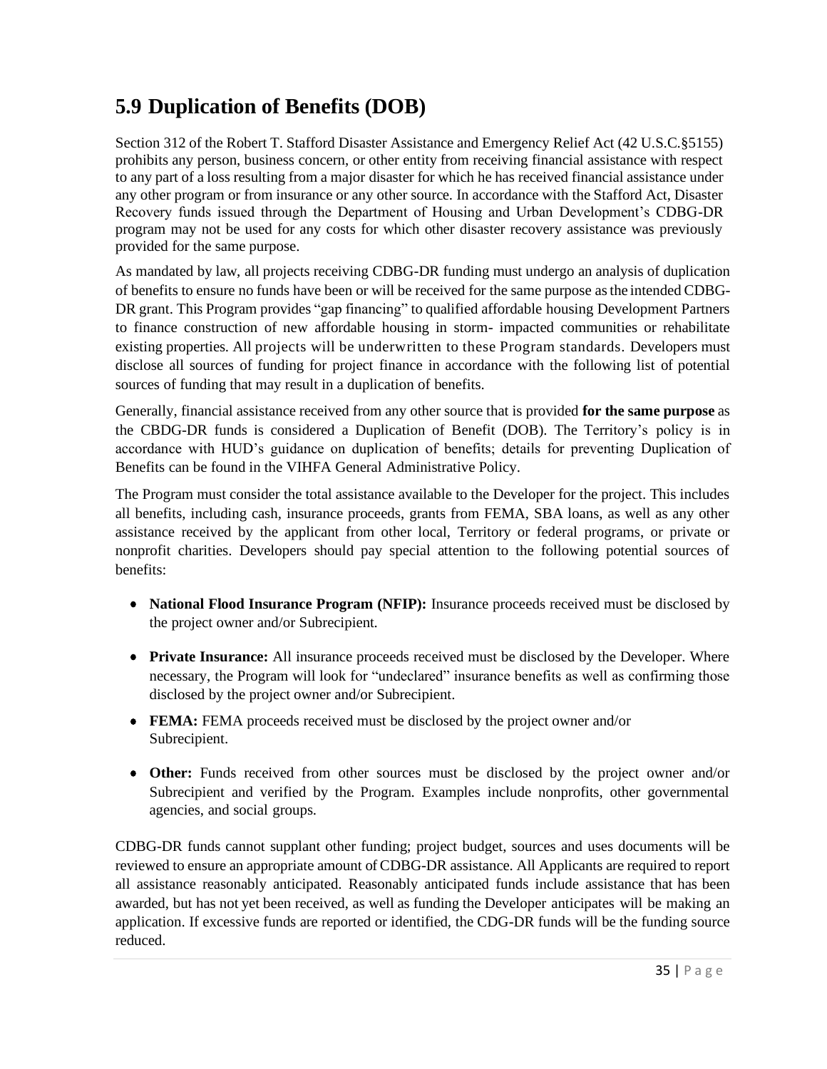## 5.9 Duplication of Benefits (DOB)

Section 312 of the Robert T. Stafford Disaster Assistance and Emergency Relief Act (42 U.S.C.§5155) prohibits any person, business concern, or other entity from receiving financial assistance with respect to any part of a loss resulting from a major disaster for which he has received financial assistance under any other program or from insurance or any other source. In accordance with the Stafford Act, Disaster Recovery funds issued through the Department of Housing and Urban Development's CDBG-DR program may not be used for any costs for which other disaster recovery assistance was previously provided for the same purpose.

As mandated by law, all projects receiving CDBG-DR funding must undergo an analysis of duplication of benefits to ensure no funds have been or will be received for the same purpose as the intended CDBG-DR grant. This Program provides "gap financing" to qualified affordable housing Development Partners to finance construction of new affordable housing in storm- impacted communities or rehabilitate existing properties. All projects will be underwritten to these Program standards. Developers must disclose all sources of funding for project finance in accordance with the following list of potential sources of funding that may result in a duplication of benefits.

Generally, financial assistance received from any other source that is provided **for the same purpose** as the CBDG-DR funds is considered a Duplication of Benefit (DOB). The Territory's policy is in accordance with HUD's guidance on duplication of benefits; details for preventing Duplication of Benefits can be found in the VIHFA General Administrative Policy.

The Program must consider the total assistance available to the Developer for the project. This includes all benefits, including cash, insurance proceeds, grants from FEMA, SBA loans, as well as any other assistance received by the applicant from other local, Territory or federal programs, or private or nonprofit charities. Developers should pay special attention to the following potential sources of benefits:

- **National Flood Insurance Program (NFIP):** Insurance proceeds received must be disclosed by the project owner and/or Subrecipient.
- **Private Insurance:** All insurance proceeds received must be disclosed by the Developer. Where necessary, the Program will look for "undeclared" insurance benefits as well as confirming those disclosed by the project owner and/or Subrecipient.
- **FEMA:** FEMA proceeds received must be disclosed by the project owner and/or Subrecipient.
- **Other:** Funds received from other sources must be disclosed by the project owner and/or Subrecipient and verified by the Program. Examples include nonprofits, other governmental agencies, and social groups.

CDBG-DR funds cannot supplant other funding; project budget, sources and uses documents will be reviewed to ensure an appropriate amount of CDBG-DR assistance. All Applicants are required to report all assistance reasonably anticipated. Reasonably anticipated funds include assistance that has been awarded, but has not yet been received, as well as funding the Developer anticipates will be making an application. If excessive funds are reported or identified, the CDG-DR funds will be the funding source reduced.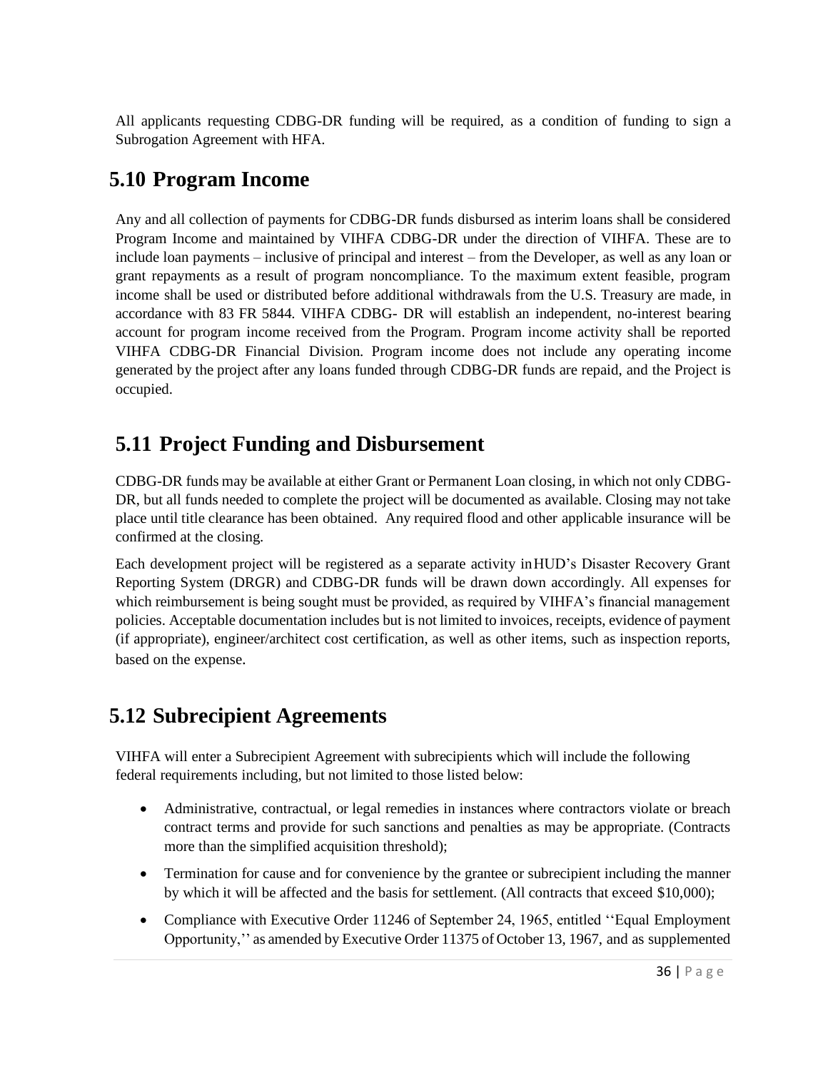All applicants requesting CDBG-DR funding will be required, as a condition of funding to sign a Subrogation Agreement with HFA.

## 5.10 Program Income

Any and all collection of payments for CDBG-DR funds disbursed as interim loans shall be considered Program Income and maintained by VIHFA CDBG-DR under the direction of VIHFA. These are to include loan payments – inclusive of principal and interest – from the Developer, as well as any loan or grant repayments as a result of program noncompliance. To the maximum extent feasible, program income shall be used or distributed before additional withdrawals from the U.S. Treasury are made, in accordance with 83 FR 5844. VIHFA CDBG- DR will establish an independent, no-interest bearing account for program income received from the Program. Program income activity shall be reported VIHFA CDBG-DR Financial Division. Program income does not include any operating income generated by the project after any loans funded through CDBG-DR funds are repaid, and the Project is occupied.

## 5.11 Project Funding and Disbursement

CDBG-DR funds may be available at either Grant or Permanent Loan closing, in which not only CDBG-DR, but all funds needed to complete the project will be documented as available. Closing may not take place until title clearance has been obtained. Any required flood and other applicable insurance will be confirmed at the closing.

Each development project will be registered as a separate activity in HUD's Disaster Recovery Grant Reporting System (DRGR) and CDBG-DR funds will be drawn down accordingly. All expenses for which reimbursement is being sought must be provided, as required by VIHFA's financial management policies. Acceptable documentation includes but is not limited to invoices, receipts, evidence of payment (if appropriate), engineer/architect cost certification, as well as other items, such as inspection reports, based on the expense.

## 5.12 Subrecipient Agreements

VIHFA will enter a Subrecipient Agreement with subrecipients which will include the following federal requirements including, but not limited to those listed below:

- Administrative, contractual, or legal remedies in instances where contractors violate or breach contract terms and provide for such sanctions and penalties as may be appropriate. (Contracts more than the simplified acquisition threshold);
- Termination for cause and for convenience by the grantee or subrecipient including the manner by which it will be affected and the basis for settlement. (All contracts that exceed $10,000);
- Compliance with Executive Order 11246 of September 24, 1965, entitled ''Equal Employment Opportunity,'' as amended by Executive Order 11375 of October 13, 1967, and as supplemented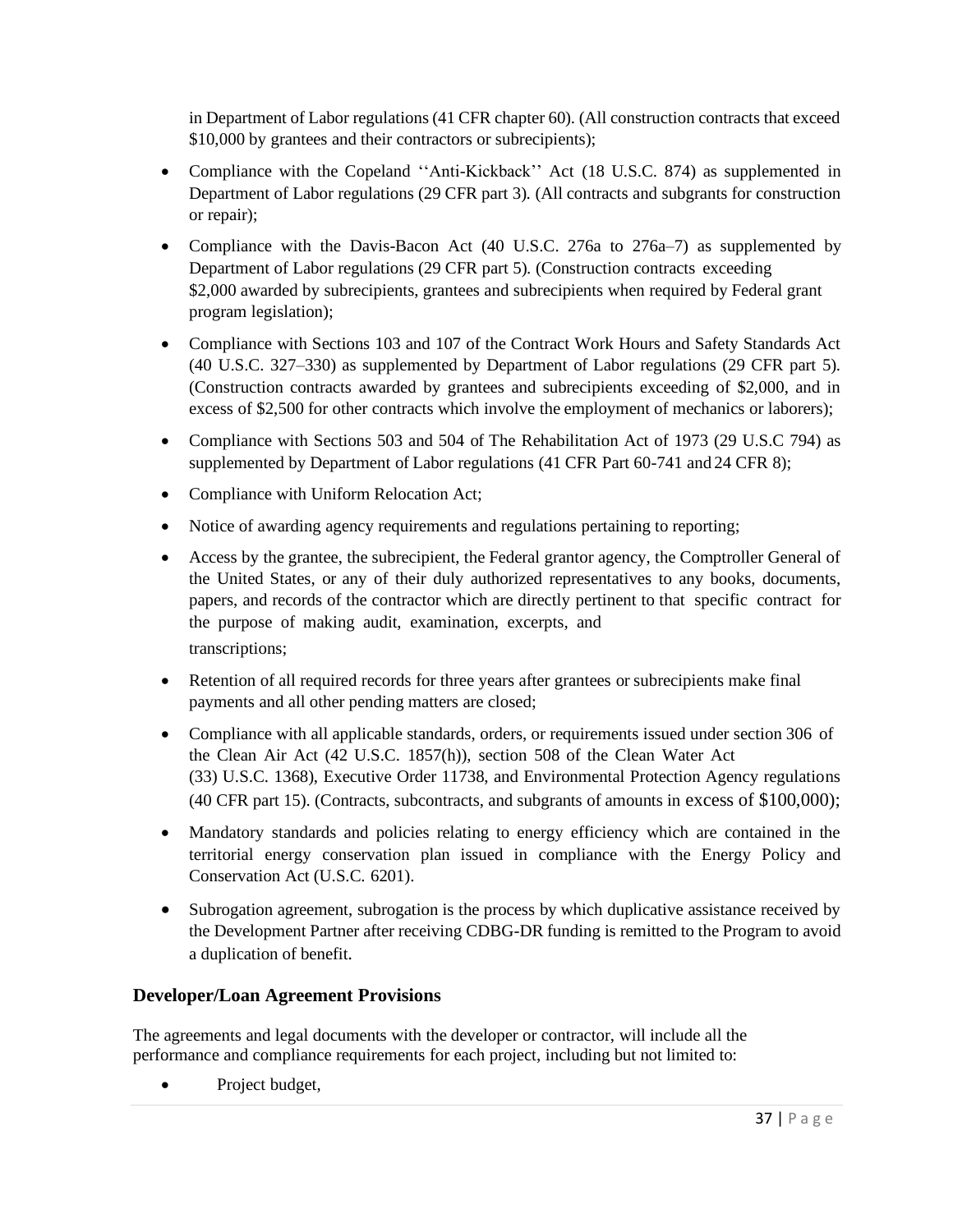in Department of Labor regulations (41 CFR chapter 60). (All construction contracts that exceed $10,000 by grantees and their contractors or subrecipients);

- Compliance with the Copeland ''Anti-Kickback'' Act (18 U.S.C. 874) as supplemented in Department of Labor regulations (29 CFR part 3). (All contracts and subgrants for construction or repair);
- Compliance with the Davis-Bacon Act (40 U.S.C. 276a to 276a–7) as supplemented by Department of Labor regulations (29 CFR part 5). (Construction contracts exceeding $2,000 awarded by subrecipients, grantees and subrecipients when required by Federal grant program legislation);
- Compliance with Sections 103 and 107 of the Contract Work Hours and Safety Standards Act (40 U.S.C. 327–330) as supplemented by Department of Labor regulations (29 CFR part 5). (Construction contracts awarded by grantees and subrecipients exceeding of $2,000, and in excess of $2,500 for other contracts which involve the employment of mechanics or laborers);
- Compliance with Sections 503 and 504 of The Rehabilitation Act of 1973 (29 U.S.C 794) as supplemented by Department of Labor regulations (41 CFR Part 60-741 and 24 CFR 8);
- Compliance with Uniform Relocation Act;
- Notice of awarding agency requirements and regulations pertaining to reporting;
- Access by the grantee, the subrecipient, the Federal grantor agency, the Comptroller General of the United States, or any of their duly authorized representatives to any books, documents, papers, and records of the contractor which are directly pertinent to that specific contract for the purpose of making audit, examination, excerpts, and transcriptions;
- Retention of all required records for three years after grantees or subrecipients make final payments and all other pending matters are closed;
- Compliance with all applicable standards, orders, or requirements issued under section 306 of the Clean Air Act (42 U.S.C. 1857(h)), section 508 of the Clean Water Act (33) U.S.C. 1368), Executive Order 11738, and Environmental Protection Agency regulations (40 CFR part 15). (Contracts, subcontracts, and subgrants of amounts in excess of $100,000);
- Mandatory standards and policies relating to energy efficiency which are contained in the territorial energy conservation plan issued in compliance with the Energy Policy and Conservation Act (U.S.C. 6201).
- Subrogation agreement, subrogation is the process by which duplicative assistance received by the Development Partner after receiving CDBG-DR funding is remitted to the Program to avoid a duplication of benefit.

## Developer/Loan Agreement Provisions

The agreements and legal documents with the developer or contractor, will include all the performance and compliance requirements for each project, including but not limited to:

- Project budget,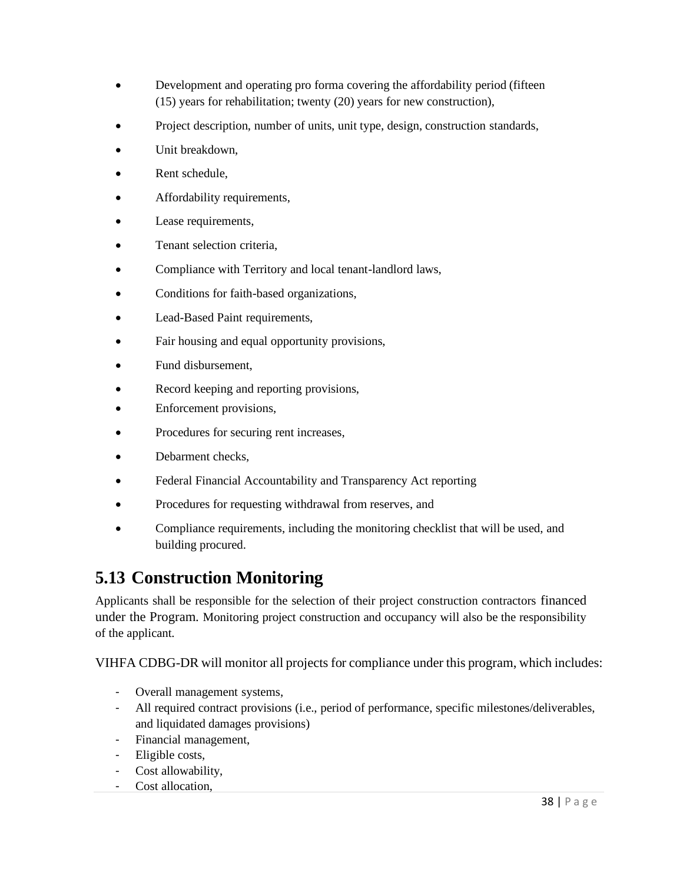- Development and operating pro forma covering the affordability period (fifteen (15) years for rehabilitation; twenty (20) years for new construction),
- Project description, number of units, unit type, design, construction standards,
- Unit breakdown,
- Rent schedule,
- Affordability requirements,
- Lease requirements,
- Tenant selection criteria,
- Compliance with Territory and local tenant-landlord laws,
- Conditions for faith-based organizations,
- Lead-Based Paint requirements,
- Fair housing and equal opportunity provisions,
- Fund disbursement,
- Record keeping and reporting provisions,
- Enforcement provisions,
- Procedures for securing rent increases,
- Debarment checks,
- Federal Financial Accountability and Transparency Act reporting
- Procedures for requesting withdrawal from reserves, and
- Compliance requirements, including the monitoring checklist that will be used, and building procured.

## 5.13 Construction Monitoring

Applicants shall be responsible for the selection of their project construction contractors financed under the Program. Monitoring project construction and occupancy will also be the responsibility of the applicant.

VIHFA CDBG-DR will monitor all projects for compliance under this program, which includes:

- Overall management systems,
- All required contract provisions (i.e., period of performance, specific milestones/deliverables, and liquidated damages provisions)
- Financial management,
- Eligible costs,
- Cost allowability,
- Cost allocation,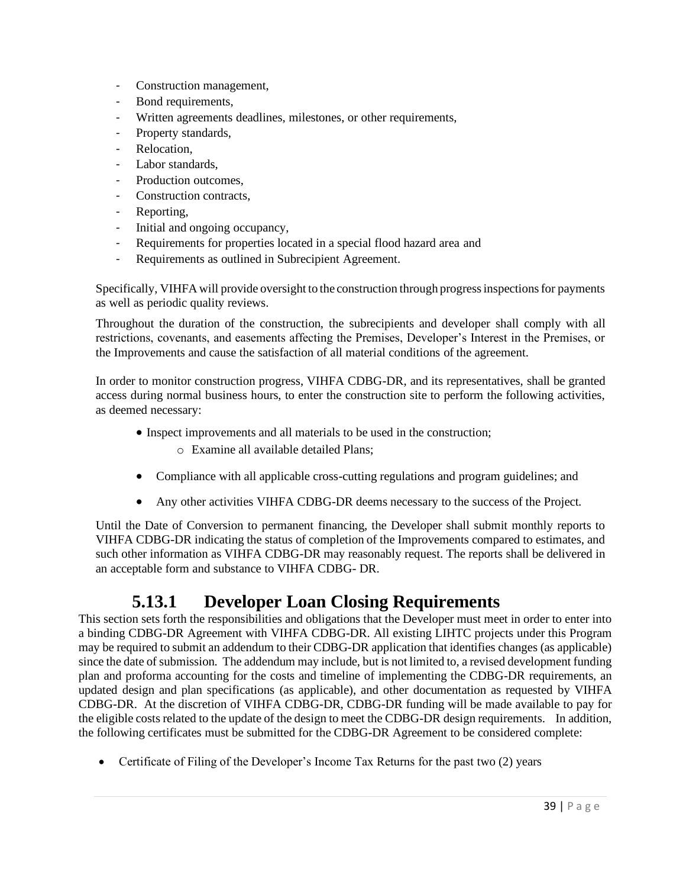- Construction management,
- Bond requirements,
- Written agreements deadlines, milestones, or other requirements,
- Property standards,
- Relocation,
- Labor standards,
- Production outcomes,
- Construction contracts,
- Reporting,
- Initial and ongoing occupancy,
- Requirements for properties located in a special flood hazard area and
- Requirements as outlined in Subrecipient Agreement.

Specifically, VIHFA will provide oversight to the construction through progress inspections for payments as well as periodic quality reviews.

Throughout the duration of the construction, the subrecipients and developer shall comply with all restrictions, covenants, and easements affecting the Premises, Developer's Interest in the Premises, or the Improvements and cause the satisfaction of all material conditions of the agreement.

In order to monitor construction progress, VIHFA CDBG-DR, and its representatives, shall be granted access during normal business hours, to enter the construction site to perform the following activities, as deemed necessary:

- Inspect improvements and all materials to be used in the construction;
  - Examine all available detailed Plans;
- Compliance with all applicable cross-cutting regulations and program guidelines; and
- Any other activities VIHFA CDBG-DR deems necessary to the success of the Project.

Until the Date of Conversion to permanent financing, the Developer shall submit monthly reports to VIHFA CDBG-DR indicating the status of completion of the Improvements compared to estimates, and such other information as VIHFA CDBG-DR may reasonably request. The reports shall be delivered in an acceptable form and substance to VIHFA CDBG- DR.

### 5.13.1 Developer Loan Closing Requirements

This section sets forth the responsibilities and obligations that the Developer must meet in order to enter into a binding CDBG-DR Agreement with VIHFA CDBG-DR. All existing LIHTC projects under this Program may be required to submit an addendum to their CDBG-DR application that identifies changes (as applicable) since the date of submission. The addendum may include, but is not limited to, a revised development funding plan and proforma accounting for the costs and timeline of implementing the CDBG-DR requirements, an updated design and plan specifications (as applicable), and other documentation as requested by VIHFA CDBG-DR. At the discretion of VIHFA CDBG-DR, CDBG-DR funding will be made available to pay for the eligible costs related to the update of the design to meet the CDBG-DR design requirements. In addition, the following certificates must be submitted for the CDBG-DR Agreement to be considered complete:

- Certificate of Filing of the Developer's Income Tax Returns for the past two (2) years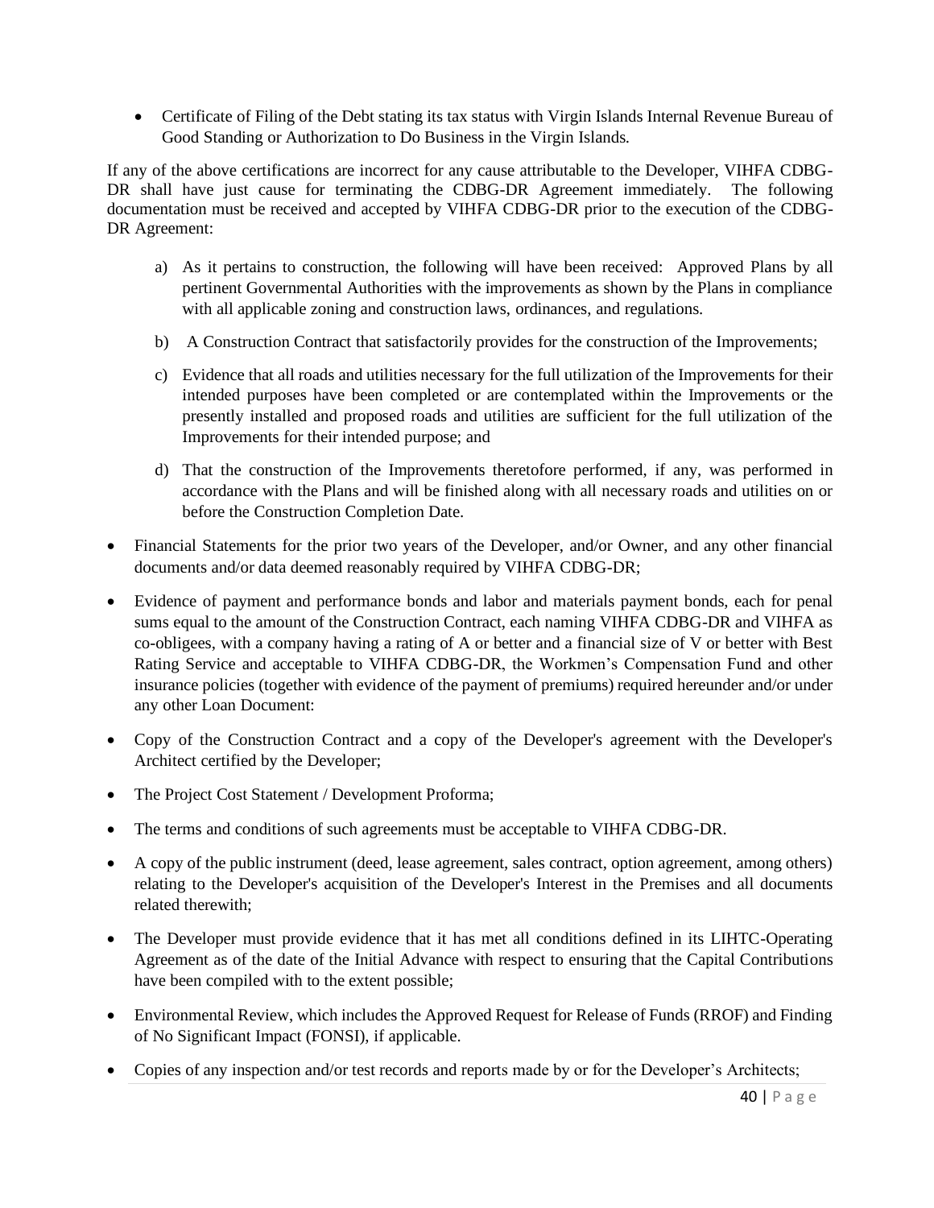- Certificate of Filing of the Debt stating its tax status with Virgin Islands Internal Revenue Bureau of Good Standing or Authorization to Do Business in the Virgin Islands.

If any of the above certifications are incorrect for any cause attributable to the Developer, VIHFA CDBG-DR shall have just cause for terminating the CDBG-DR Agreement immediately. The following documentation must be received and accepted by VIHFA CDBG-DR prior to the execution of the CDBG-DR Agreement:

a) As it pertains to construction, the following will have been received: Approved Plans by all pertinent Governmental Authorities with the improvements as shown by the Plans in compliance with all applicable zoning and construction laws, ordinances, and regulations.

b) A Construction Contract that satisfactorily provides for the construction of the Improvements;

c) Evidence that all roads and utilities necessary for the full utilization of the Improvements for their intended purposes have been completed or are contemplated within the Improvements or the presently installed and proposed roads and utilities are sufficient for the full utilization of the Improvements for their intended purpose; and

d) That the construction of the Improvements theretofore performed, if any, was performed in accordance with the Plans and will be finished along with all necessary roads and utilities on or before the Construction Completion Date.

- Financial Statements for the prior two years of the Developer, and/or Owner, and any other financial documents and/or data deemed reasonably required by VIHFA CDBG-DR;
- Evidence of payment and performance bonds and labor and materials payment bonds, each for penal sums equal to the amount of the Construction Contract, each naming VIHFA CDBG-DR and VIHFA as co-obligees, with a company having a rating of A or better and a financial size of V or better with Best Rating Service and acceptable to VIHFA CDBG-DR, the Workmen's Compensation Fund and other insurance policies (together with evidence of the payment of premiums) required hereunder and/or under any other Loan Document:
- Copy of the Construction Contract and a copy of the Developer's agreement with the Developer's Architect certified by the Developer;
- The Project Cost Statement / Development Proforma;
- The terms and conditions of such agreements must be acceptable to VIHFA CDBG-DR.
- A copy of the public instrument (deed, lease agreement, sales contract, option agreement, among others) relating to the Developer's acquisition of the Developer's Interest in the Premises and all documents related therewith;
- The Developer must provide evidence that it has met all conditions defined in its LIHTC-Operating Agreement as of the date of the Initial Advance with respect to ensuring that the Capital Contributions have been compiled with to the extent possible;
- Environmental Review, which includes the Approved Request for Release of Funds (RROF) and Finding of No Significant Impact (FONSI), if applicable.
- Copies of any inspection and/or test records and reports made by or for the Developer's Architects;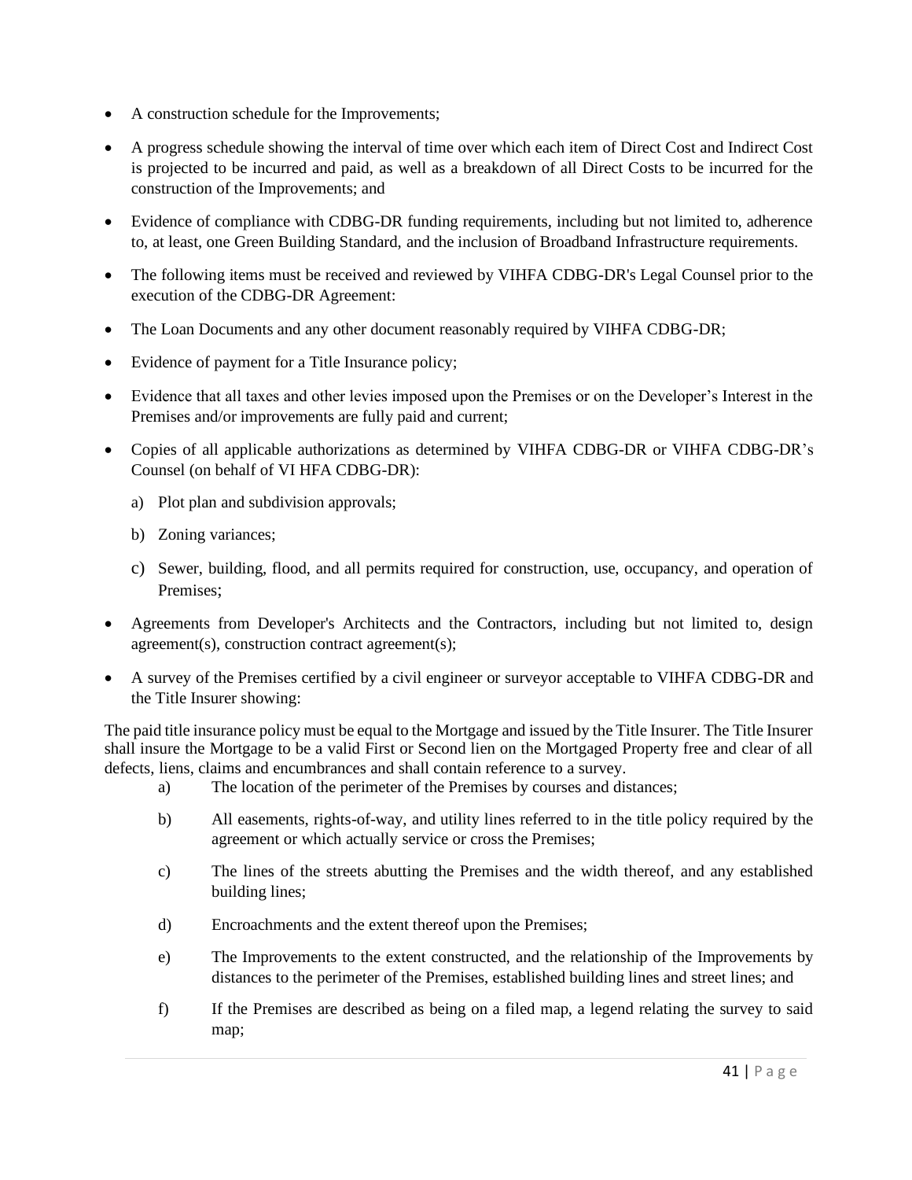- A construction schedule for the Improvements;
- A progress schedule showing the interval of time over which each item of Direct Cost and Indirect Cost is projected to be incurred and paid, as well as a breakdown of all Direct Costs to be incurred for the construction of the Improvements; and
- Evidence of compliance with CDBG-DR funding requirements, including but not limited to, adherence to, at least, one Green Building Standard, and the inclusion of Broadband Infrastructure requirements.
- The following items must be received and reviewed by VIHFA CDBG-DR's Legal Counsel prior to the execution of the CDBG-DR Agreement:
- The Loan Documents and any other document reasonably required by VIHFA CDBG-DR;
- Evidence of payment for a Title Insurance policy;
- Evidence that all taxes and other levies imposed upon the Premises or on the Developer's Interest in the Premises and/or improvements are fully paid and current;
- Copies of all applicable authorizations as determined by VIHFA CDBG-DR or VIHFA CDBG-DR's Counsel (on behalf of VI HFA CDBG-DR):
  - a) Plot plan and subdivision approvals;
  - b) Zoning variances;
  - c) Sewer, building, flood, and all permits required for construction, use, occupancy, and operation of Premises;
- Agreements from Developer's Architects and the Contractors, including but not limited to, design agreement(s), construction contract agreement(s);
- A survey of the Premises certified by a civil engineer or surveyor acceptable to VIHFA CDBG-DR and the Title Insurer showing:

The paid title insurance policy must be equal to the Mortgage and issued by the Title Insurer. The Title Insurer shall insure the Mortgage to be a valid First or Second lien on the Mortgaged Property free and clear of all defects, liens, claims and encumbrances and shall contain reference to a survey.

a) The location of the perimeter of the Premises by courses and distances;

b) All easements, rights-of-way, and utility lines referred to in the title policy required by the agreement or which actually service or cross the Premises;

c) The lines of the streets abutting the Premises and the width thereof, and any established building lines;

d) Encroachments and the extent thereof upon the Premises;

e) The Improvements to the extent constructed, and the relationship of the Improvements by distances to the perimeter of the Premises, established building lines and street lines; and

f) If the Premises are described as being on a filed map, a legend relating the survey to said map;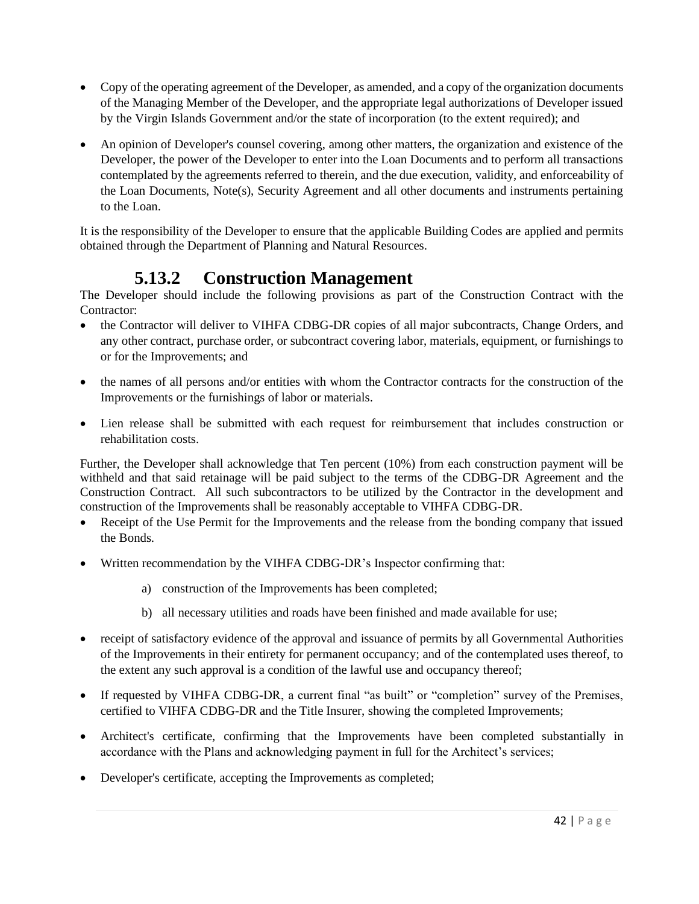- Copy of the operating agreement of the Developer, as amended, and a copy of the organization documents of the Managing Member of the Developer, and the appropriate legal authorizations of Developer issued by the Virgin Islands Government and/or the state of incorporation (to the extent required); and
- An opinion of Developer's counsel covering, among other matters, the organization and existence of the Developer, the power of the Developer to enter into the Loan Documents and to perform all transactions contemplated by the agreements referred to therein, and the due execution, validity, and enforceability of the Loan Documents, Note(s), Security Agreement and all other documents and instruments pertaining to the Loan.

It is the responsibility of the Developer to ensure that the applicable Building Codes are applied and permits obtained through the Department of Planning and Natural Resources.

### 5.13.2 Construction Management

The Developer should include the following provisions as part of the Construction Contract with the Contractor:

- the Contractor will deliver to VIHFA CDBG-DR copies of all major subcontracts, Change Orders, and any other contract, purchase order, or subcontract covering labor, materials, equipment, or furnishings to or for the Improvements; and
- the names of all persons and/or entities with whom the Contractor contracts for the construction of the Improvements or the furnishings of labor or materials.
- Lien release shall be submitted with each request for reimbursement that includes construction or rehabilitation costs.

Further, the Developer shall acknowledge that Ten percent (10%) from each construction payment will be withheld and that said retainage will be paid subject to the terms of the CDBG-DR Agreement and the Construction Contract. All such subcontractors to be utilized by the Contractor in the development and construction of the Improvements shall be reasonably acceptable to VIHFA CDBG-DR.

- Receipt of the Use Permit for the Improvements and the release from the bonding company that issued the Bonds.
- Written recommendation by the VIHFA CDBG-DR's Inspector confirming that:
  - a) construction of the Improvements has been completed;
  - b) all necessary utilities and roads have been finished and made available for use;
- receipt of satisfactory evidence of the approval and issuance of permits by all Governmental Authorities of the Improvements in their entirety for permanent occupancy; and of the contemplated uses thereof, to the extent any such approval is a condition of the lawful use and occupancy thereof;
- If requested by VIHFA CDBG-DR, a current final "as built" or "completion" survey of the Premises, certified to VIHFA CDBG-DR and the Title Insurer, showing the completed Improvements;
- Architect's certificate, confirming that the Improvements have been completed substantially in accordance with the Plans and acknowledging payment in full for the Architect's services;
- Developer's certificate, accepting the Improvements as completed;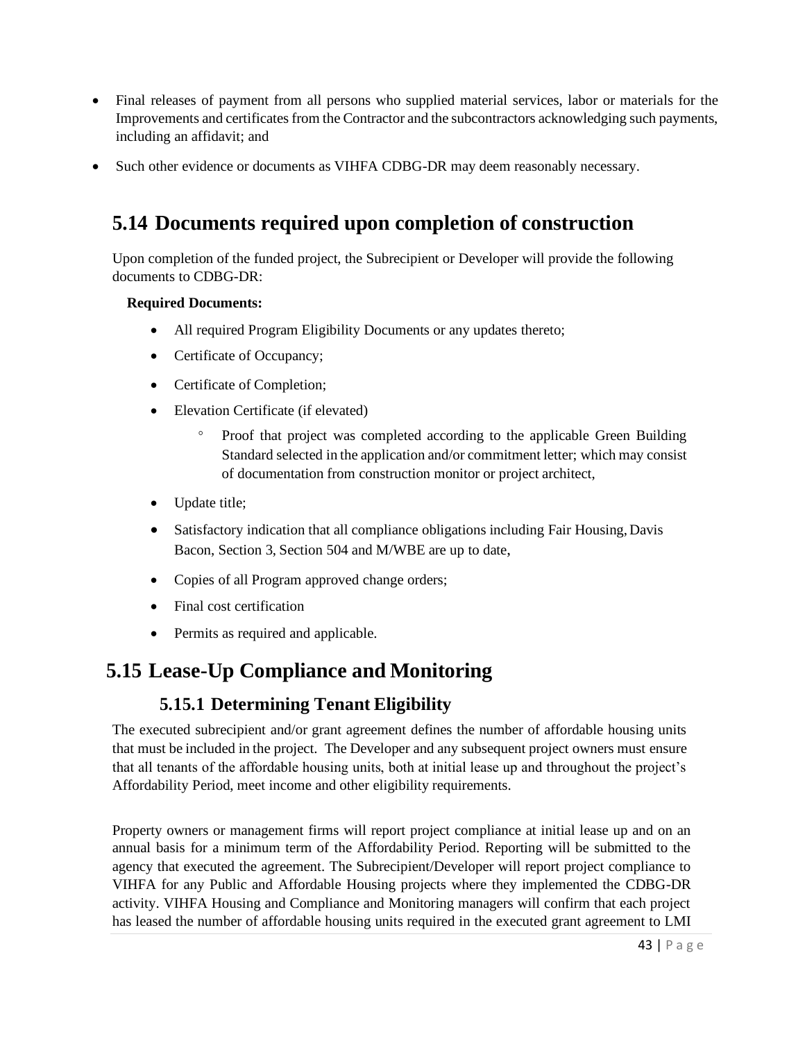- Final releases of payment from all persons who supplied material services, labor or materials for the Improvements and certificates from the Contractor and the subcontractors acknowledging such payments, including an affidavit; and
- Such other evidence or documents as VIHFA CDBG-DR may deem reasonably necessary.

## 5.14 Documents required upon completion of construction

Upon completion of the funded project, the Subrecipient or Developer will provide the following documents to CDBG-DR:

**Required Documents:**

- All required Program Eligibility Documents or any updates thereto;
- Certificate of Occupancy;
- Certificate of Completion;
- Elevation Certificate (if elevated)
  - Proof that project was completed according to the applicable Green Building Standard selected in the application and/or commitment letter; which may consist of documentation from construction monitor or project architect,
- Update title;
- Satisfactory indication that all compliance obligations including Fair Housing, Davis Bacon, Section 3, Section 504 and M/WBE are up to date,
- Copies of all Program approved change orders;
- Final cost certification
- Permits as required and applicable.

## 5.15 Lease-Up Compliance and Monitoring

### 5.15.1 Determining Tenant Eligibility

The executed subrecipient and/or grant agreement defines the number of affordable housing units that must be included in the project. The Developer and any subsequent project owners must ensure that all tenants of the affordable housing units, both at initial lease up and throughout the project's Affordability Period, meet income and other eligibility requirements.

Property owners or management firms will report project compliance at initial lease up and on an annual basis for a minimum term of the Affordability Period. Reporting will be submitted to the agency that executed the agreement. The Subrecipient/Developer will report project compliance to VIHFA for any Public and Affordable Housing projects where they implemented the CDBG-DR activity. VIHFA Housing and Compliance and Monitoring managers will confirm that each project has leased the number of affordable housing units required in the executed grant agreement to LMI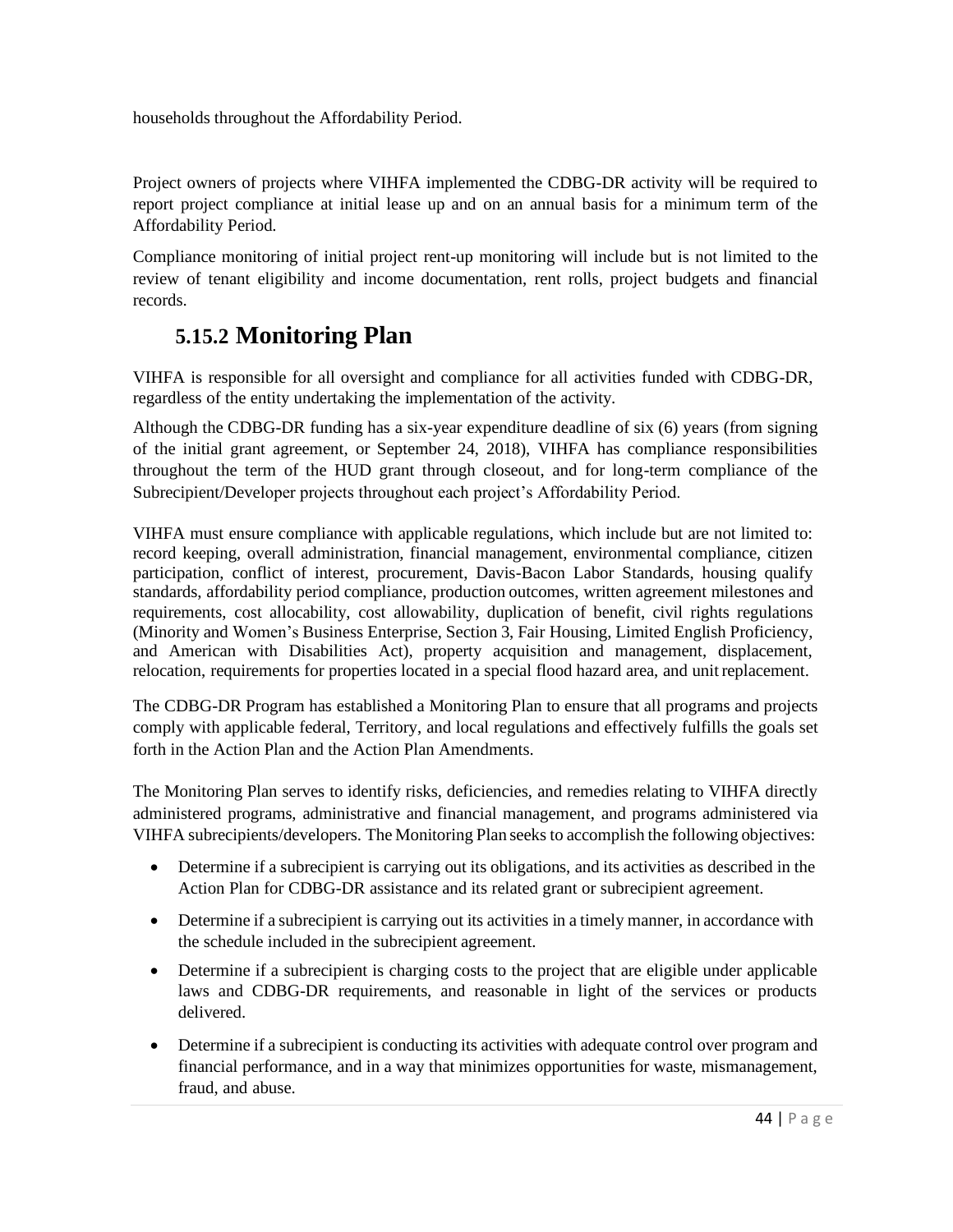households throughout the Affordability Period.

Project owners of projects where VIHFA implemented the CDBG-DR activity will be required to report project compliance at initial lease up and on an annual basis for a minimum term of the Affordability Period.

Compliance monitoring of initial project rent-up monitoring will include but is not limited to the review of tenant eligibility and income documentation, rent rolls, project budgets and financial records.

### 5.15.2 Monitoring Plan

VIHFA is responsible for all oversight and compliance for all activities funded with CDBG-DR, regardless of the entity undertaking the implementation of the activity.

Although the CDBG-DR funding has a six-year expenditure deadline of six (6) years (from signing of the initial grant agreement, or September 24, 2018), VIHFA has compliance responsibilities throughout the term of the HUD grant through closeout, and for long-term compliance of the Subrecipient/Developer projects throughout each project's Affordability Period.

VIHFA must ensure compliance with applicable regulations, which include but are not limited to: record keeping, overall administration, financial management, environmental compliance, citizen participation, conflict of interest, procurement, Davis-Bacon Labor Standards, housing qualify standards, affordability period compliance, production outcomes, written agreement milestones and requirements, cost allocability, cost allowability, duplication of benefit, civil rights regulations (Minority and Women's Business Enterprise, Section 3, Fair Housing, Limited English Proficiency, and American with Disabilities Act), property acquisition and management, displacement, relocation, requirements for properties located in a special flood hazard area, and unit replacement.

The CDBG-DR Program has established a Monitoring Plan to ensure that all programs and projects comply with applicable federal, Territory, and local regulations and effectively fulfills the goals set forth in the Action Plan and the Action Plan Amendments.

The Monitoring Plan serves to identify risks, deficiencies, and remedies relating to VIHFA directly administered programs, administrative and financial management, and programs administered via VIHFA subrecipients/developers. The Monitoring Plan seeks to accomplish the following objectives:

- Determine if a subrecipient is carrying out its obligations, and its activities as described in the Action Plan for CDBG-DR assistance and its related grant or subrecipient agreement.
- Determine if a subrecipient is carrying out its activities in a timely manner, in accordance with the schedule included in the subrecipient agreement.
- Determine if a subrecipient is charging costs to the project that are eligible under applicable laws and CDBG-DR requirements, and reasonable in light of the services or products delivered.
- Determine if a subrecipient is conducting its activities with adequate control over program and financial performance, and in a way that minimizes opportunities for waste, mismanagement, fraud, and abuse.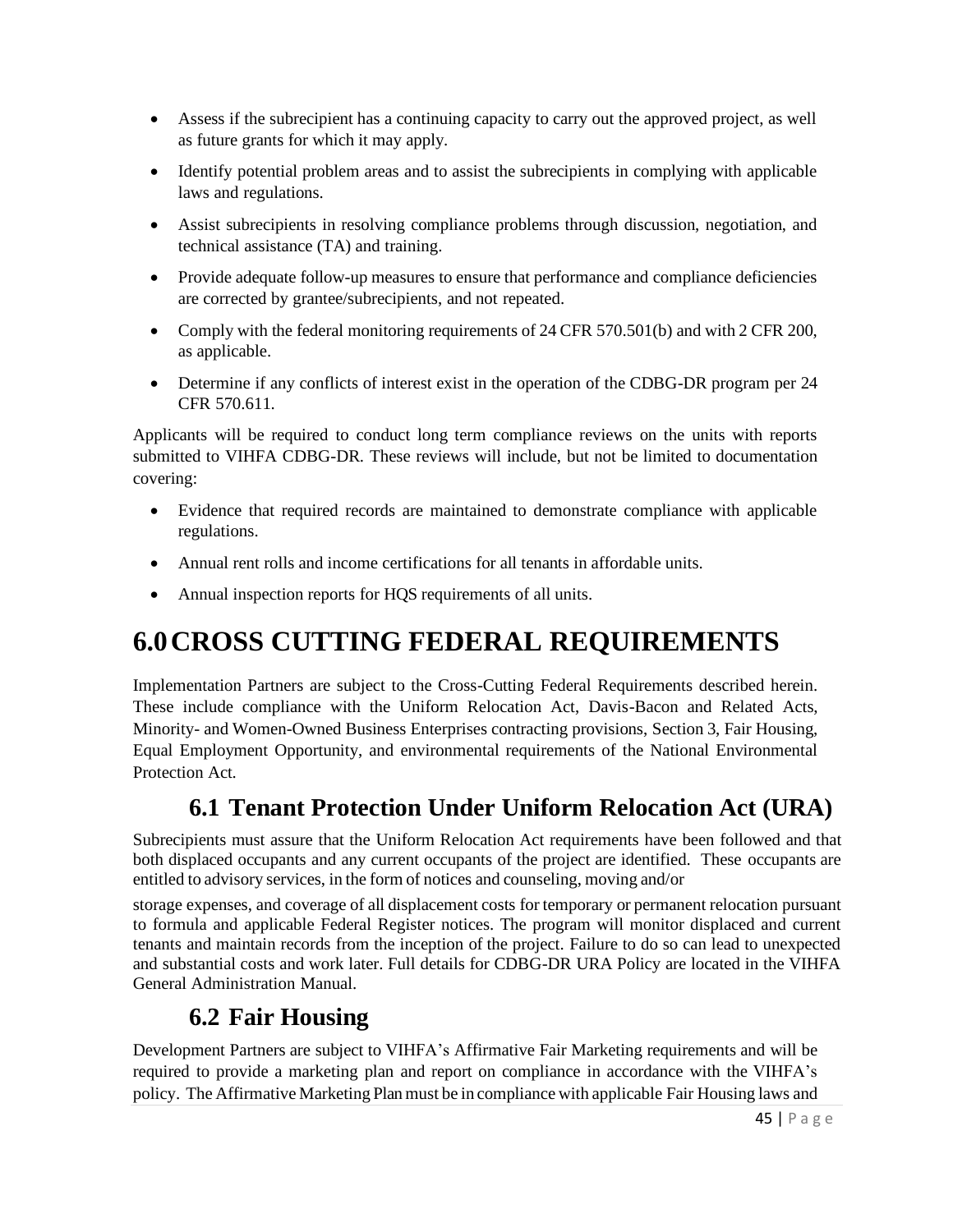- Assess if the subrecipient has a continuing capacity to carry out the approved project, as well as future grants for which it may apply.
- Identify potential problem areas and to assist the subrecipients in complying with applicable laws and regulations.
- Assist subrecipients in resolving compliance problems through discussion, negotiation, and technical assistance (TA) and training.
- Provide adequate follow-up measures to ensure that performance and compliance deficiencies are corrected by grantee/subrecipients, and not repeated.
- Comply with the federal monitoring requirements of 24 CFR 570.501(b) and with 2 CFR 200, as applicable.
- Determine if any conflicts of interest exist in the operation of the CDBG-DR program per 24 CFR 570.611.

Applicants will be required to conduct long term compliance reviews on the units with reports submitted to VIHFA CDBG-DR. These reviews will include, but not be limited to documentation covering:

- Evidence that required records are maintained to demonstrate compliance with applicable regulations.
- Annual rent rolls and income certifications for all tenants in affordable units.
- Annual inspection reports for HQS requirements of all units.

# 6.0 CROSS CUTTING FEDERAL REQUIREMENTS

Implementation Partners are subject to the Cross-Cutting Federal Requirements described herein. These include compliance with the Uniform Relocation Act, Davis-Bacon and Related Acts, Minority- and Women-Owned Business Enterprises contracting provisions, Section 3, Fair Housing, Equal Employment Opportunity, and environmental requirements of the National Environmental Protection Act.

## 6.1 Tenant Protection Under Uniform Relocation Act (URA)

Subrecipients must assure that the Uniform Relocation Act requirements have been followed and that both displaced occupants and any current occupants of the project are identified. These occupants are entitled to advisory services, in the form of notices and counseling, moving and/or storage expenses, and coverage of all displacement costs for temporary or permanent relocation pursuant to formula and applicable Federal Register notices. The program will monitor displaced and current tenants and maintain records from the inception of the project. Failure to do so can lead to unexpected and substantial costs and work later. Full details for CDBG-DR URA Policy are located in the VIHFA General Administration Manual.

## 6.2 Fair Housing

Development Partners are subject to VIHFA's Affirmative Fair Marketing requirements and will be required to provide a marketing plan and report on compliance in accordance with the VIHFA's policy. The Affirmative Marketing Plan must be in compliance with applicable Fair Housing laws and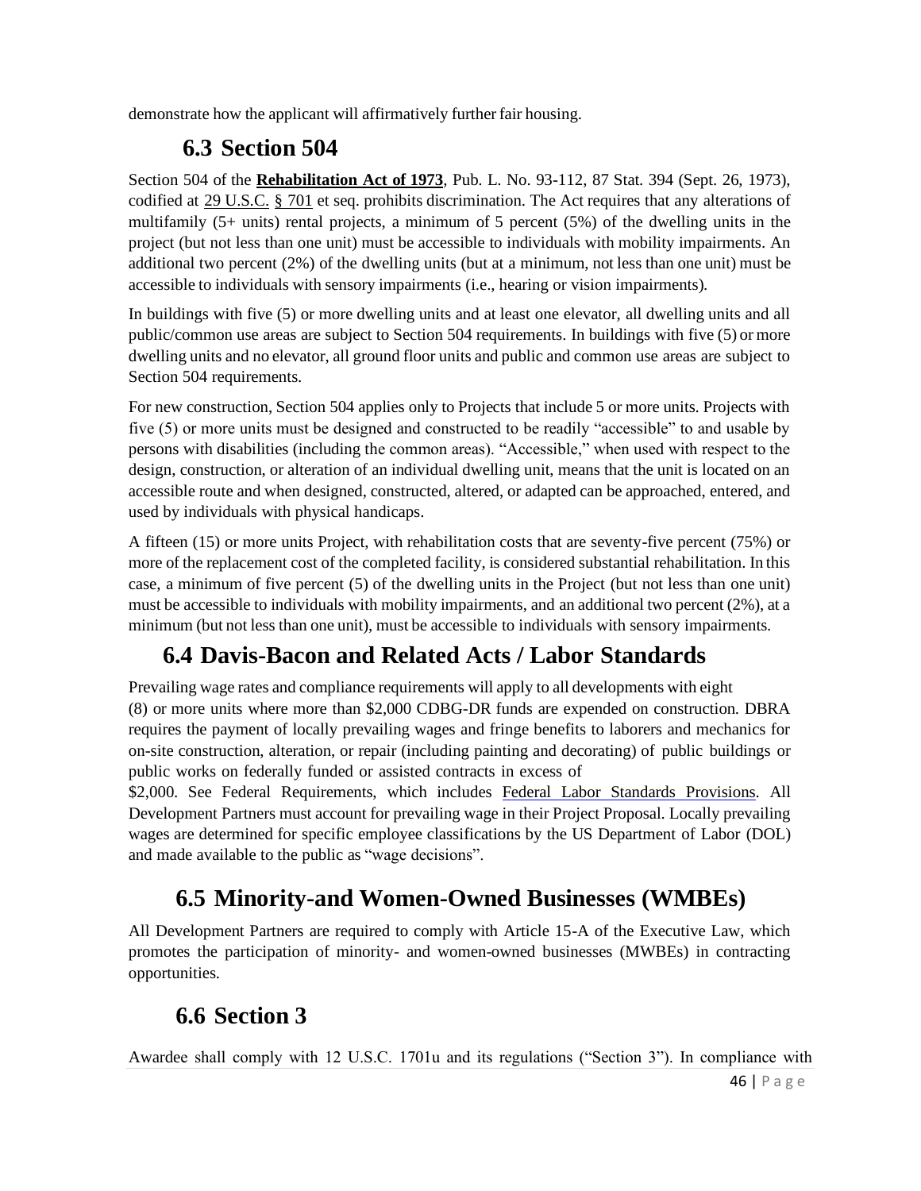demonstrate how the applicant will affirmatively further fair housing.

## 6.3 Section 504

Section 504 of the **Rehabilitation Act of 1973**, Pub. L. No. 93-112, 87 Stat. 394 (Sept. 26, 1973), codified at 29 U.S.C. § 701 et seq. prohibits discrimination. The Act requires that any alterations of multifamily (5+ units) rental projects, a minimum of 5 percent (5%) of the dwelling units in the project (but not less than one unit) must be accessible to individuals with mobility impairments. An additional two percent (2%) of the dwelling units (but at a minimum, not less than one unit) must be accessible to individuals with sensory impairments (i.e., hearing or vision impairments).

In buildings with five (5) or more dwelling units and at least one elevator, all dwelling units and all public/common use areas are subject to Section 504 requirements. In buildings with five (5) or more dwelling units and no elevator, all ground floor units and public and common use areas are subject to Section 504 requirements.

For new construction, Section 504 applies only to Projects that include 5 or more units. Projects with five (5) or more units must be designed and constructed to be readily "accessible" to and usable by persons with disabilities (including the common areas). "Accessible," when used with respect to the design, construction, or alteration of an individual dwelling unit, means that the unit is located on an accessible route and when designed, constructed, altered, or adapted can be approached, entered, and used by individuals with physical handicaps.

A fifteen (15) or more units Project, with rehabilitation costs that are seventy-five percent (75%) or more of the replacement cost of the completed facility, is considered substantial rehabilitation. In this case, a minimum of five percent (5) of the dwelling units in the Project (but not less than one unit) must be accessible to individuals with mobility impairments, and an additional two percent (2%), at a minimum (but not less than one unit), must be accessible to individuals with sensory impairments.

## 6.4 Davis-Bacon and Related Acts / Labor Standards

Prevailing wage rates and compliance requirements will apply to all developments with eight (8) or more units where more than $2,000 CDBG-DR funds are expended on construction. DBRA requires the payment of locally prevailing wages and fringe benefits to laborers and mechanics for on-site construction, alteration, or repair (including painting and decorating) of public buildings or public works on federally funded or assisted contracts in excess of $2,000. See Federal Requirements, which includes Federal Labor Standards Provisions. All Development Partners must account for prevailing wage in their Project Proposal. Locally prevailing wages are determined for specific employee classifications by the US Department of Labor (DOL) and made available to the public as "wage decisions".

## 6.5 Minority-and Women-Owned Businesses (WMBEs)

All Development Partners are required to comply with Article 15-A of the Executive Law, which promotes the participation of minority- and women-owned businesses (MWBEs) in contracting opportunities.

## 6.6 Section 3

Awardee shall comply with 12 U.S.C. 1701u and its regulations ("Section 3"). In compliance with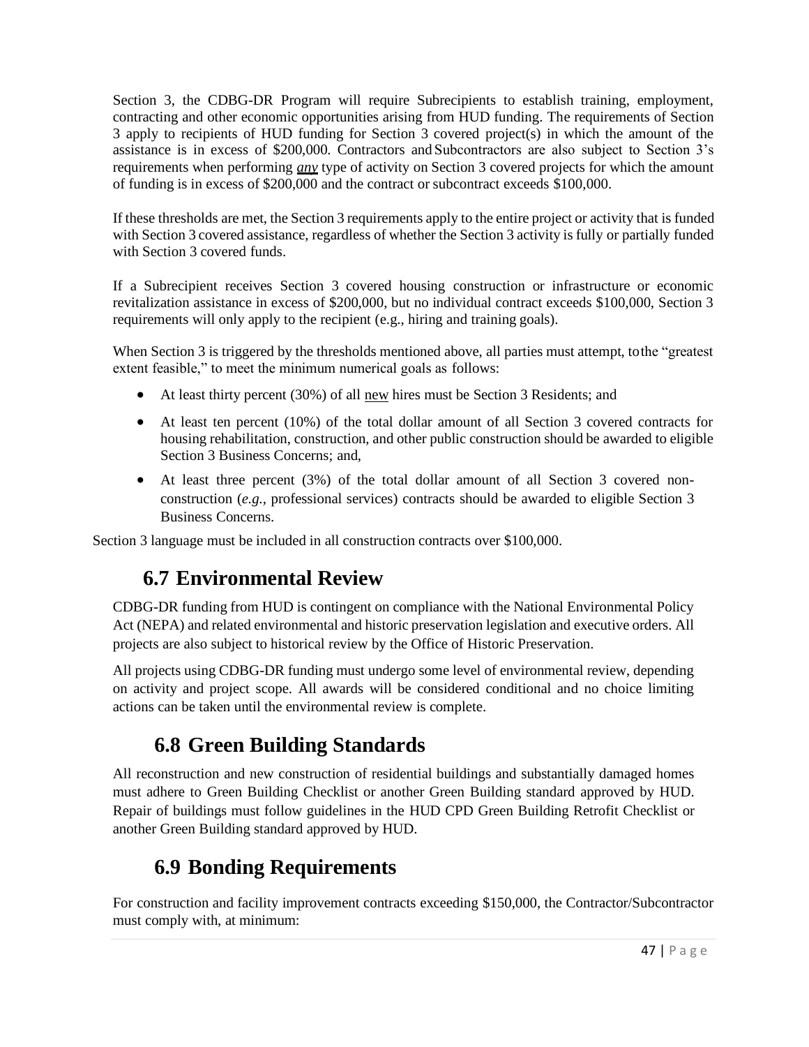Section 3, the CDBG-DR Program will require Subrecipients to establish training, employment, contracting and other economic opportunities arising from HUD funding. The requirements of Section 3 apply to recipients of HUD funding for Section 3 covered project(s) in which the amount of the assistance is in excess of $200,000. Contractors and Subcontractors are also subject to Section 3's requirements when performing ***any*** type of activity on Section 3 covered projects for which the amount of funding is in excess of $200,000 and the contract or subcontract exceeds $100,000.

If these thresholds are met, the Section 3 requirements apply to the entire project or activity that is funded with Section 3 covered assistance, regardless of whether the Section 3 activity is fully or partially funded with Section 3 covered funds.

If a Subrecipient receives Section 3 covered housing construction or infrastructure or economic revitalization assistance in excess of $200,000, but no individual contract exceeds $100,000, Section 3 requirements will only apply to the recipient (e.g., hiring and training goals).

When Section 3 is triggered by the thresholds mentioned above, all parties must attempt, to the "greatest extent feasible," to meet the minimum numerical goals as follows:

- At least thirty percent (30%) of all new hires must be Section 3 Residents; and
- At least ten percent (10%) of the total dollar amount of all Section 3 covered contracts for housing rehabilitation, construction, and other public construction should be awarded to eligible Section 3 Business Concerns; and,
- At least three percent (3%) of the total dollar amount of all Section 3 covered non-construction (*e.g.*, professional services) contracts should be awarded to eligible Section 3 Business Concerns.

Section 3 language must be included in all construction contracts over $100,000.

## 6.7 Environmental Review

CDBG-DR funding from HUD is contingent on compliance with the National Environmental Policy Act (NEPA) and related environmental and historic preservation legislation and executive orders. All projects are also subject to historical review by the Office of Historic Preservation.

All projects using CDBG-DR funding must undergo some level of environmental review, depending on activity and project scope. All awards will be considered conditional and no choice limiting actions can be taken until the environmental review is complete.

## 6.8 Green Building Standards

All reconstruction and new construction of residential buildings and substantially damaged homes must adhere to Green Building Checklist or another Green Building standard approved by HUD. Repair of buildings must follow guidelines in the HUD CPD Green Building Retrofit Checklist or another Green Building standard approved by HUD.

## 6.9 Bonding Requirements

For construction and facility improvement contracts exceeding $150,000, the Contractor/Subcontractor must comply with, at minimum: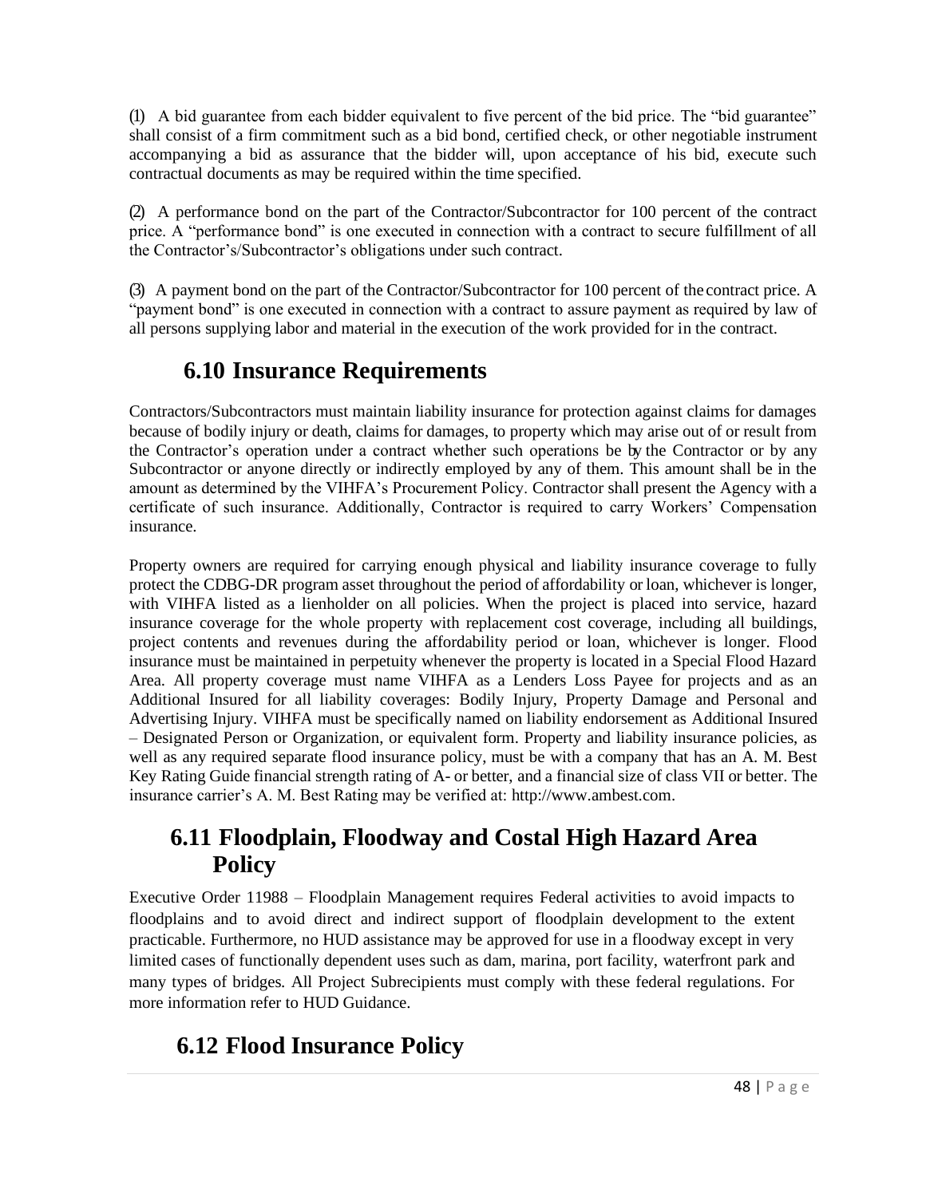(1) A bid guarantee from each bidder equivalent to five percent of the bid price. The "bid guarantee" shall consist of a firm commitment such as a bid bond, certified check, or other negotiable instrument accompanying a bid as assurance that the bidder will, upon acceptance of his bid, execute such contractual documents as may be required within the time specified.

(2) A performance bond on the part of the Contractor/Subcontractor for 100 percent of the contract price. A "performance bond" is one executed in connection with a contract to secure fulfillment of all the Contractor's/Subcontractor's obligations under such contract.

(3) A payment bond on the part of the Contractor/Subcontractor for 100 percent of the contract price. A "payment bond" is one executed in connection with a contract to assure payment as required by law of all persons supplying labor and material in the execution of the work provided for in the contract.

## 6.10 Insurance Requirements

Contractors/Subcontractors must maintain liability insurance for protection against claims for damages because of bodily injury or death, claims for damages, to property which may arise out of or result from the Contractor's operation under a contract whether such operations be by the Contractor or by any Subcontractor or anyone directly or indirectly employed by any of them. This amount shall be in the amount as determined by the VIHFA's Procurement Policy. Contractor shall present the Agency with a certificate of such insurance. Additionally, Contractor is required to carry Workers' Compensation insurance.

Property owners are required for carrying enough physical and liability insurance coverage to fully protect the CDBG-DR program asset throughout the period of affordability or loan, whichever is longer, with VIHFA listed as a lienholder on all policies. When the project is placed into service, hazard insurance coverage for the whole property with replacement cost coverage, including all buildings, project contents and revenues during the affordability period or loan, whichever is longer. Flood insurance must be maintained in perpetuity whenever the property is located in a Special Flood Hazard Area. All property coverage must name VIHFA as a Lenders Loss Payee for projects and as an Additional Insured for all liability coverages: Bodily Injury, Property Damage and Personal and Advertising Injury. VIHFA must be specifically named on liability endorsement as Additional Insured – Designated Person or Organization, or equivalent form. Property and liability insurance policies, as well as any required separate flood insurance policy, must be with a company that has an A. M. Best Key Rating Guide financial strength rating of A- or better, and a financial size of class VII or better. The insurance carrier's A. M. Best Rating may be verified at: http://www.ambest.com.

## 6.11 Floodplain, Floodway and Costal High Hazard Area Policy

Executive Order 11988 – Floodplain Management requires Federal activities to avoid impacts to floodplains and to avoid direct and indirect support of floodplain development to the extent practicable. Furthermore, no HUD assistance may be approved for use in a floodway except in very limited cases of functionally dependent uses such as dam, marina, port facility, waterfront park and many types of bridges. All Project Subrecipients must comply with these federal regulations. For more information refer to HUD Guidance.

## 6.12 Flood Insurance Policy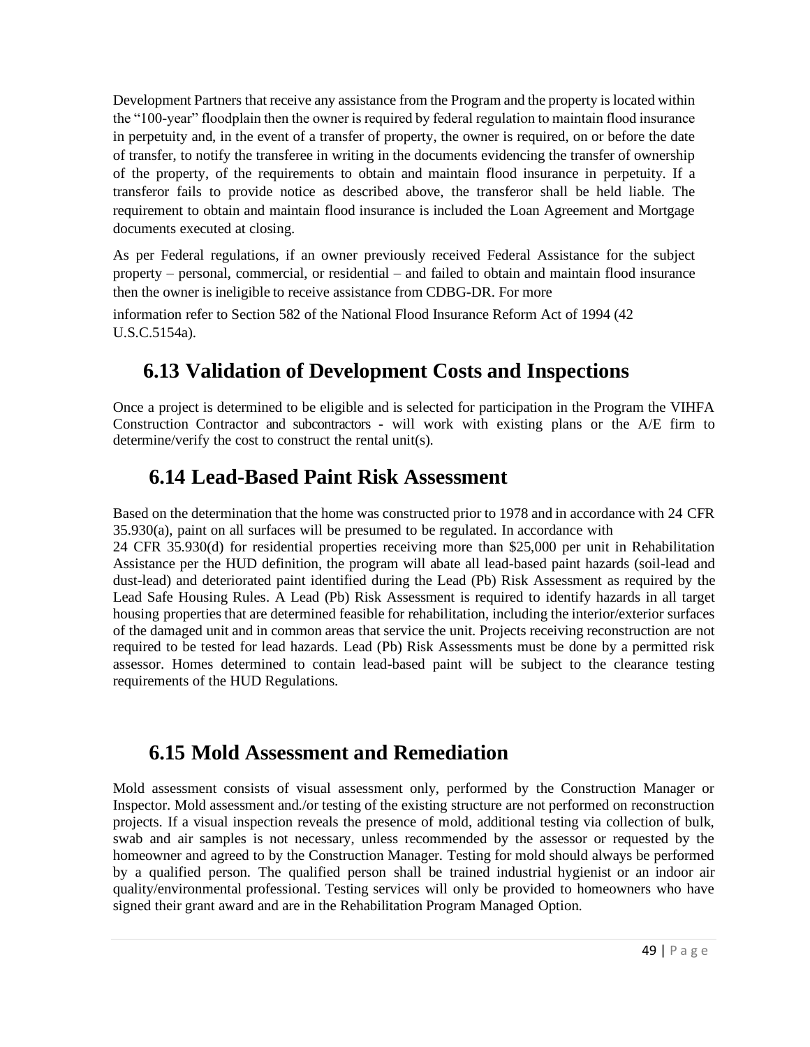Development Partners that receive any assistance from the Program and the property is located within the "100-year" floodplain then the owner is required by federal regulation to maintain flood insurance in perpetuity and, in the event of a transfer of property, the owner is required, on or before the date of transfer, to notify the transferee in writing in the documents evidencing the transfer of ownership of the property, of the requirements to obtain and maintain flood insurance in perpetuity. If a transferor fails to provide notice as described above, the transferor shall be held liable. The requirement to obtain and maintain flood insurance is included the Loan Agreement and Mortgage documents executed at closing.

As per Federal regulations, if an owner previously received Federal Assistance for the subject property – personal, commercial, or residential – and failed to obtain and maintain flood insurance then the owner is ineligible to receive assistance from CDBG-DR. For more

information refer to Section 582 of the National Flood Insurance Reform Act of 1994 (42 U.S.C.5154a).

## 6.13 Validation of Development Costs and Inspections

Once a project is determined to be eligible and is selected for participation in the Program the VIHFA Construction Contractor and subcontractors - will work with existing plans or the A/E firm to determine/verify the cost to construct the rental unit(s).

## 6.14 Lead-Based Paint Risk Assessment

Based on the determination that the home was constructed prior to 1978 and in accordance with 24 CFR 35.930(a), paint on all surfaces will be presumed to be regulated. In accordance with 24 CFR 35.930(d) for residential properties receiving more than $25,000 per unit in Rehabilitation Assistance per the HUD definition, the program will abate all lead-based paint hazards (soil-lead and dust-lead) and deteriorated paint identified during the Lead (Pb) Risk Assessment as required by the Lead Safe Housing Rules. A Lead (Pb) Risk Assessment is required to identify hazards in all target housing properties that are determined feasible for rehabilitation, including the interior/exterior surfaces of the damaged unit and in common areas that service the unit. Projects receiving reconstruction are not required to be tested for lead hazards. Lead (Pb) Risk Assessments must be done by a permitted risk assessor. Homes determined to contain lead-based paint will be subject to the clearance testing requirements of the HUD Regulations.

## 6.15 Mold Assessment and Remediation

Mold assessment consists of visual assessment only, performed by the Construction Manager or Inspector. Mold assessment and./or testing of the existing structure are not performed on reconstruction projects. If a visual inspection reveals the presence of mold, additional testing via collection of bulk, swab and air samples is not necessary, unless recommended by the assessor or requested by the homeowner and agreed to by the Construction Manager. Testing for mold should always be performed by a qualified person. The qualified person shall be trained industrial hygienist or an indoor air quality/environmental professional. Testing services will only be provided to homeowners who have signed their grant award and are in the Rehabilitation Program Managed Option.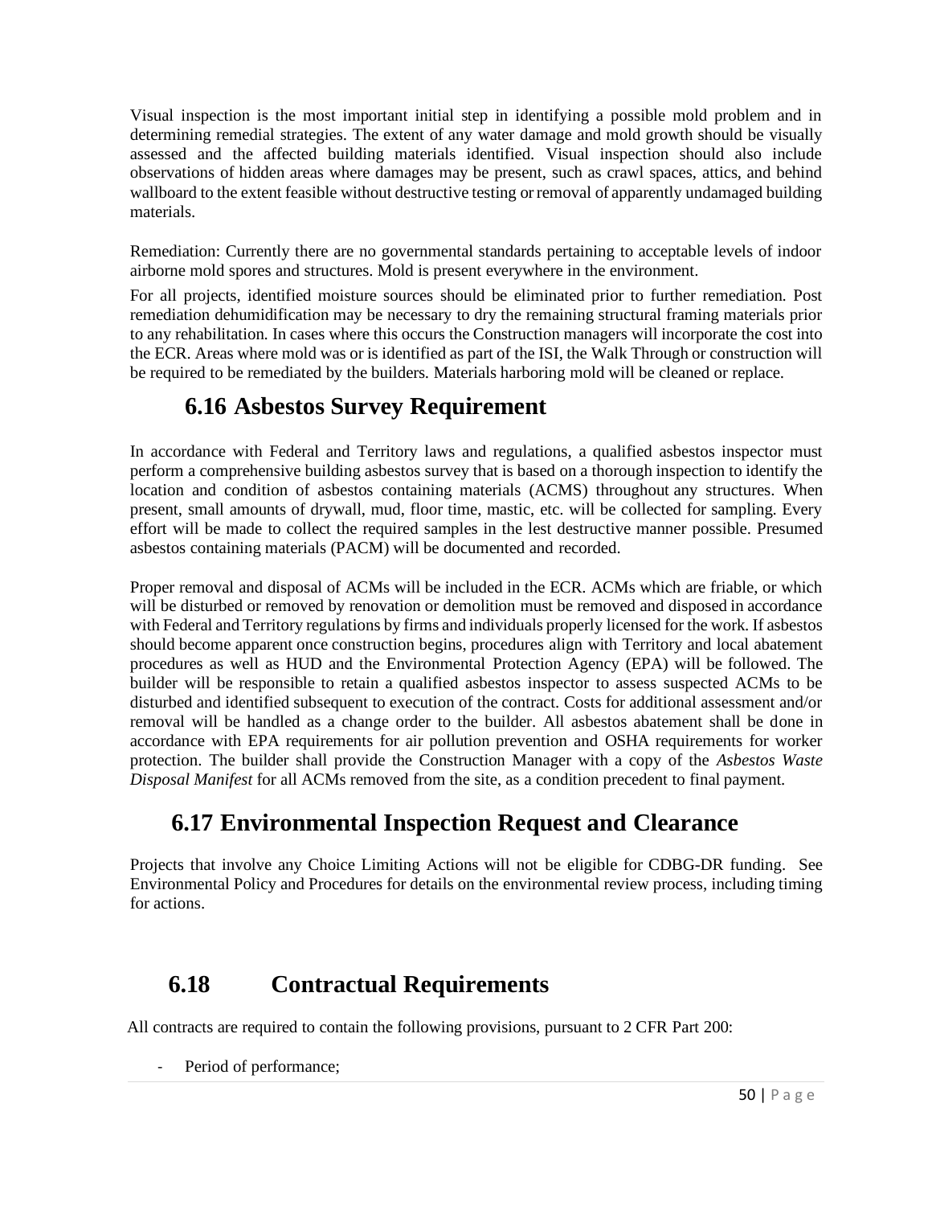Visual inspection is the most important initial step in identifying a possible mold problem and in determining remedial strategies. The extent of any water damage and mold growth should be visually assessed and the affected building materials identified. Visual inspection should also include observations of hidden areas where damages may be present, such as crawl spaces, attics, and behind wallboard to the extent feasible without destructive testing or removal of apparently undamaged building materials.

Remediation: Currently there are no governmental standards pertaining to acceptable levels of indoor airborne mold spores and structures. Mold is present everywhere in the environment.

For all projects, identified moisture sources should be eliminated prior to further remediation. Post remediation dehumidification may be necessary to dry the remaining structural framing materials prior to any rehabilitation. In cases where this occurs the Construction managers will incorporate the cost into the ECR. Areas where mold was or is identified as part of the ISI, the Walk Through or construction will be required to be remediated by the builders. Materials harboring mold will be cleaned or replace.

## 6.16 Asbestos Survey Requirement

In accordance with Federal and Territory laws and regulations, a qualified asbestos inspector must perform a comprehensive building asbestos survey that is based on a thorough inspection to identify the location and condition of asbestos containing materials (ACMS) throughout any structures. When present, small amounts of drywall, mud, floor time, mastic, etc. will be collected for sampling. Every effort will be made to collect the required samples in the lest destructive manner possible. Presumed asbestos containing materials (PACM) will be documented and recorded.

Proper removal and disposal of ACMs will be included in the ECR. ACMs which are friable, or which will be disturbed or removed by renovation or demolition must be removed and disposed in accordance with Federal and Territory regulations by firms and individuals properly licensed for the work. If asbestos should become apparent once construction begins, procedures align with Territory and local abatement procedures as well as HUD and the Environmental Protection Agency (EPA) will be followed. The builder will be responsible to retain a qualified asbestos inspector to assess suspected ACMs to be disturbed and identified subsequent to execution of the contract. Costs for additional assessment and/or removal will be handled as a change order to the builder. All asbestos abatement shall be done in accordance with EPA requirements for air pollution prevention and OSHA requirements for worker protection. The builder shall provide the Construction Manager with a copy of the *Asbestos Waste Disposal Manifest* for all ACMs removed from the site, as a condition precedent to final payment.

## 6.17 Environmental Inspection Request and Clearance

Projects that involve any Choice Limiting Actions will not be eligible for CDBG-DR funding. See Environmental Policy and Procedures for details on the environmental review process, including timing for actions.

## 6.18 Contractual Requirements

All contracts are required to contain the following provisions, pursuant to 2 CFR Part 200:

- Period of performance;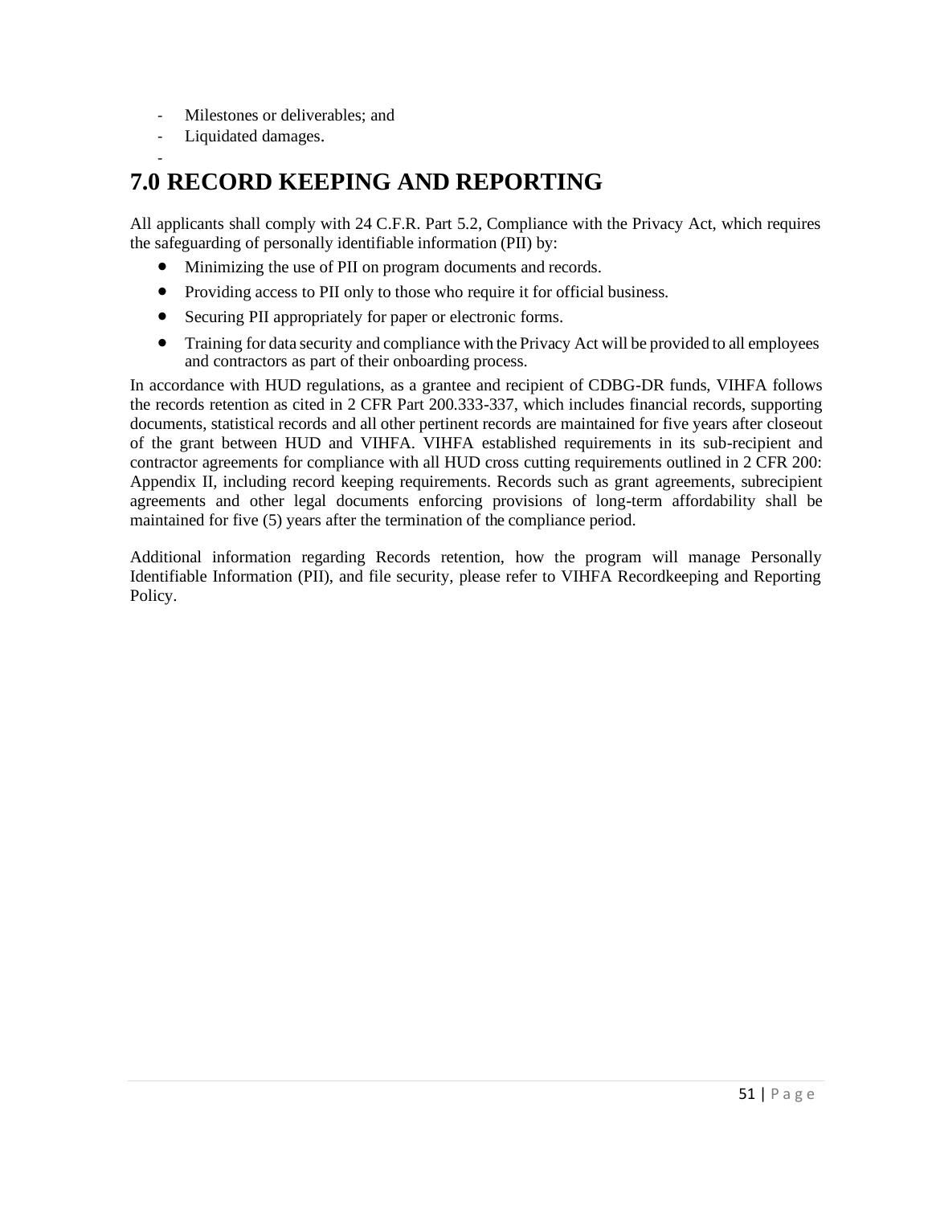- Milestones or deliverables; and
- Liquidated damages.
-

# 7.0 RECORD KEEPING AND REPORTING

All applicants shall comply with 24 C.F.R. Part 5.2, Compliance with the Privacy Act, which requires the safeguarding of personally identifiable information (PII) by:

- Minimizing the use of PII on program documents and records.
- Providing access to PII only to those who require it for official business.
- Securing PII appropriately for paper or electronic forms.
- Training for data security and compliance with the Privacy Act will be provided to all employees and contractors as part of their onboarding process.

In accordance with HUD regulations, as a grantee and recipient of CDBG-DR funds, VIHFA follows the records retention as cited in 2 CFR Part 200.333-337, which includes financial records, supporting documents, statistical records and all other pertinent records are maintained for five years after closeout of the grant between HUD and VIHFA. VIHFA established requirements in its sub-recipient and contractor agreements for compliance with all HUD cross cutting requirements outlined in 2 CFR 200: Appendix II, including record keeping requirements. Records such as grant agreements, subrecipient agreements and other legal documents enforcing provisions of long-term affordability shall be maintained for five (5) years after the termination of the compliance period.

Additional information regarding Records retention, how the program will manage Personally Identifiable Information (PII), and file security, please refer to VIHFA Recordkeeping and Reporting Policy.